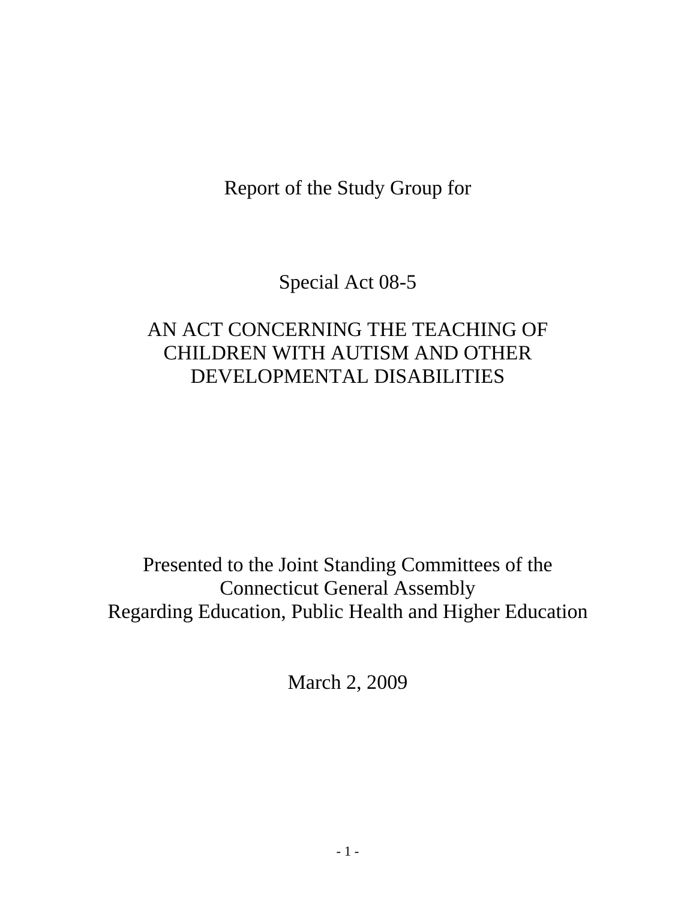# Report of the Study Group for

## Special Act 08-5

## AN ACT CONCERNING THE TEACHING OF CHILDREN WITH AUTISM AND OTHER DEVELOPMENTAL DISABILITIES

Presented to the Joint Standing Committees of the
Connecticut General Assembly
Regarding Education, Public Health and Higher Education

March 2, 2009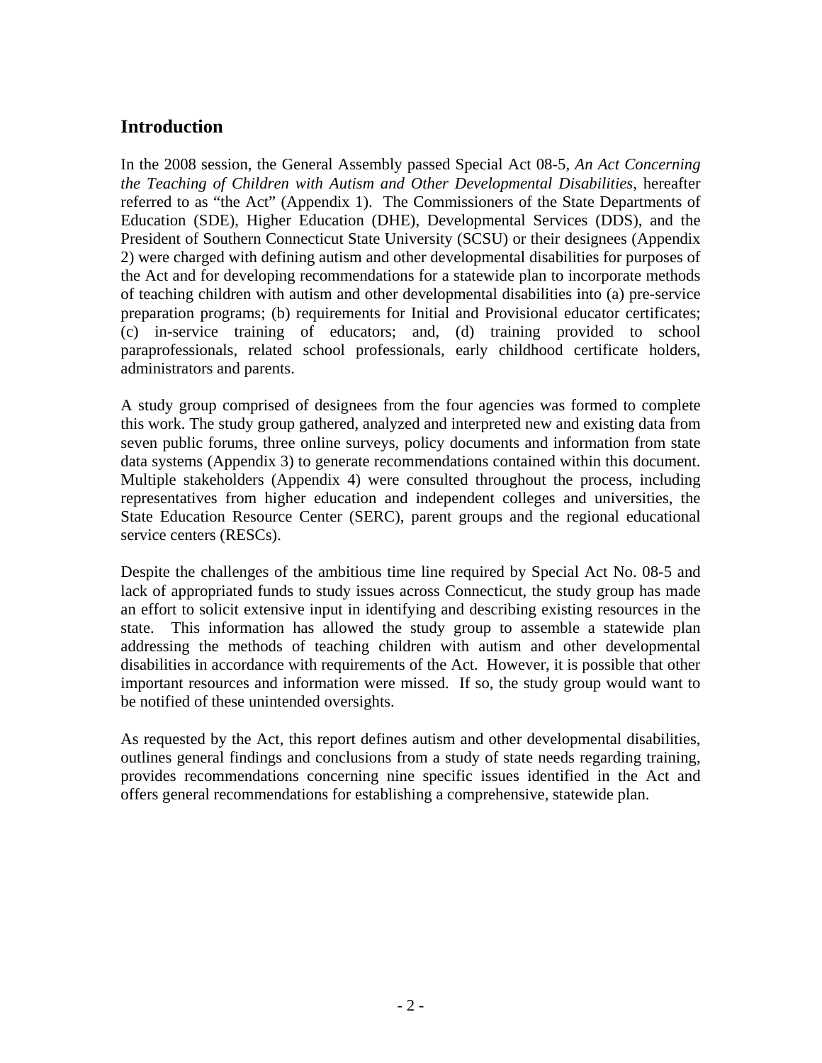## Introduction

In the 2008 session, the General Assembly passed Special Act 08-5, *An Act Concerning the Teaching of Children with Autism and Other Developmental Disabilities*, hereafter referred to as "the Act" (Appendix 1). The Commissioners of the State Departments of Education (SDE), Higher Education (DHE), Developmental Services (DDS), and the President of Southern Connecticut State University (SCSU) or their designees (Appendix 2) were charged with defining autism and other developmental disabilities for purposes of the Act and for developing recommendations for a statewide plan to incorporate methods of teaching children with autism and other developmental disabilities into (a) pre-service preparation programs; (b) requirements for Initial and Provisional educator certificates; (c) in-service training of educators; and, (d) training provided to school paraprofessionals, related school professionals, early childhood certificate holders, administrators and parents.

A study group comprised of designees from the four agencies was formed to complete this work. The study group gathered, analyzed and interpreted new and existing data from seven public forums, three online surveys, policy documents and information from state data systems (Appendix 3) to generate recommendations contained within this document. Multiple stakeholders (Appendix 4) were consulted throughout the process, including representatives from higher education and independent colleges and universities, the State Education Resource Center (SERC), parent groups and the regional educational service centers (RESCs).

Despite the challenges of the ambitious time line required by Special Act No. 08-5 and lack of appropriated funds to study issues across Connecticut, the study group has made an effort to solicit extensive input in identifying and describing existing resources in the state. This information has allowed the study group to assemble a statewide plan addressing the methods of teaching children with autism and other developmental disabilities in accordance with requirements of the Act. However, it is possible that other important resources and information were missed. If so, the study group would want to be notified of these unintended oversights.

As requested by the Act, this report defines autism and other developmental disabilities, outlines general findings and conclusions from a study of state needs regarding training, provides recommendations concerning nine specific issues identified in the Act and offers general recommendations for establishing a comprehensive, statewide plan.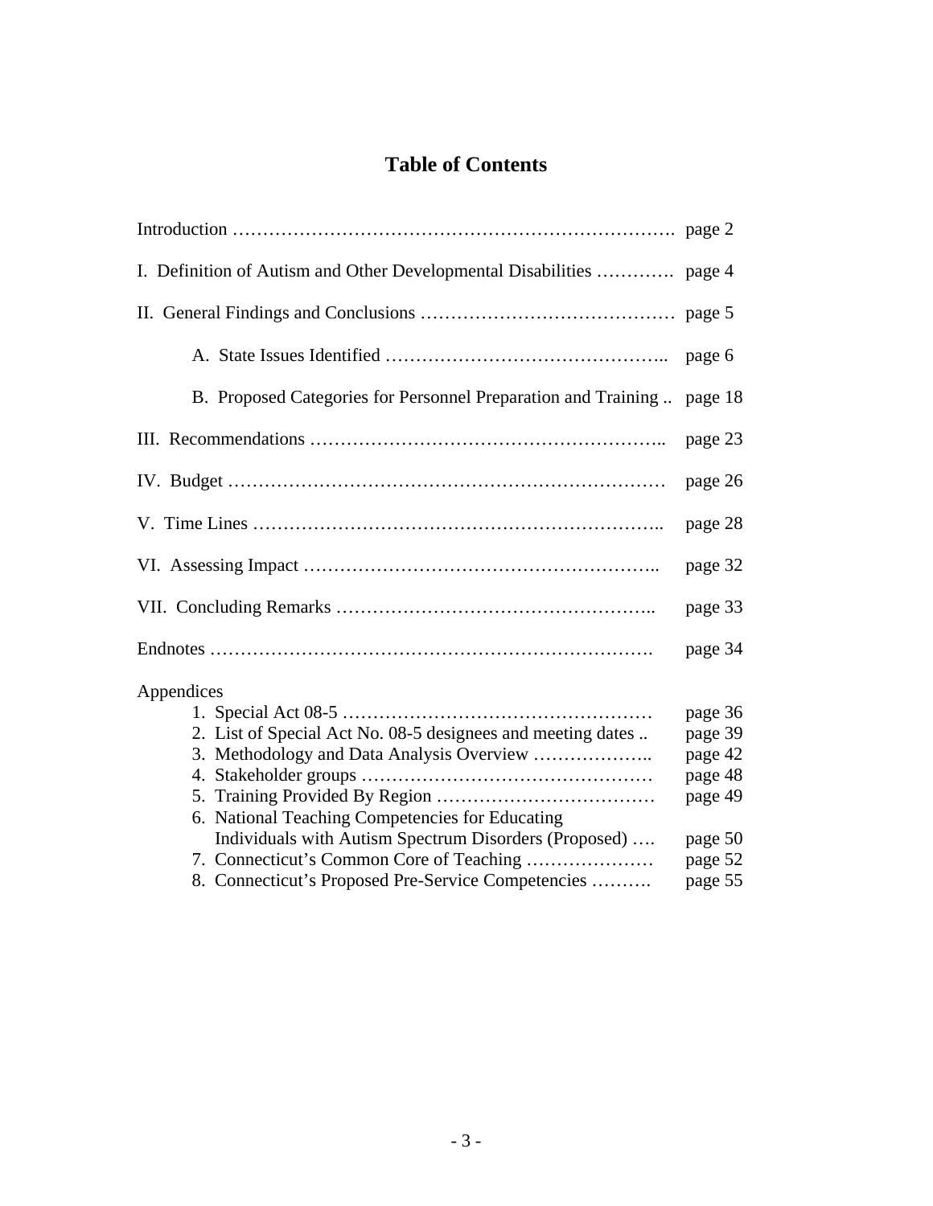# Table of Contents

| | |
|---|---|
| Introduction ………………………………………………………………. | page 2 |
| I. Definition of Autism and Other Developmental Disabilities …………. | page 4 |
| II. General Findings and Conclusions …………………………………… | page 5 |
| A. State Issues Identified ……………………………………….. | page 6 |
| B. Proposed Categories for Personnel Preparation and Training .. | page 18 |
| III. Recommendations ………………………………………………….. | page 23 |
| IV. Budget ……………………………………………………………… | page 26 |
| V. Time Lines ………………………………………………………….. | page 28 |
| VI. Assessing Impact ………………………………………………….. | page 32 |
| VII. Concluding Remarks …………………………………………….. | page 33 |
| Endnotes ……………………………………………………………… | page 34 |
| Appendices | |
| 1. Special Act 08-5 …………………………………………… | page 36 |
| 2. List of Special Act No. 08-5 designees and meeting dates .. | page 39 |
| 3. Methodology and Data Analysis Overview ……………….. | page 42 |
| 4. Stakeholder groups ………………………………………… | page 48 |
| 5. Training Provided By Region ……………………………… | page 49 |
| 6. National Teaching Competencies for Educating Individuals with Autism Spectrum Disorders (Proposed) …. | page 50 |
| 7. Connecticut's Common Core of Teaching ………………… | page 52 |
| 8. Connecticut's Proposed Pre-Service Competencies ………. | page 55 |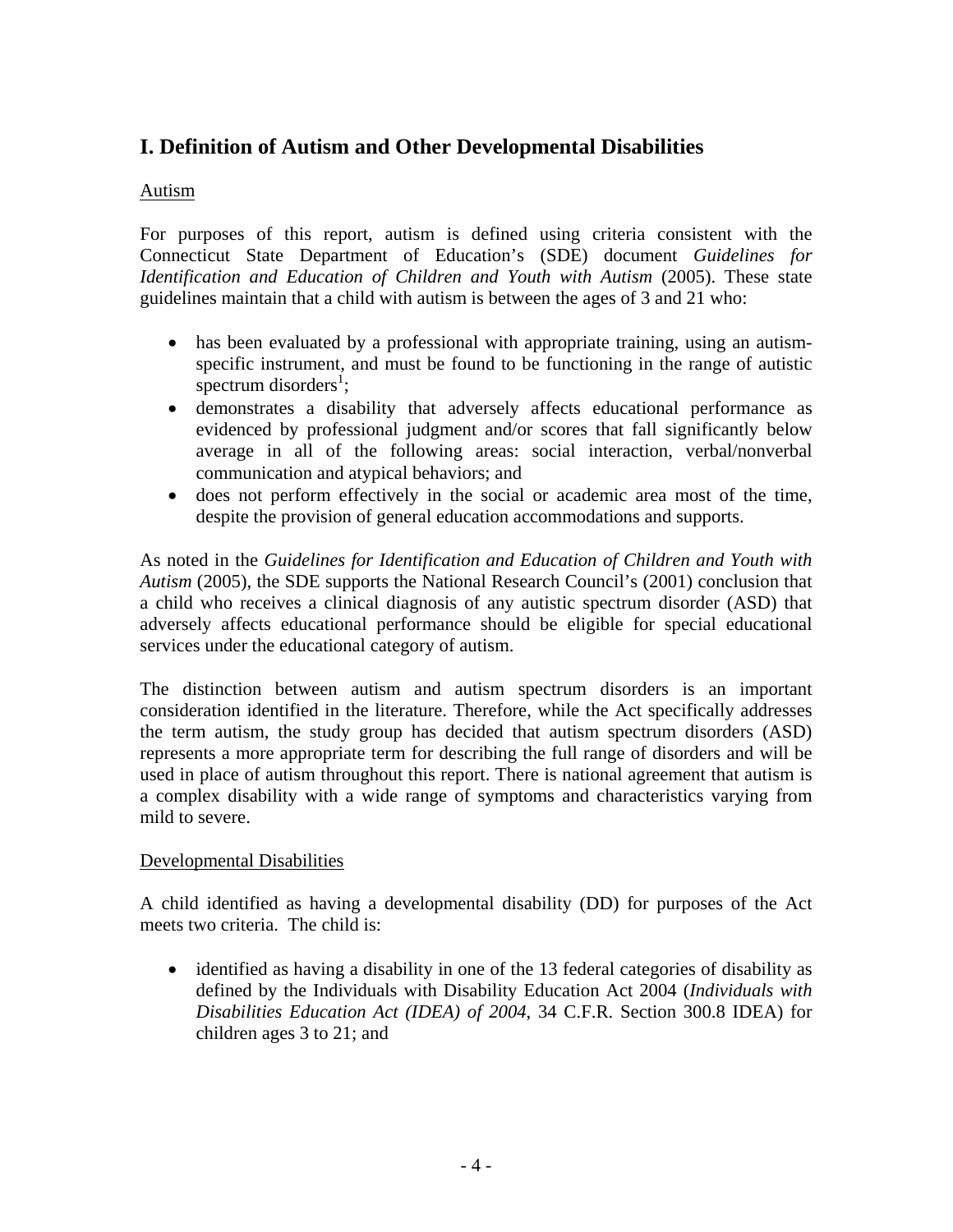## I. Definition of Autism and Other Developmental Disabilities

Autism

For purposes of this report, autism is defined using criteria consistent with the Connecticut State Department of Education's (SDE) document *Guidelines for Identification and Education of Children and Youth with Autism* (2005). These state guidelines maintain that a child with autism is between the ages of 3 and 21 who:

- has been evaluated by a professional with appropriate training, using an autism-specific instrument, and must be found to be functioning in the range of autistic spectrum disorders[1];
- demonstrates a disability that adversely affects educational performance as evidenced by professional judgment and/or scores that fall significantly below average in all of the following areas: social interaction, verbal/nonverbal communication and atypical behaviors; and
- does not perform effectively in the social or academic area most of the time, despite the provision of general education accommodations and supports.

As noted in the *Guidelines for Identification and Education of Children and Youth with Autism* (2005), the SDE supports the National Research Council's (2001) conclusion that a child who receives a clinical diagnosis of any autistic spectrum disorder (ASD) that adversely affects educational performance should be eligible for special educational services under the educational category of autism.

The distinction between autism and autism spectrum disorders is an important consideration identified in the literature. Therefore, while the Act specifically addresses the term autism, the study group has decided that autism spectrum disorders (ASD) represents a more appropriate term for describing the full range of disorders and will be used in place of autism throughout this report. There is national agreement that autism is a complex disability with a wide range of symptoms and characteristics varying from mild to severe.

Developmental Disabilities

A child identified as having a developmental disability (DD) for purposes of the Act meets two criteria. The child is:

- identified as having a disability in one of the 13 federal categories of disability as defined by the Individuals with Disability Education Act 2004 (*Individuals with Disabilities Education Act (IDEA) of 2004*, 34 C.F.R. Section 300.8 IDEA) for children ages 3 to 21; and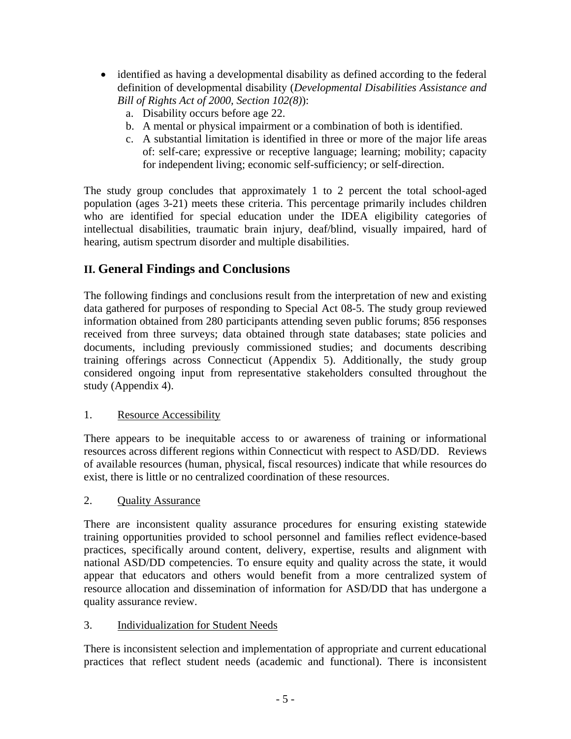- identified as having a developmental disability as defined according to the federal definition of developmental disability (*Developmental Disabilities Assistance and Bill of Rights Act of 2000, Section 102(8)*):
  a. Disability occurs before age 22.
  b. A mental or physical impairment or a combination of both is identified.
  c. A substantial limitation is identified in three or more of the major life areas of: self-care; expressive or receptive language; learning; mobility; capacity for independent living; economic self-sufficiency; or self-direction.

The study group concludes that approximately 1 to 2 percent the total school-aged population (ages 3-21) meets these criteria. This percentage primarily includes children who are identified for special education under the IDEA eligibility categories of intellectual disabilities, traumatic brain injury, deaf/blind, visually impaired, hard of hearing, autism spectrum disorder and multiple disabilities.

## II. General Findings and Conclusions

The following findings and conclusions result from the interpretation of new and existing data gathered for purposes of responding to Special Act 08-5. The study group reviewed information obtained from 280 participants attending seven public forums; 856 responses received from three surveys; data obtained through state databases; state policies and documents, including previously commissioned studies; and documents describing training offerings across Connecticut (Appendix 5). Additionally, the study group considered ongoing input from representative stakeholders consulted throughout the study (Appendix 4).

1. Resource Accessibility

There appears to be inequitable access to or awareness of training or informational resources across different regions within Connecticut with respect to ASD/DD. Reviews of available resources (human, physical, fiscal resources) indicate that while resources do exist, there is little or no centralized coordination of these resources.

2. Quality Assurance

There are inconsistent quality assurance procedures for ensuring existing statewide training opportunities provided to school personnel and families reflect evidence-based practices, specifically around content, delivery, expertise, results and alignment with national ASD/DD competencies. To ensure equity and quality across the state, it would appear that educators and others would benefit from a more centralized system of resource allocation and dissemination of information for ASD/DD that has undergone a quality assurance review.

3. Individualization for Student Needs

There is inconsistent selection and implementation of appropriate and current educational practices that reflect student needs (academic and functional). There is inconsistent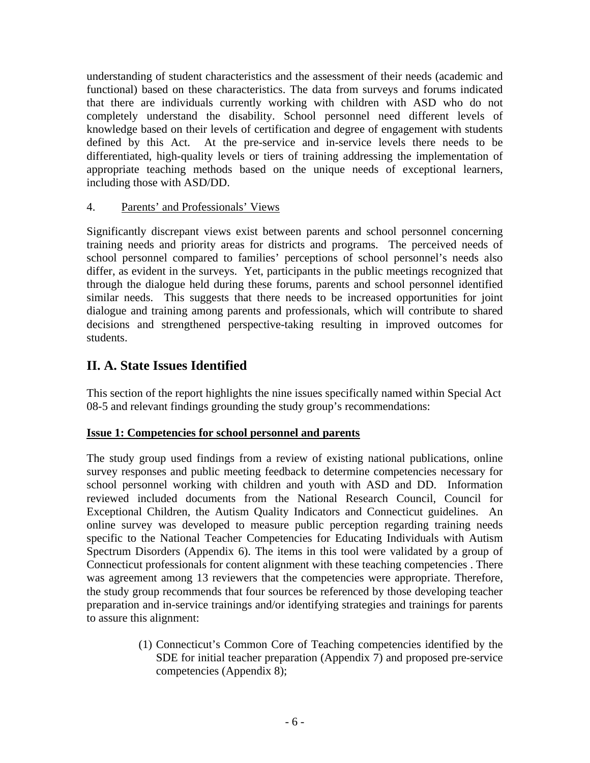understanding of student characteristics and the assessment of their needs (academic and functional) based on these characteristics. The data from surveys and forums indicated that there are individuals currently working with children with ASD who do not completely understand the disability. School personnel need different levels of knowledge based on their levels of certification and degree of engagement with students defined by this Act. At the pre-service and in-service levels there needs to be differentiated, high-quality levels or tiers of training addressing the implementation of appropriate teaching methods based on the unique needs of exceptional learners, including those with ASD/DD.

4. <u>Parents' and Professionals' Views</u>

Significantly discrepant views exist between parents and school personnel concerning training needs and priority areas for districts and programs. The perceived needs of school personnel compared to families' perceptions of school personnel's needs also differ, as evident in the surveys. Yet, participants in the public meetings recognized that through the dialogue held during these forums, parents and school personnel identified similar needs. This suggests that there needs to be increased opportunities for joint dialogue and training among parents and professionals, which will contribute to shared decisions and strengthened perspective-taking resulting in improved outcomes for students.

## II. A. State Issues Identified

This section of the report highlights the nine issues specifically named within Special Act 08-5 and relevant findings grounding the study group's recommendations:

**<u>Issue 1: Competencies for school personnel and parents</u>**

The study group used findings from a review of existing national publications, online survey responses and public meeting feedback to determine competencies necessary for school personnel working with children and youth with ASD and DD. Information reviewed included documents from the National Research Council, Council for Exceptional Children, the Autism Quality Indicators and Connecticut guidelines. An online survey was developed to measure public perception regarding training needs specific to the National Teacher Competencies for Educating Individuals with Autism Spectrum Disorders (Appendix 6). The items in this tool were validated by a group of Connecticut professionals for content alignment with these teaching competencies . There was agreement among 13 reviewers that the competencies were appropriate. Therefore, the study group recommends that four sources be referenced by those developing teacher preparation and in-service trainings and/or identifying strategies and trainings for parents to assure this alignment:

(1) Connecticut's Common Core of Teaching competencies identified by the SDE for initial teacher preparation (Appendix 7) and proposed pre-service competencies (Appendix 8);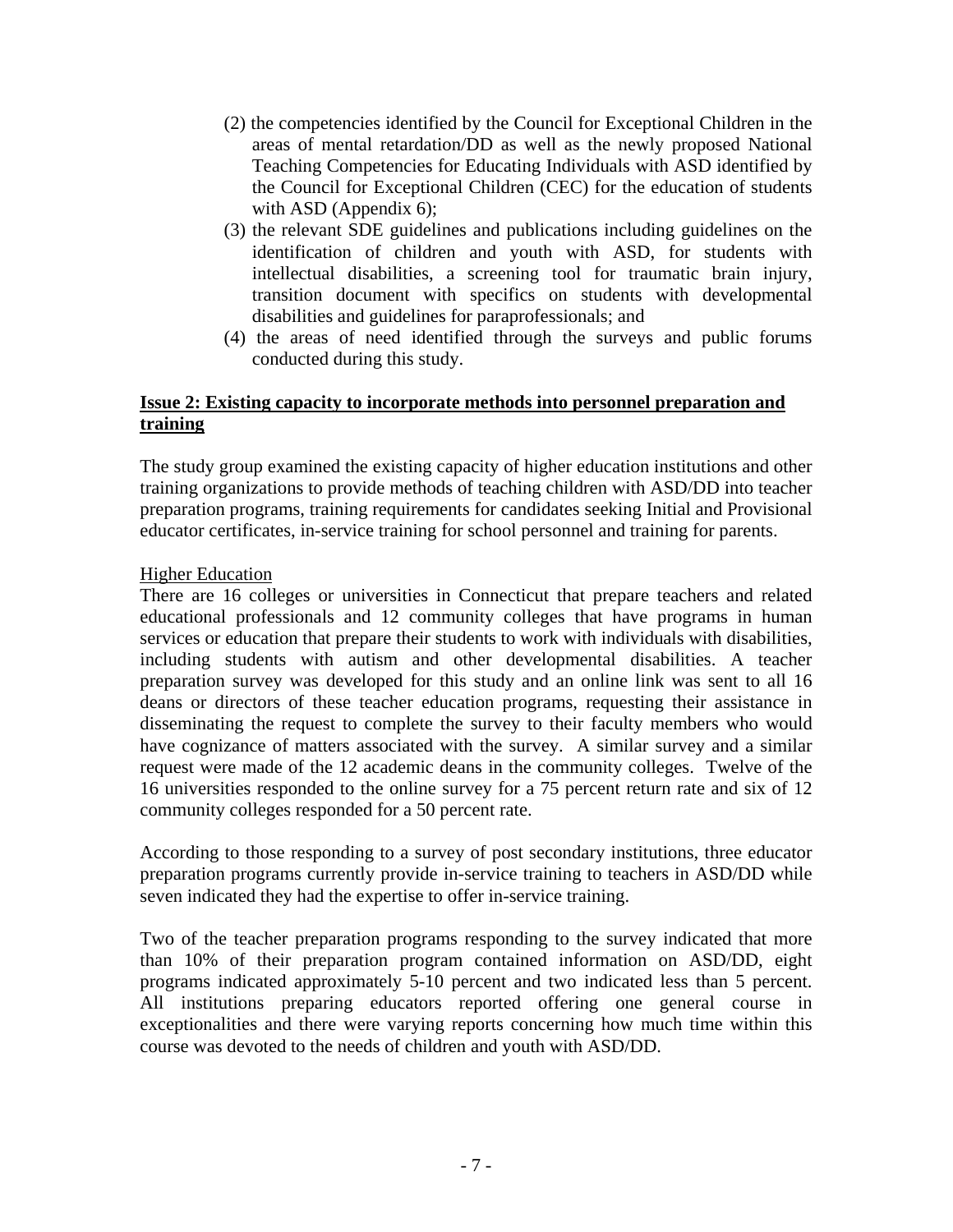(2) the competencies identified by the Council for Exceptional Children in the areas of mental retardation/DD as well as the newly proposed National Teaching Competencies for Educating Individuals with ASD identified by the Council for Exceptional Children (CEC) for the education of students with ASD (Appendix 6);

(3) the relevant SDE guidelines and publications including guidelines on the identification of children and youth with ASD, for students with intellectual disabilities, a screening tool for traumatic brain injury, transition document with specifics on students with developmental disabilities and guidelines for paraprofessionals; and

(4) the areas of need identified through the surveys and public forums conducted during this study.

**Issue 2: Existing capacity to incorporate methods into personnel preparation and training**

The study group examined the existing capacity of higher education institutions and other training organizations to provide methods of teaching children with ASD/DD into teacher preparation programs, training requirements for candidates seeking Initial and Provisional educator certificates, in-service training for school personnel and training for parents.

Higher Education

There are 16 colleges or universities in Connecticut that prepare teachers and related educational professionals and 12 community colleges that have programs in human services or education that prepare their students to work with individuals with disabilities, including students with autism and other developmental disabilities. A teacher preparation survey was developed for this study and an online link was sent to all 16 deans or directors of these teacher education programs, requesting their assistance in disseminating the request to complete the survey to their faculty members who would have cognizance of matters associated with the survey. A similar survey and a similar request were made of the 12 academic deans in the community colleges. Twelve of the 16 universities responded to the online survey for a 75 percent return rate and six of 12 community colleges responded for a 50 percent rate.

According to those responding to a survey of post secondary institutions, three educator preparation programs currently provide in-service training to teachers in ASD/DD while seven indicated they had the expertise to offer in-service training.

Two of the teacher preparation programs responding to the survey indicated that more than 10% of their preparation program contained information on ASD/DD, eight programs indicated approximately 5-10 percent and two indicated less than 5 percent. All institutions preparing educators reported offering one general course in exceptionalities and there were varying reports concerning how much time within this course was devoted to the needs of children and youth with ASD/DD.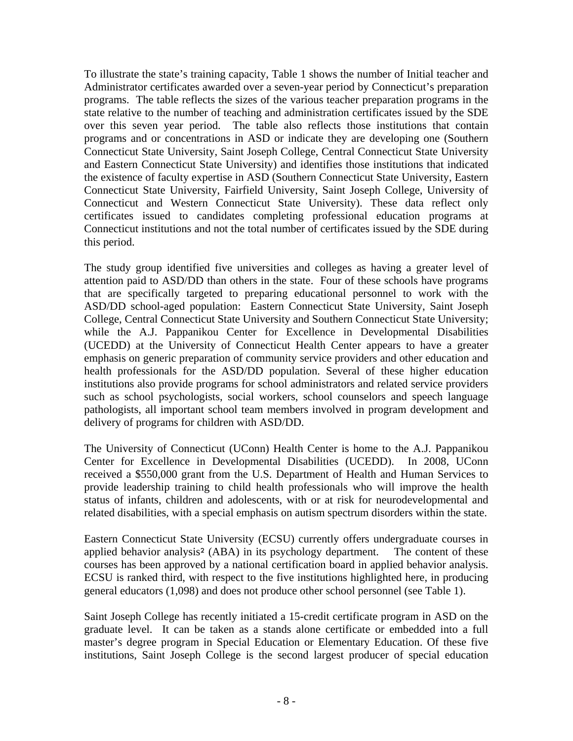To illustrate the state's training capacity, Table 1 shows the number of Initial teacher and Administrator certificates awarded over a seven-year period by Connecticut's preparation programs. The table reflects the sizes of the various teacher preparation programs in the state relative to the number of teaching and administration certificates issued by the SDE over this seven year period. The table also reflects those institutions that contain programs and or concentrations in ASD or indicate they are developing one (Southern Connecticut State University, Saint Joseph College, Central Connecticut State University and Eastern Connecticut State University) and identifies those institutions that indicated the existence of faculty expertise in ASD (Southern Connecticut State University, Eastern Connecticut State University, Fairfield University, Saint Joseph College, University of Connecticut and Western Connecticut State University). These data reflect only certificates issued to candidates completing professional education programs at Connecticut institutions and not the total number of certificates issued by the SDE during this period.

The study group identified five universities and colleges as having a greater level of attention paid to ASD/DD than others in the state. Four of these schools have programs that are specifically targeted to preparing educational personnel to work with the ASD/DD school-aged population: Eastern Connecticut State University, Saint Joseph College, Central Connecticut State University and Southern Connecticut State University; while the A.J. Pappanikou Center for Excellence in Developmental Disabilities (UCEDD) at the University of Connecticut Health Center appears to have a greater emphasis on generic preparation of community service providers and other education and health professionals for the ASD/DD population. Several of these higher education institutions also provide programs for school administrators and related service providers such as school psychologists, social workers, school counselors and speech language pathologists, all important school team members involved in program development and delivery of programs for children with ASD/DD.

The University of Connecticut (UConn) Health Center is home to the A.J. Pappanikou Center for Excellence in Developmental Disabilities (UCEDD). In 2008, UConn received a $550,000 grant from the U.S. Department of Health and Human Services to provide leadership training to child health professionals who will improve the health status of infants, children and adolescents, with or at risk for neurodevelopmental and related disabilities, with a special emphasis on autism spectrum disorders within the state.

Eastern Connecticut State University (ECSU) currently offers undergraduate courses in applied behavior analysis[2] (ABA) in its psychology department. The content of these courses has been approved by a national certification board in applied behavior analysis. ECSU is ranked third, with respect to the five institutions highlighted here, in producing general educators (1,098) and does not produce other school personnel (see Table 1).

Saint Joseph College has recently initiated a 15-credit certificate program in ASD on the graduate level. It can be taken as a stands alone certificate or embedded into a full master's degree program in Special Education or Elementary Education. Of these five institutions, Saint Joseph College is the second largest producer of special education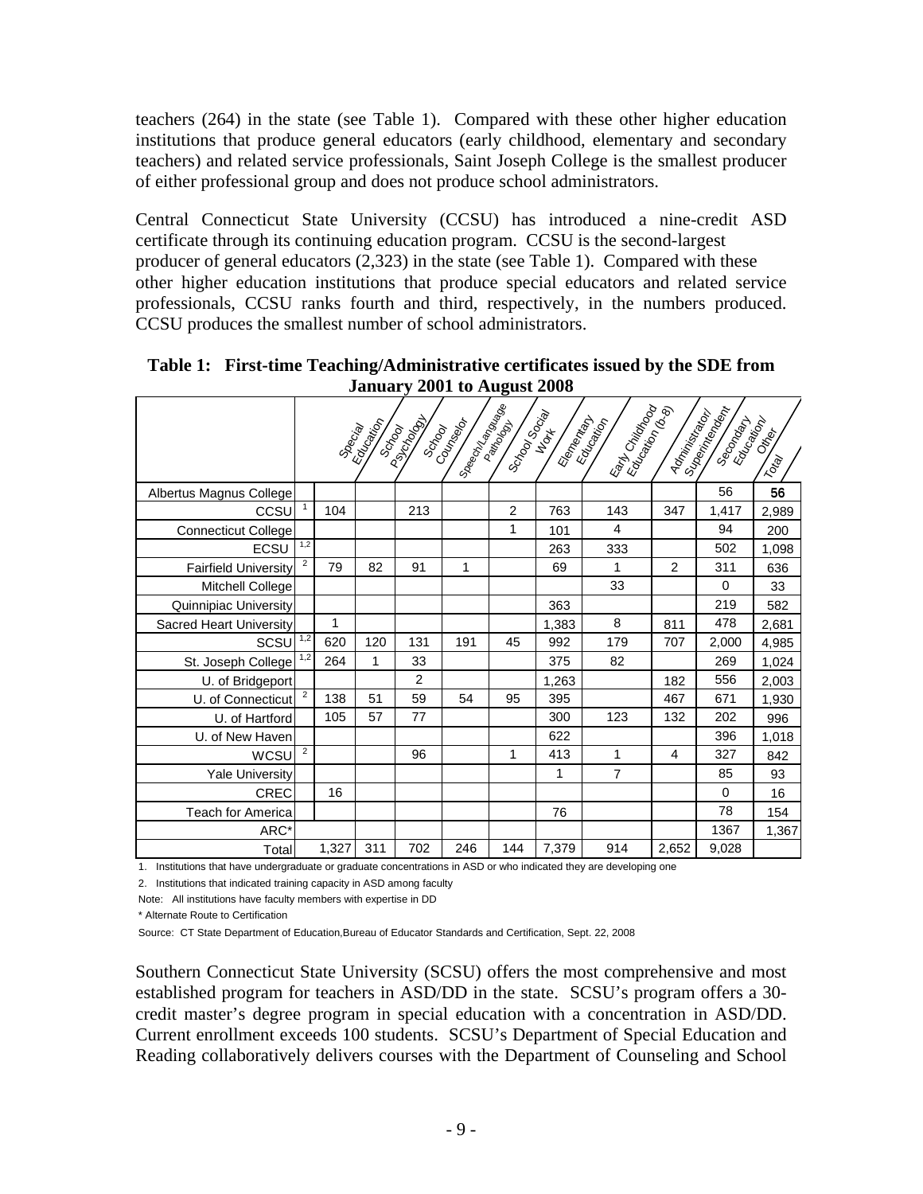teachers (264) in the state (see Table 1). Compared with these other higher education institutions that produce general educators (early childhood, elementary and secondary teachers) and related service professionals, Saint Joseph College is the smallest producer of either professional group and does not produce school administrators.

Central Connecticut State University (CCSU) has introduced a nine-credit ASD certificate through its continuing education program. CCSU is the second-largest producer of general educators (2,323) in the state (see Table 1). Compared with these other higher education institutions that produce special educators and related service professionals, CCSU ranks fourth and third, respectively, in the numbers produced. CCSU produces the smallest number of school administrators.

**Table 1: First-time Teaching/Administrative certificates issued by the SDE from January 2001 to August 2008**

| | | Special Education | School Psychology | School Counselor | Speech/Language Pathology | School Social Work | Elementary Education | Early Childhood Education (b-8) | Administrator/ Superintendent | Secondary Education/ Other | Total |
|---|---|---|---|---|---|---|---|---|---|---|---|
| Albertus Magnus College | | | | | | | | | | 56 | 56 |
| CCSU | 1 | 104 | | 213 | | 2 | 763 | 143 | 347 | 1,417 | 2,989 |
| Connecticut College | | | | | | 1 | 101 | 4 | | 94 | 200 |
| ECSU | 1,2 | | | | | | 263 | 333 | | 502 | 1,098 |
| Fairfield University | 2 | 79 | 82 | 91 | 1 | | 69 | 1 | 2 | 311 | 636 |
| Mitchell College | | | | | | | | 33 | | 0 | 33 |
| Quinnipiac University | | | | | | | 363 | | | 219 | 582 |
| Sacred Heart University | | 1 | | | | | 1,383 | 8 | 811 | 478 | 2,681 |
| SCSU | 1,2 | 620 | 120 | 131 | 191 | 45 | 992 | 179 | 707 | 2,000 | 4,985 |
| St. Joseph College | 1,2 | 264 | 1 | 33 | | | 375 | 82 | | 269 | 1,024 |
| U. of Bridgeport | | | | 2 | | | 1,263 | | 182 | 556 | 2,003 |
| U. of Connecticut | 2 | 138 | 51 | 59 | 54 | 95 | 395 | | 467 | 671 | 1,930 |
| U. of Hartford | | 105 | 57 | 77 | | | 300 | 123 | 132 | 202 | 996 |
| U. of New Haven | | | | | | | 622 | | | 396 | 1,018 |
| WCSU | 2 | | | 96 | | 1 | 413 | 1 | 4 | 327 | 842 |
| Yale University | | | | | | | 1 | 7 | | 85 | 93 |
| CREC | | 16 | | | | | | | | 0 | 16 |
| Teach for America | | | | | | | 76 | | | 78 | 154 |
| ARC* | | | | | | | | | | 1367 | 1,367 |
| Total | | 1,327 | 311 | 702 | 246 | 144 | 7,379 | 914 | 2,652 | 9,028 | |

1. Institutions that have undergraduate or graduate concentrations in ASD or who indicated they are developing one

2. Institutions that indicated training capacity in ASD among faculty

Note: All institutions have faculty members with expertise in DD

\* Alternate Route to Certification

Source: CT State Department of Education,Bureau of Educator Standards and Certification, Sept. 22, 2008

Southern Connecticut State University (SCSU) offers the most comprehensive and most established program for teachers in ASD/DD in the state. SCSU's program offers a 30-credit master's degree program in special education with a concentration in ASD/DD. Current enrollment exceeds 100 students. SCSU's Department of Special Education and Reading collaboratively delivers courses with the Department of Counseling and School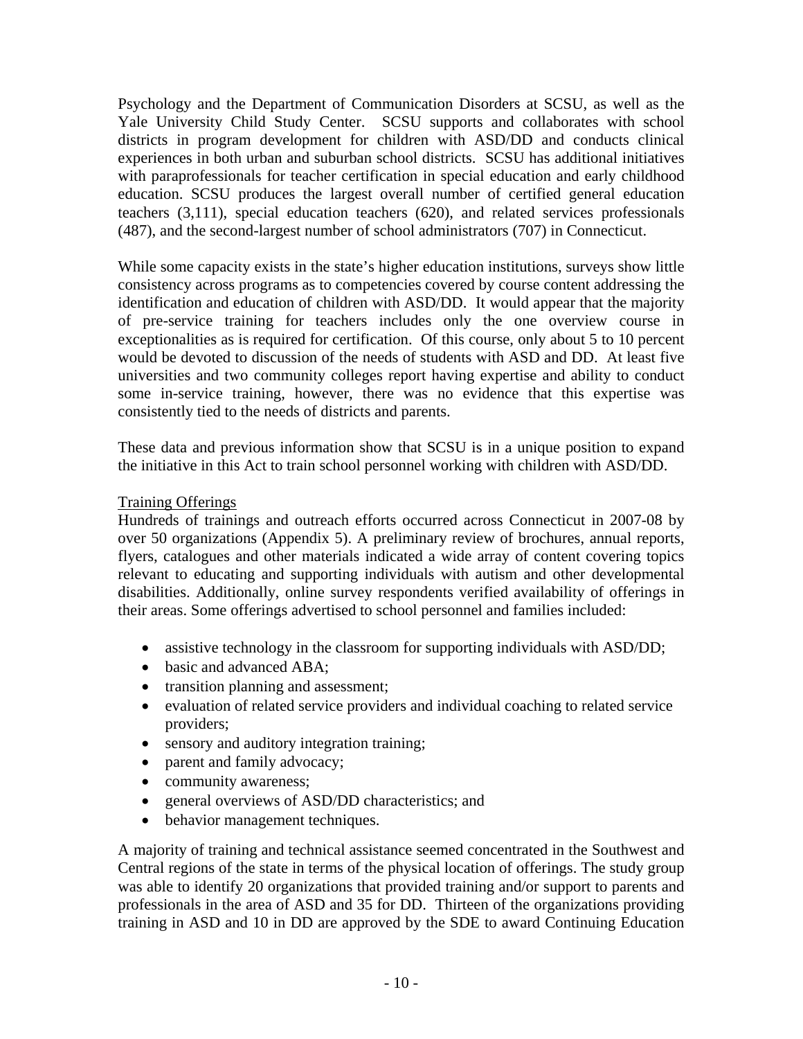Psychology and the Department of Communication Disorders at SCSU, as well as the Yale University Child Study Center. SCSU supports and collaborates with school districts in program development for children with ASD/DD and conducts clinical experiences in both urban and suburban school districts. SCSU has additional initiatives with paraprofessionals for teacher certification in special education and early childhood education. SCSU produces the largest overall number of certified general education teachers (3,111), special education teachers (620), and related services professionals (487), and the second-largest number of school administrators (707) in Connecticut.

While some capacity exists in the state's higher education institutions, surveys show little consistency across programs as to competencies covered by course content addressing the identification and education of children with ASD/DD. It would appear that the majority of pre-service training for teachers includes only the one overview course in exceptionalities as is required for certification. Of this course, only about 5 to 10 percent would be devoted to discussion of the needs of students with ASD and DD. At least five universities and two community colleges report having expertise and ability to conduct some in-service training, however, there was no evidence that this expertise was consistently tied to the needs of districts and parents.

These data and previous information show that SCSU is in a unique position to expand the initiative in this Act to train school personnel working with children with ASD/DD.

<u>Training Offerings</u>

Hundreds of trainings and outreach efforts occurred across Connecticut in 2007-08 by over 50 organizations (Appendix 5). A preliminary review of brochures, annual reports, flyers, catalogues and other materials indicated a wide array of content covering topics relevant to educating and supporting individuals with autism and other developmental disabilities. Additionally, online survey respondents verified availability of offerings in their areas. Some offerings advertised to school personnel and families included:

- assistive technology in the classroom for supporting individuals with ASD/DD;
- basic and advanced ABA;
- transition planning and assessment;
- evaluation of related service providers and individual coaching to related service providers;
- sensory and auditory integration training;
- parent and family advocacy;
- community awareness;
- general overviews of ASD/DD characteristics; and
- behavior management techniques.

A majority of training and technical assistance seemed concentrated in the Southwest and Central regions of the state in terms of the physical location of offerings. The study group was able to identify 20 organizations that provided training and/or support to parents and professionals in the area of ASD and 35 for DD. Thirteen of the organizations providing training in ASD and 10 in DD are approved by the SDE to award Continuing Education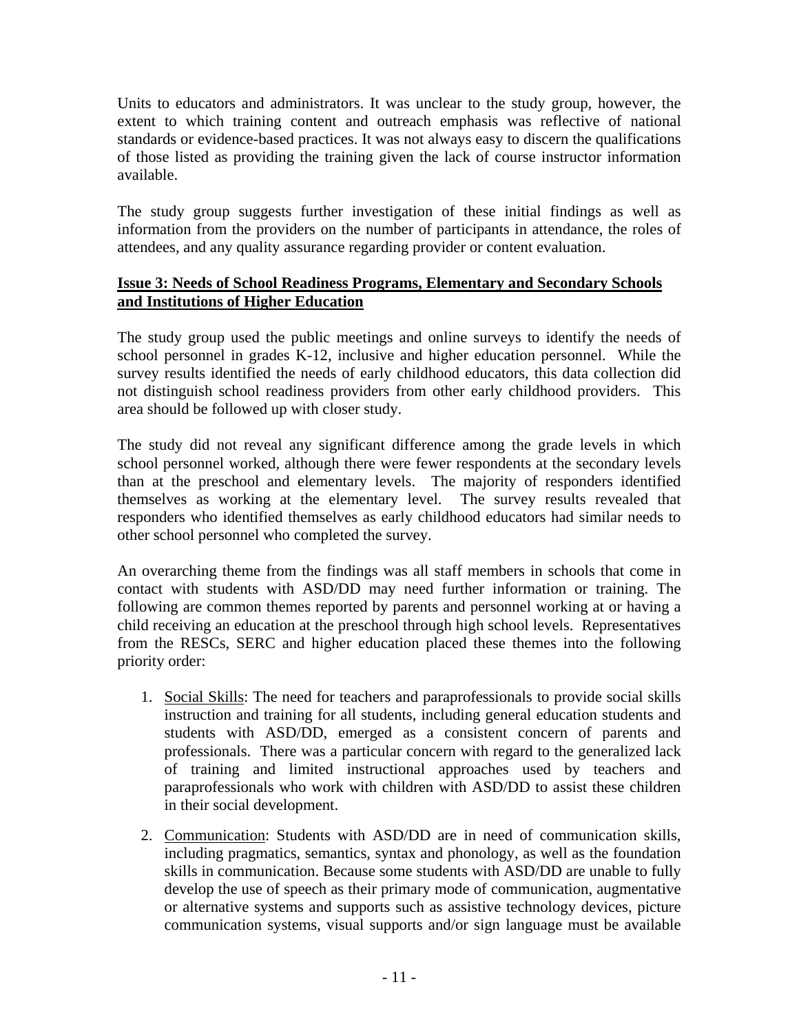Units to educators and administrators. It was unclear to the study group, however, the extent to which training content and outreach emphasis was reflective of national standards or evidence-based practices. It was not always easy to discern the qualifications of those listed as providing the training given the lack of course instructor information available.

The study group suggests further investigation of these initial findings as well as information from the providers on the number of participants in attendance, the roles of attendees, and any quality assurance regarding provider or content evaluation.

**Issue 3: Needs of School Readiness Programs, Elementary and Secondary Schools and Institutions of Higher Education**

The study group used the public meetings and online surveys to identify the needs of school personnel in grades K-12, inclusive and higher education personnel. While the survey results identified the needs of early childhood educators, this data collection did not distinguish school readiness providers from other early childhood providers. This area should be followed up with closer study.

The study did not reveal any significant difference among the grade levels in which school personnel worked, although there were fewer respondents at the secondary levels than at the preschool and elementary levels. The majority of responders identified themselves as working at the elementary level. The survey results revealed that responders who identified themselves as early childhood educators had similar needs to other school personnel who completed the survey.

An overarching theme from the findings was all staff members in schools that come in contact with students with ASD/DD may need further information or training. The following are common themes reported by parents and personnel working at or having a child receiving an education at the preschool through high school levels. Representatives from the RESCs, SERC and higher education placed these themes into the following priority order:

1. Social Skills: The need for teachers and paraprofessionals to provide social skills instruction and training for all students, including general education students and students with ASD/DD, emerged as a consistent concern of parents and professionals. There was a particular concern with regard to the generalized lack of training and limited instructional approaches used by teachers and paraprofessionals who work with children with ASD/DD to assist these children in their social development.

2. Communication: Students with ASD/DD are in need of communication skills, including pragmatics, semantics, syntax and phonology, as well as the foundation skills in communication. Because some students with ASD/DD are unable to fully develop the use of speech as their primary mode of communication, augmentative or alternative systems and supports such as assistive technology devices, picture communication systems, visual supports and/or sign language must be available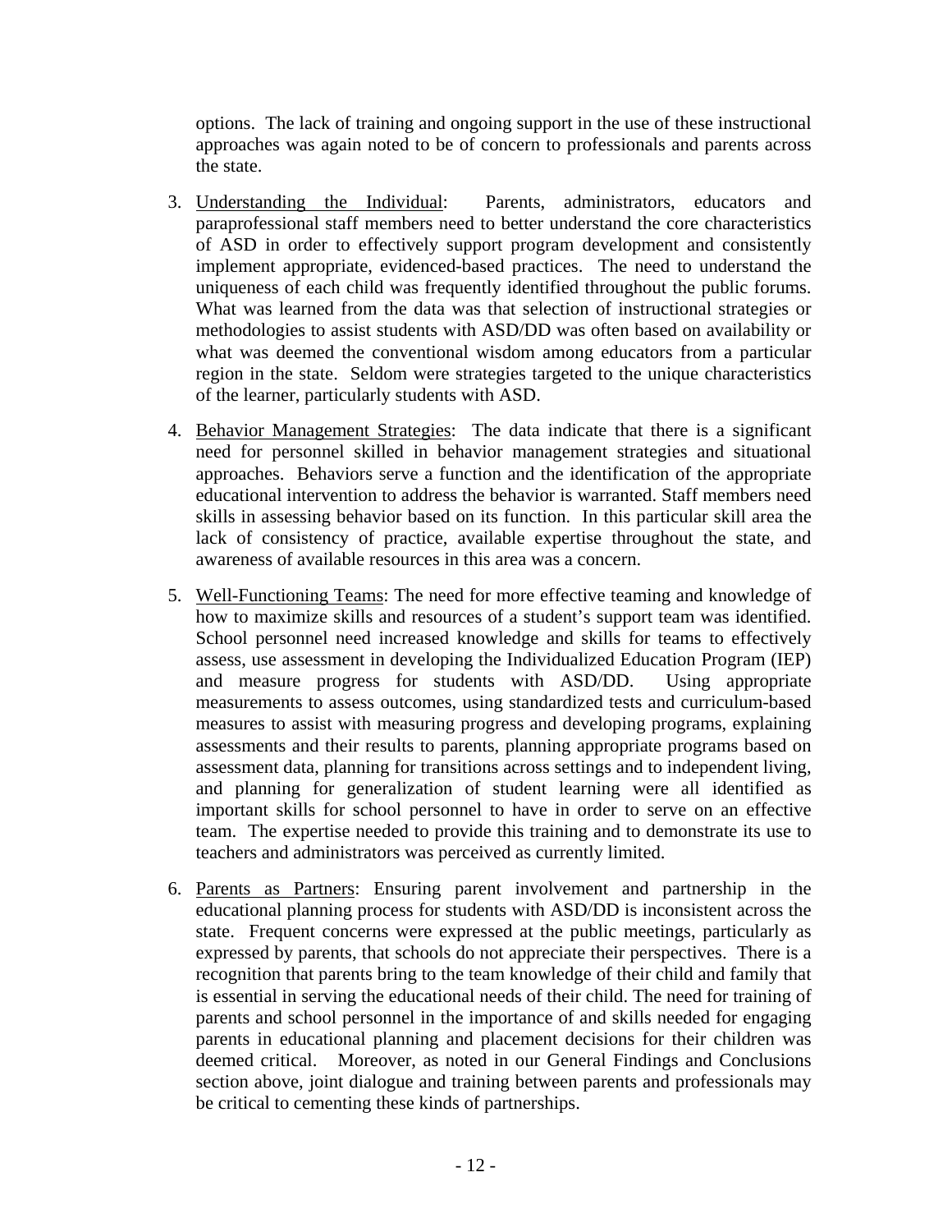options. The lack of training and ongoing support in the use of these instructional approaches was again noted to be of concern to professionals and parents across the state.

3. Understanding the Individual: Parents, administrators, educators and paraprofessional staff members need to better understand the core characteristics of ASD in order to effectively support program development and consistently implement appropriate, evidenced-based practices. The need to understand the uniqueness of each child was frequently identified throughout the public forums. What was learned from the data was that selection of instructional strategies or methodologies to assist students with ASD/DD was often based on availability or what was deemed the conventional wisdom among educators from a particular region in the state. Seldom were strategies targeted to the unique characteristics of the learner, particularly students with ASD.

4. Behavior Management Strategies: The data indicate that there is a significant need for personnel skilled in behavior management strategies and situational approaches. Behaviors serve a function and the identification of the appropriate educational intervention to address the behavior is warranted. Staff members need skills in assessing behavior based on its function. In this particular skill area the lack of consistency of practice, available expertise throughout the state, and awareness of available resources in this area was a concern.

5. Well-Functioning Teams: The need for more effective teaming and knowledge of how to maximize skills and resources of a student's support team was identified. School personnel need increased knowledge and skills for teams to effectively assess, use assessment in developing the Individualized Education Program (IEP) and measure progress for students with ASD/DD. Using appropriate measurements to assess outcomes, using standardized tests and curriculum-based measures to assist with measuring progress and developing programs, explaining assessments and their results to parents, planning appropriate programs based on assessment data, planning for transitions across settings and to independent living, and planning for generalization of student learning were all identified as important skills for school personnel to have in order to serve on an effective team. The expertise needed to provide this training and to demonstrate its use to teachers and administrators was perceived as currently limited.

6. Parents as Partners: Ensuring parent involvement and partnership in the educational planning process for students with ASD/DD is inconsistent across the state. Frequent concerns were expressed at the public meetings, particularly as expressed by parents, that schools do not appreciate their perspectives. There is a recognition that parents bring to the team knowledge of their child and family that is essential in serving the educational needs of their child. The need for training of parents and school personnel in the importance of and skills needed for engaging parents in educational planning and placement decisions for their children was deemed critical. Moreover, as noted in our General Findings and Conclusions section above, joint dialogue and training between parents and professionals may be critical to cementing these kinds of partnerships.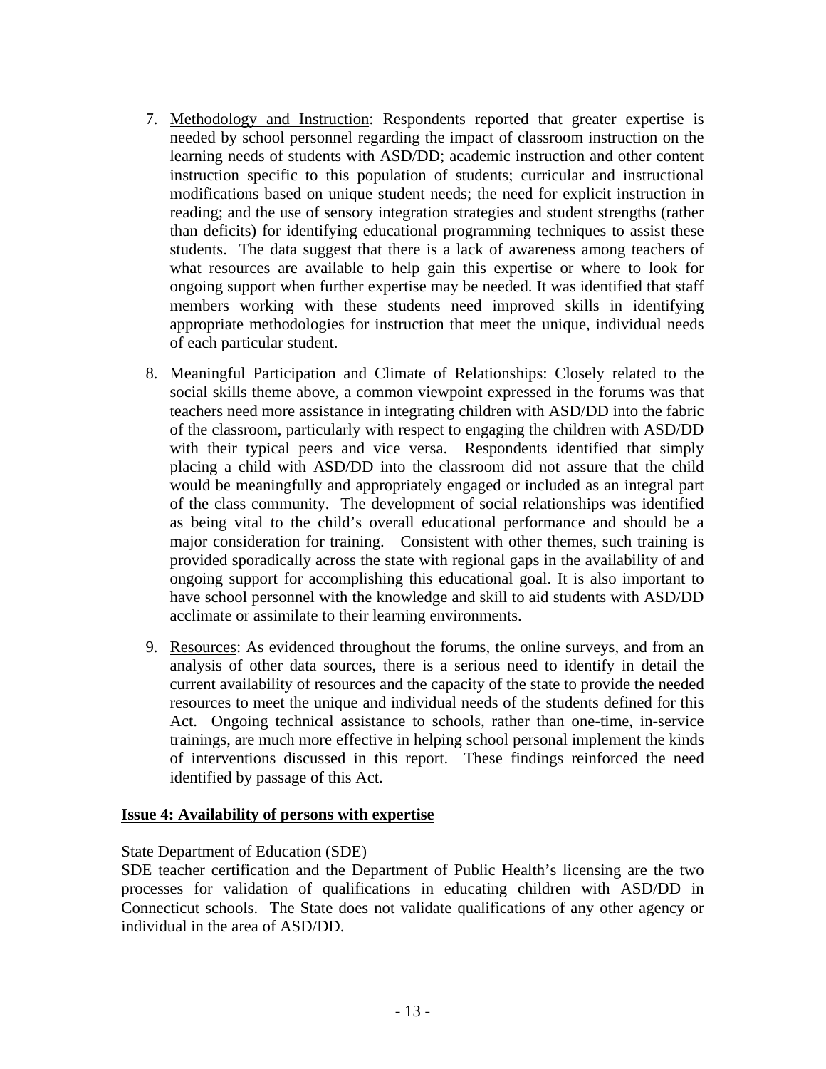7. <u>Methodology and Instruction</u>: Respondents reported that greater expertise is needed by school personnel regarding the impact of classroom instruction on the learning needs of students with ASD/DD; academic instruction and other content instruction specific to this population of students; curricular and instructional modifications based on unique student needs; the need for explicit instruction in reading; and the use of sensory integration strategies and student strengths (rather than deficits) for identifying educational programming techniques to assist these students. The data suggest that there is a lack of awareness among teachers of what resources are available to help gain this expertise or where to look for ongoing support when further expertise may be needed. It was identified that staff members working with these students need improved skills in identifying appropriate methodologies for instruction that meet the unique, individual needs of each particular student.

8. <u>Meaningful Participation and Climate of Relationships</u>: Closely related to the social skills theme above, a common viewpoint expressed in the forums was that teachers need more assistance in integrating children with ASD/DD into the fabric of the classroom, particularly with respect to engaging the children with ASD/DD with their typical peers and vice versa. Respondents identified that simply placing a child with ASD/DD into the classroom did not assure that the child would be meaningfully and appropriately engaged or included as an integral part of the class community. The development of social relationships was identified as being vital to the child's overall educational performance and should be a major consideration for training. Consistent with other themes, such training is provided sporadically across the state with regional gaps in the availability of and ongoing support for accomplishing this educational goal. It is also important to have school personnel with the knowledge and skill to aid students with ASD/DD acclimate or assimilate to their learning environments.

9. <u>Resources</u>: As evidenced throughout the forums, the online surveys, and from an analysis of other data sources, there is a serious need to identify in detail the current availability of resources and the capacity of the state to provide the needed resources to meet the unique and individual needs of the students defined for this Act. Ongoing technical assistance to schools, rather than one-time, in-service trainings, are much more effective in helping school personal implement the kinds of interventions discussed in this report. These findings reinforced the need identified by passage of this Act.

**<u>Issue 4: Availability of persons with expertise</u>**

<u>State Department of Education (SDE)</u>

SDE teacher certification and the Department of Public Health's licensing are the two processes for validation of qualifications in educating children with ASD/DD in Connecticut schools. The State does not validate qualifications of any other agency or individual in the area of ASD/DD.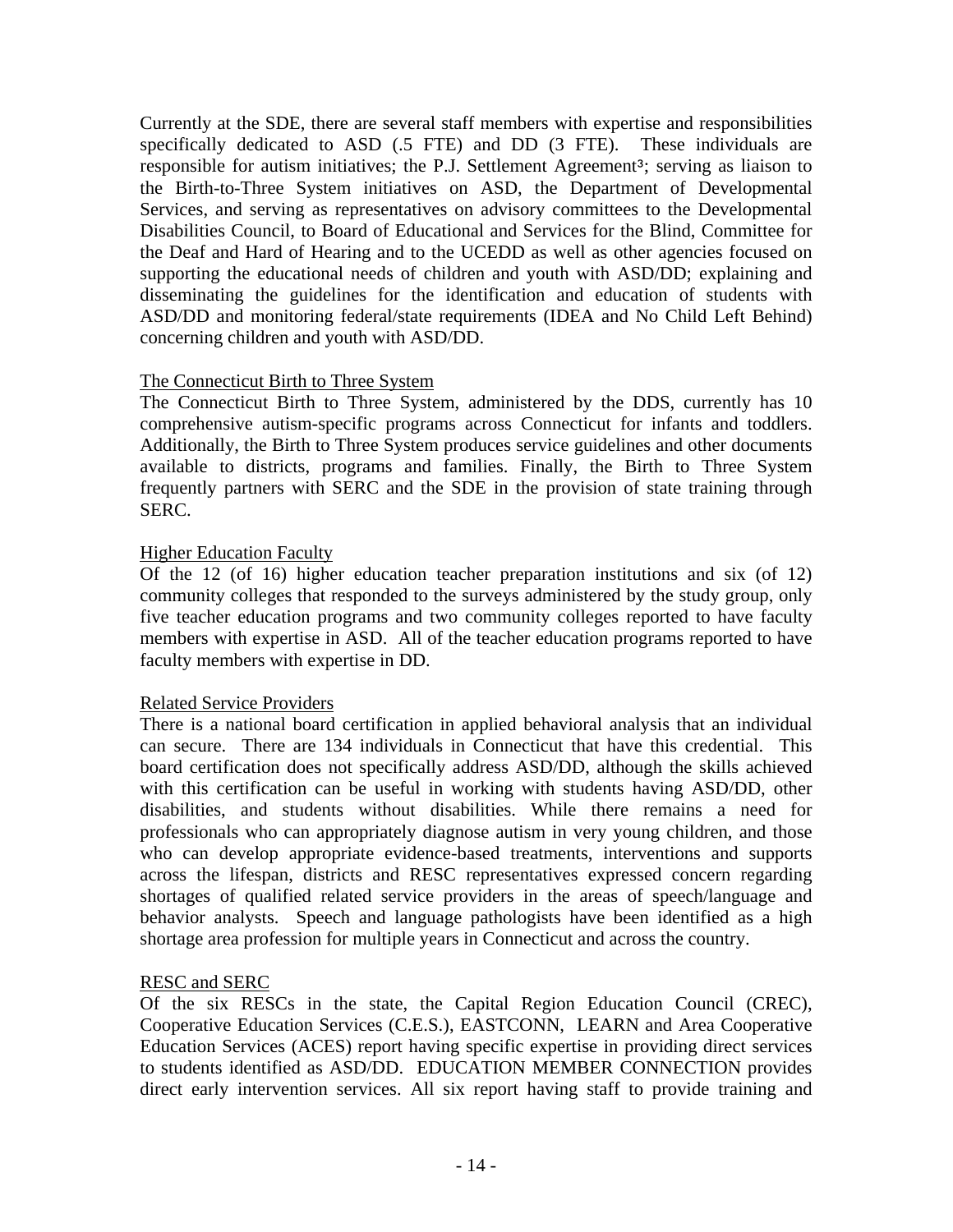Currently at the SDE, there are several staff members with expertise and responsibilities specifically dedicated to ASD (.5 FTE) and DD (3 FTE). These individuals are responsible for autism initiatives; the P.J. Settlement Agreement[3]; serving as liaison to the Birth-to-Three System initiatives on ASD, the Department of Developmental Services, and serving as representatives on advisory committees to the Developmental Disabilities Council, to Board of Educational and Services for the Blind, Committee for the Deaf and Hard of Hearing and to the UCEDD as well as other agencies focused on supporting the educational needs of children and youth with ASD/DD; explaining and disseminating the guidelines for the identification and education of students with ASD/DD and monitoring federal/state requirements (IDEA and No Child Left Behind) concerning children and youth with ASD/DD.

<u>The Connecticut Birth to Three System</u>

The Connecticut Birth to Three System, administered by the DDS, currently has 10 comprehensive autism-specific programs across Connecticut for infants and toddlers. Additionally, the Birth to Three System produces service guidelines and other documents available to districts, programs and families. Finally, the Birth to Three System frequently partners with SERC and the SDE in the provision of state training through SERC.

<u>Higher Education Faculty</u>

Of the 12 (of 16) higher education teacher preparation institutions and six (of 12) community colleges that responded to the surveys administered by the study group, only five teacher education programs and two community colleges reported to have faculty members with expertise in ASD. All of the teacher education programs reported to have faculty members with expertise in DD.

<u>Related Service Providers</u>

There is a national board certification in applied behavioral analysis that an individual can secure. There are 134 individuals in Connecticut that have this credential. This board certification does not specifically address ASD/DD, although the skills achieved with this certification can be useful in working with students having ASD/DD, other disabilities, and students without disabilities. While there remains a need for professionals who can appropriately diagnose autism in very young children, and those who can develop appropriate evidence-based treatments, interventions and supports across the lifespan, districts and RESC representatives expressed concern regarding shortages of qualified related service providers in the areas of speech/language and behavior analysts. Speech and language pathologists have been identified as a high shortage area profession for multiple years in Connecticut and across the country.

<u>RESC and SERC</u>

Of the six RESCs in the state, the Capital Region Education Council (CREC), Cooperative Education Services (C.E.S.), EASTCONN, LEARN and Area Cooperative Education Services (ACES) report having specific expertise in providing direct services to students identified as ASD/DD. EDUCATION MEMBER CONNECTION provides direct early intervention services. All six report having staff to provide training and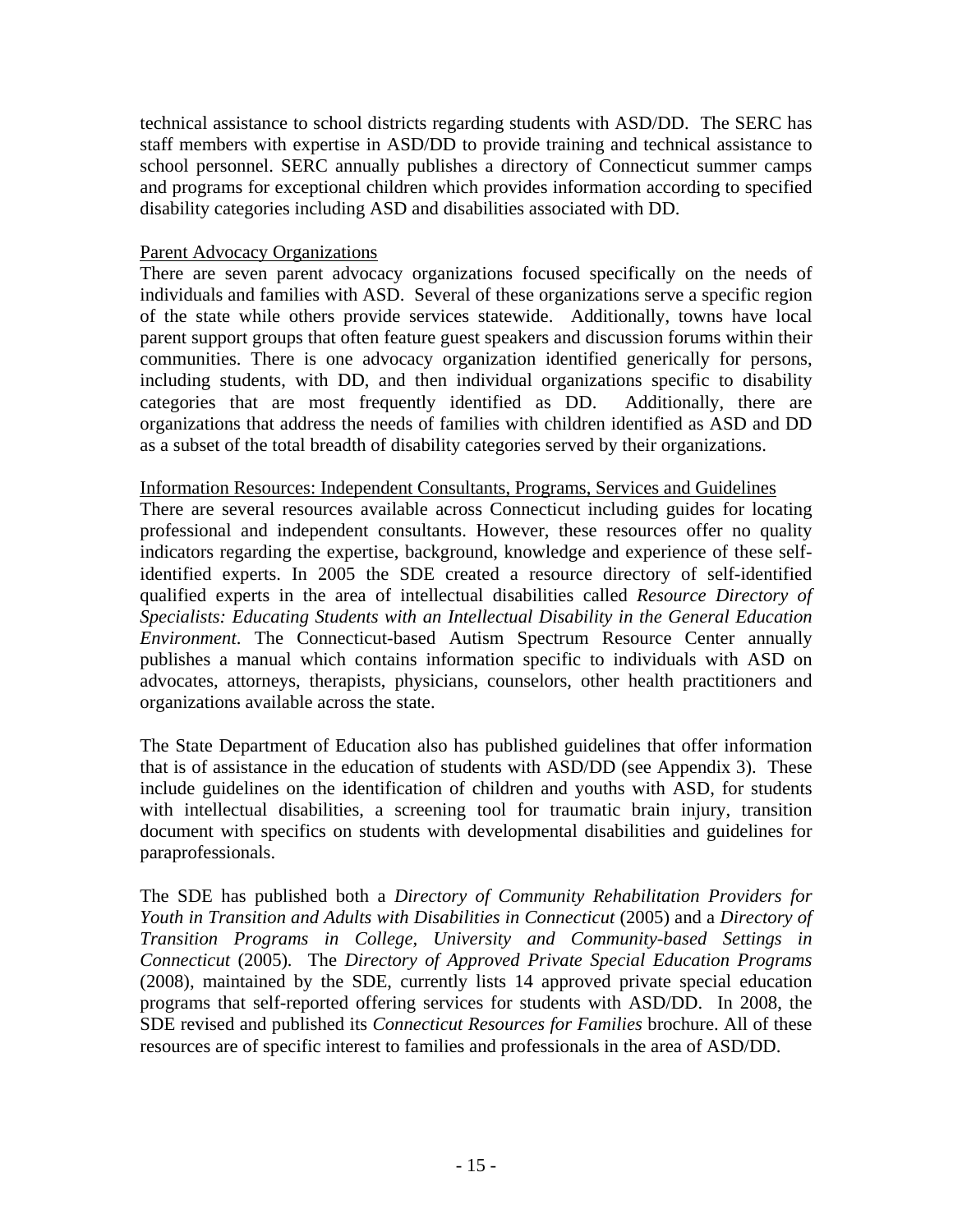technical assistance to school districts regarding students with ASD/DD. The SERC has staff members with expertise in ASD/DD to provide training and technical assistance to school personnel. SERC annually publishes a directory of Connecticut summer camps and programs for exceptional children which provides information according to specified disability categories including ASD and disabilities associated with DD.

Parent Advocacy Organizations

There are seven parent advocacy organizations focused specifically on the needs of individuals and families with ASD. Several of these organizations serve a specific region of the state while others provide services statewide. Additionally, towns have local parent support groups that often feature guest speakers and discussion forums within their communities. There is one advocacy organization identified generically for persons, including students, with DD, and then individual organizations specific to disability categories that are most frequently identified as DD. Additionally, there are organizations that address the needs of families with children identified as ASD and DD as a subset of the total breadth of disability categories served by their organizations.

Information Resources: Independent Consultants, Programs, Services and Guidelines

There are several resources available across Connecticut including guides for locating professional and independent consultants. However, these resources offer no quality indicators regarding the expertise, background, knowledge and experience of these self-identified experts. In 2005 the SDE created a resource directory of self-identified qualified experts in the area of intellectual disabilities called *Resource Directory of Specialists: Educating Students with an Intellectual Disability in the General Education Environment*. The Connecticut-based Autism Spectrum Resource Center annually publishes a manual which contains information specific to individuals with ASD on advocates, attorneys, therapists, physicians, counselors, other health practitioners and organizations available across the state.

The State Department of Education also has published guidelines that offer information that is of assistance in the education of students with ASD/DD (see Appendix 3). These include guidelines on the identification of children and youths with ASD, for students with intellectual disabilities, a screening tool for traumatic brain injury, transition document with specifics on students with developmental disabilities and guidelines for paraprofessionals.

The SDE has published both a *Directory of Community Rehabilitation Providers for Youth in Transition and Adults with Disabilities in Connecticut* (2005) and a *Directory of Transition Programs in College, University and Community-based Settings in Connecticut* (2005). The *Directory of Approved Private Special Education Programs* (2008), maintained by the SDE, currently lists 14 approved private special education programs that self-reported offering services for students with ASD/DD. In 2008, the SDE revised and published its *Connecticut Resources for Families* brochure. All of these resources are of specific interest to families and professionals in the area of ASD/DD.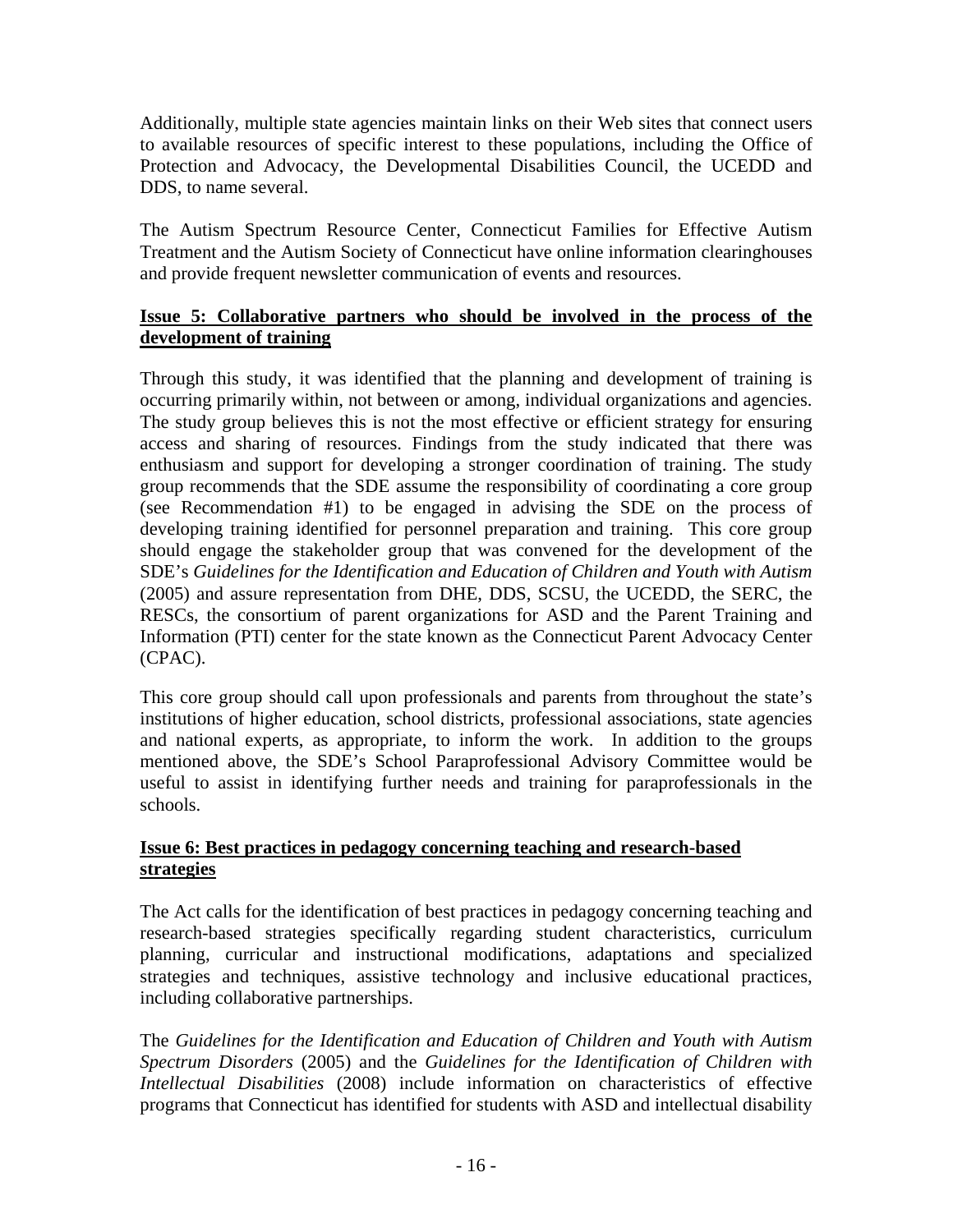Additionally, multiple state agencies maintain links on their Web sites that connect users to available resources of specific interest to these populations, including the Office of Protection and Advocacy, the Developmental Disabilities Council, the UCEDD and DDS, to name several.

The Autism Spectrum Resource Center, Connecticut Families for Effective Autism Treatment and the Autism Society of Connecticut have online information clearinghouses and provide frequent newsletter communication of events and resources.

**Issue 5: Collaborative partners who should be involved in the process of the development of training**

Through this study, it was identified that the planning and development of training is occurring primarily within, not between or among, individual organizations and agencies. The study group believes this is not the most effective or efficient strategy for ensuring access and sharing of resources. Findings from the study indicated that there was enthusiasm and support for developing a stronger coordination of training. The study group recommends that the SDE assume the responsibility of coordinating a core group (see Recommendation #1) to be engaged in advising the SDE on the process of developing training identified for personnel preparation and training. This core group should engage the stakeholder group that was convened for the development of the SDE's *Guidelines for the Identification and Education of Children and Youth with Autism* (2005) and assure representation from DHE, DDS, SCSU, the UCEDD, the SERC, the RESCs, the consortium of parent organizations for ASD and the Parent Training and Information (PTI) center for the state known as the Connecticut Parent Advocacy Center (CPAC).

This core group should call upon professionals and parents from throughout the state's institutions of higher education, school districts, professional associations, state agencies and national experts, as appropriate, to inform the work. In addition to the groups mentioned above, the SDE's School Paraprofessional Advisory Committee would be useful to assist in identifying further needs and training for paraprofessionals in the schools.

**Issue 6: Best practices in pedagogy concerning teaching and research-based strategies**

The Act calls for the identification of best practices in pedagogy concerning teaching and research-based strategies specifically regarding student characteristics, curriculum planning, curricular and instructional modifications, adaptations and specialized strategies and techniques, assistive technology and inclusive educational practices, including collaborative partnerships.

The *Guidelines for the Identification and Education of Children and Youth with Autism Spectrum Disorders* (2005) and the *Guidelines for the Identification of Children with Intellectual Disabilities* (2008) include information on characteristics of effective programs that Connecticut has identified for students with ASD and intellectual disability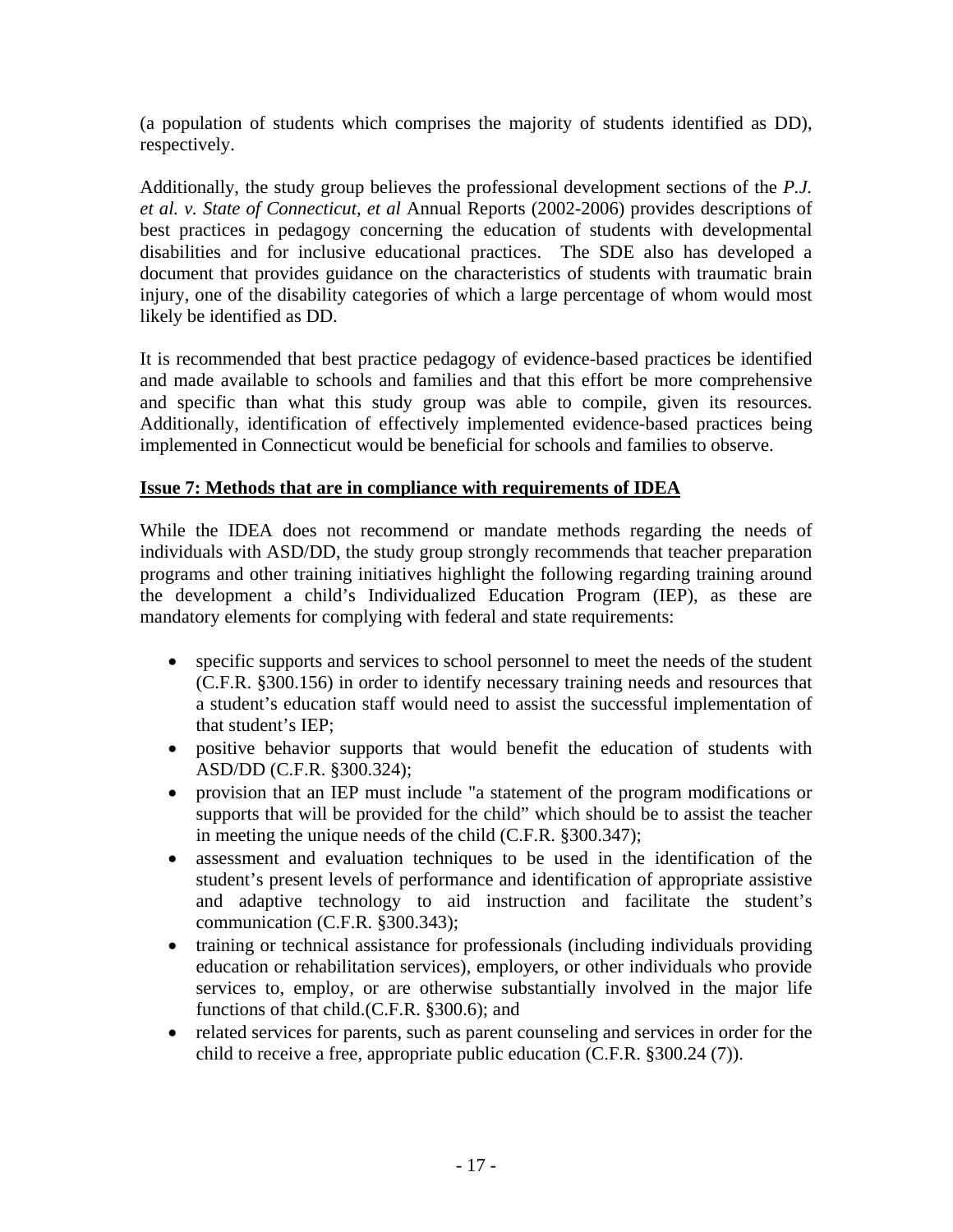(a population of students which comprises the majority of students identified as DD), respectively.

Additionally, the study group believes the professional development sections of the *P.J. et al. v. State of Connecticut, et al* Annual Reports (2002-2006) provides descriptions of best practices in pedagogy concerning the education of students with developmental disabilities and for inclusive educational practices. The SDE also has developed a document that provides guidance on the characteristics of students with traumatic brain injury, one of the disability categories of which a large percentage of whom would most likely be identified as DD.

It is recommended that best practice pedagogy of evidence-based practices be identified and made available to schools and families and that this effort be more comprehensive and specific than what this study group was able to compile, given its resources. Additionally, identification of effectively implemented evidence-based practices being implemented in Connecticut would be beneficial for schools and families to observe.

**Issue 7: Methods that are in compliance with requirements of IDEA**

While the IDEA does not recommend or mandate methods regarding the needs of individuals with ASD/DD, the study group strongly recommends that teacher preparation programs and other training initiatives highlight the following regarding training around the development a child's Individualized Education Program (IEP), as these are mandatory elements for complying with federal and state requirements:

- specific supports and services to school personnel to meet the needs of the student (C.F.R. §300.156) in order to identify necessary training needs and resources that a student's education staff would need to assist the successful implementation of that student's IEP;
- positive behavior supports that would benefit the education of students with ASD/DD (C.F.R. §300.324);
- provision that an IEP must include "a statement of the program modifications or supports that will be provided for the child" which should be to assist the teacher in meeting the unique needs of the child (C.F.R. §300.347);
- assessment and evaluation techniques to be used in the identification of the student's present levels of performance and identification of appropriate assistive and adaptive technology to aid instruction and facilitate the student's communication (C.F.R. §300.343);
- training or technical assistance for professionals (including individuals providing education or rehabilitation services), employers, or other individuals who provide services to, employ, or are otherwise substantially involved in the major life functions of that child.(C.F.R. §300.6); and
- related services for parents, such as parent counseling and services in order for the child to receive a free, appropriate public education (C.F.R. §300.24 (7)).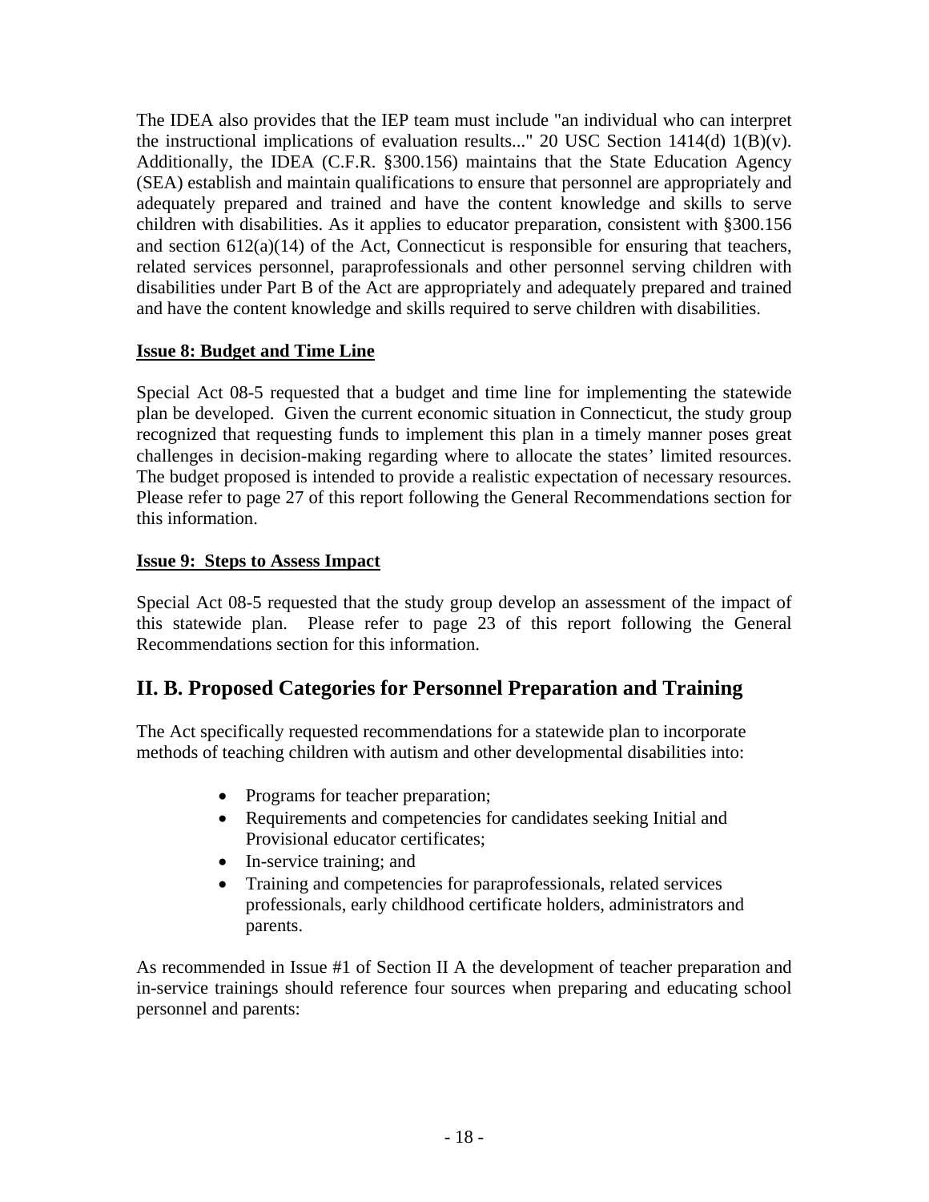The IDEA also provides that the IEP team must include "an individual who can interpret the instructional implications of evaluation results..." 20 USC Section 1414(d) 1(B)(v). Additionally, the IDEA (C.F.R. §300.156) maintains that the State Education Agency (SEA) establish and maintain qualifications to ensure that personnel are appropriately and adequately prepared and trained and have the content knowledge and skills to serve children with disabilities. As it applies to educator preparation, consistent with §300.156 and section 612(a)(14) of the Act, Connecticut is responsible for ensuring that teachers, related services personnel, paraprofessionals and other personnel serving children with disabilities under Part B of the Act are appropriately and adequately prepared and trained and have the content knowledge and skills required to serve children with disabilities.

**Issue 8: Budget and Time Line**

Special Act 08-5 requested that a budget and time line for implementing the statewide plan be developed. Given the current economic situation in Connecticut, the study group recognized that requesting funds to implement this plan in a timely manner poses great challenges in decision-making regarding where to allocate the states' limited resources. The budget proposed is intended to provide a realistic expectation of necessary resources. Please refer to page 27 of this report following the General Recommendations section for this information.

**Issue 9: Steps to Assess Impact**

Special Act 08-5 requested that the study group develop an assessment of the impact of this statewide plan. Please refer to page 23 of this report following the General Recommendations section for this information.

## II. B. Proposed Categories for Personnel Preparation and Training

The Act specifically requested recommendations for a statewide plan to incorporate methods of teaching children with autism and other developmental disabilities into:

- Programs for teacher preparation;
- Requirements and competencies for candidates seeking Initial and Provisional educator certificates;
- In-service training; and
- Training and competencies for paraprofessionals, related services professionals, early childhood certificate holders, administrators and parents.

As recommended in Issue #1 of Section II A the development of teacher preparation and in-service trainings should reference four sources when preparing and educating school personnel and parents: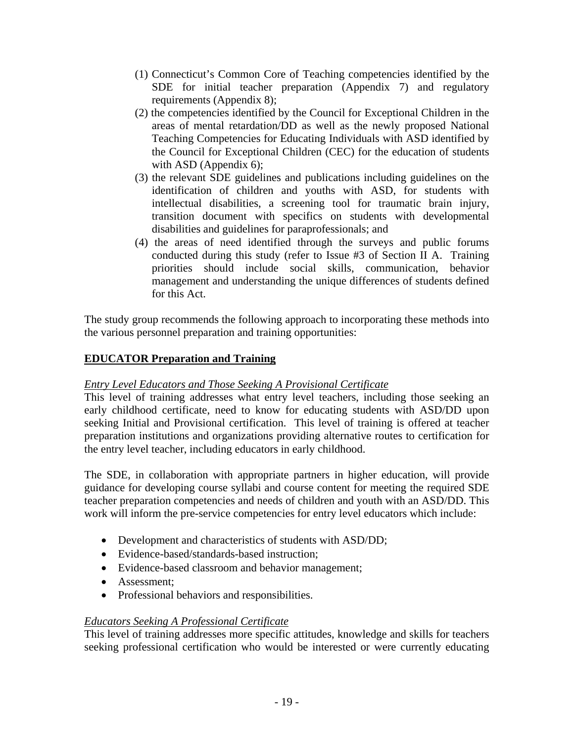(1) Connecticut's Common Core of Teaching competencies identified by the SDE for initial teacher preparation (Appendix 7) and regulatory requirements (Appendix 8);
(2) the competencies identified by the Council for Exceptional Children in the areas of mental retardation/DD as well as the newly proposed National Teaching Competencies for Educating Individuals with ASD identified by the Council for Exceptional Children (CEC) for the education of students with ASD (Appendix 6);
(3) the relevant SDE guidelines and publications including guidelines on the identification of children and youths with ASD, for students with intellectual disabilities, a screening tool for traumatic brain injury, transition document with specifics on students with developmental disabilities and guidelines for paraprofessionals; and
(4) the areas of need identified through the surveys and public forums conducted during this study (refer to Issue #3 of Section II A. Training priorities should include social skills, communication, behavior management and understanding the unique differences of students defined for this Act.

The study group recommends the following approach to incorporating these methods into the various personnel preparation and training opportunities:

## EDUCATOR Preparation and Training

*Entry Level Educators and Those Seeking A Provisional Certificate*

This level of training addresses what entry level teachers, including those seeking an early childhood certificate, need to know for educating students with ASD/DD upon seeking Initial and Provisional certification. This level of training is offered at teacher preparation institutions and organizations providing alternative routes to certification for the entry level teacher, including educators in early childhood.

The SDE, in collaboration with appropriate partners in higher education, will provide guidance for developing course syllabi and course content for meeting the required SDE teacher preparation competencies and needs of children and youth with an ASD/DD. This work will inform the pre-service competencies for entry level educators which include:

- Development and characteristics of students with ASD/DD;
- Evidence-based/standards-based instruction;
- Evidence-based classroom and behavior management;
- Assessment;
- Professional behaviors and responsibilities.

*Educators Seeking A Professional Certificate*

This level of training addresses more specific attitudes, knowledge and skills for teachers seeking professional certification who would be interested or were currently educating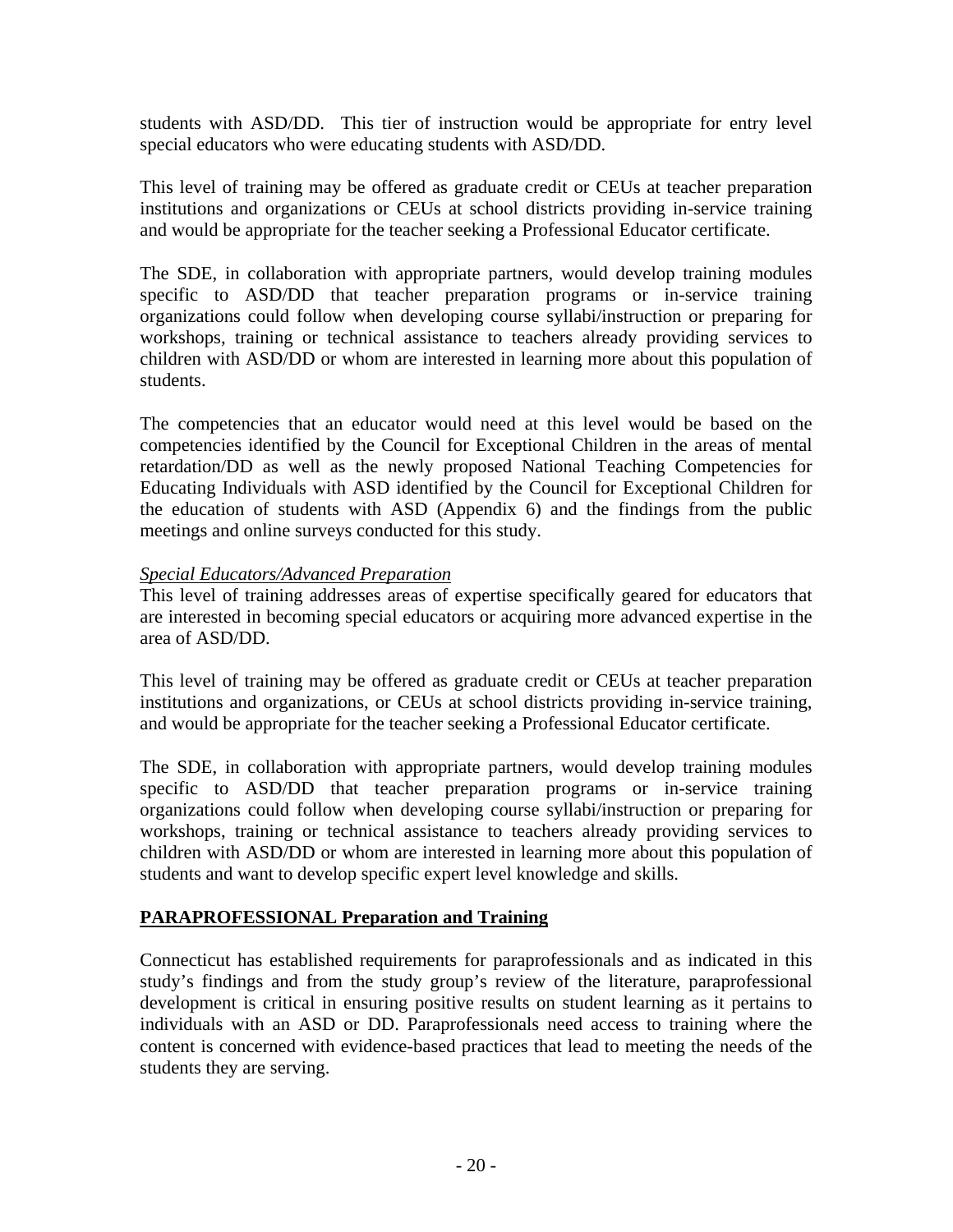students with ASD/DD. This tier of instruction would be appropriate for entry level special educators who were educating students with ASD/DD.

This level of training may be offered as graduate credit or CEUs at teacher preparation institutions and organizations or CEUs at school districts providing in-service training and would be appropriate for the teacher seeking a Professional Educator certificate.

The SDE, in collaboration with appropriate partners, would develop training modules specific to ASD/DD that teacher preparation programs or in-service training organizations could follow when developing course syllabi/instruction or preparing for workshops, training or technical assistance to teachers already providing services to children with ASD/DD or whom are interested in learning more about this population of students.

The competencies that an educator would need at this level would be based on the competencies identified by the Council for Exceptional Children in the areas of mental retardation/DD as well as the newly proposed National Teaching Competencies for Educating Individuals with ASD identified by the Council for Exceptional Children for the education of students with ASD (Appendix 6) and the findings from the public meetings and online surveys conducted for this study.

*<u>Special Educators/Advanced Preparation</u>*

This level of training addresses areas of expertise specifically geared for educators that are interested in becoming special educators or acquiring more advanced expertise in the area of ASD/DD.

This level of training may be offered as graduate credit or CEUs at teacher preparation institutions and organizations, or CEUs at school districts providing in-service training, and would be appropriate for the teacher seeking a Professional Educator certificate.

The SDE, in collaboration with appropriate partners, would develop training modules specific to ASD/DD that teacher preparation programs or in-service training organizations could follow when developing course syllabi/instruction or preparing for workshops, training or technical assistance to teachers already providing services to children with ASD/DD or whom are interested in learning more about this population of students and want to develop specific expert level knowledge and skills.

## <u>PARAPROFESSIONAL Preparation and Training</u>

Connecticut has established requirements for paraprofessionals and as indicated in this study's findings and from the study group's review of the literature, paraprofessional development is critical in ensuring positive results on student learning as it pertains to individuals with an ASD or DD. Paraprofessionals need access to training where the content is concerned with evidence-based practices that lead to meeting the needs of the students they are serving.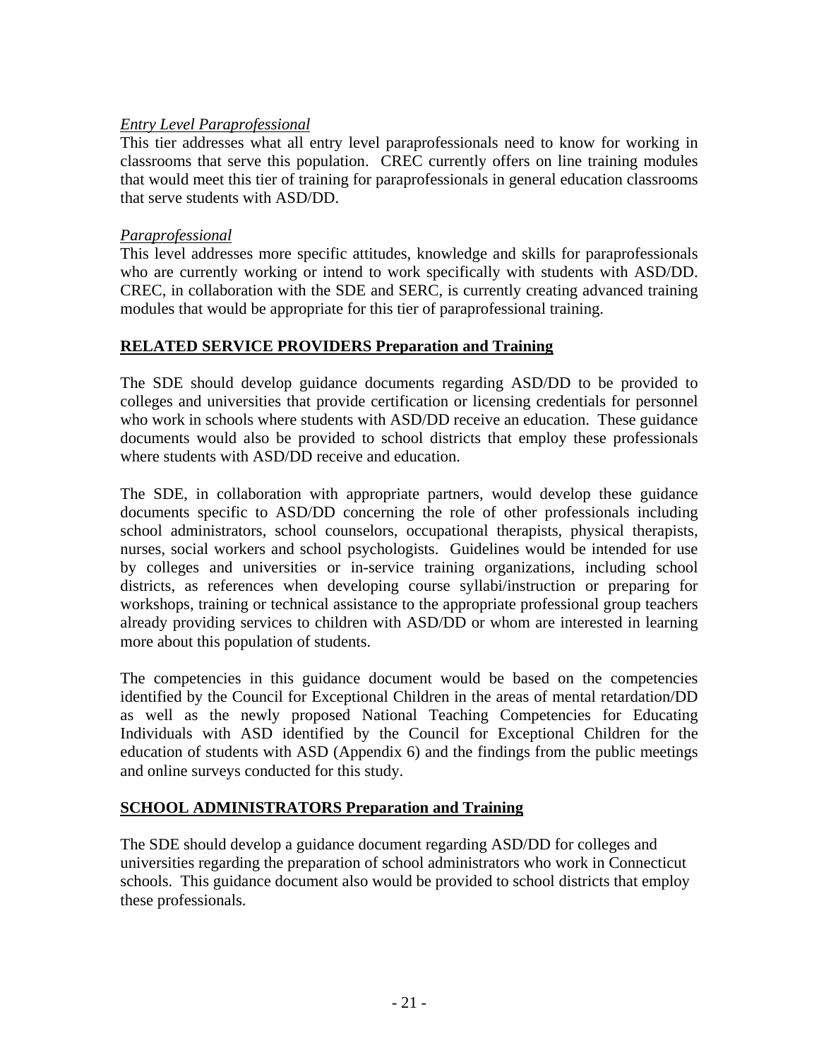*Entry Level Paraprofessional*

This tier addresses what all entry level paraprofessionals need to know for working in classrooms that serve this population. CREC currently offers on line training modules that would meet this tier of training for paraprofessionals in general education classrooms that serve students with ASD/DD.

*Paraprofessional*

This level addresses more specific attitudes, knowledge and skills for paraprofessionals who are currently working or intend to work specifically with students with ASD/DD. CREC, in collaboration with the SDE and SERC, is currently creating advanced training modules that would be appropriate for this tier of paraprofessional training.

**RELATED SERVICE PROVIDERS Preparation and Training**

The SDE should develop guidance documents regarding ASD/DD to be provided to colleges and universities that provide certification or licensing credentials for personnel who work in schools where students with ASD/DD receive an education. These guidance documents would also be provided to school districts that employ these professionals where students with ASD/DD receive and education.

The SDE, in collaboration with appropriate partners, would develop these guidance documents specific to ASD/DD concerning the role of other professionals including school administrators, school counselors, occupational therapists, physical therapists, nurses, social workers and school psychologists. Guidelines would be intended for use by colleges and universities or in-service training organizations, including school districts, as references when developing course syllabi/instruction or preparing for workshops, training or technical assistance to the appropriate professional group teachers already providing services to children with ASD/DD or whom are interested in learning more about this population of students.

The competencies in this guidance document would be based on the competencies identified by the Council for Exceptional Children in the areas of mental retardation/DD as well as the newly proposed National Teaching Competencies for Educating Individuals with ASD identified by the Council for Exceptional Children for the education of students with ASD (Appendix 6) and the findings from the public meetings and online surveys conducted for this study.

**SCHOOL ADMINISTRATORS Preparation and Training**

The SDE should develop a guidance document regarding ASD/DD for colleges and universities regarding the preparation of school administrators who work in Connecticut schools. This guidance document also would be provided to school districts that employ these professionals.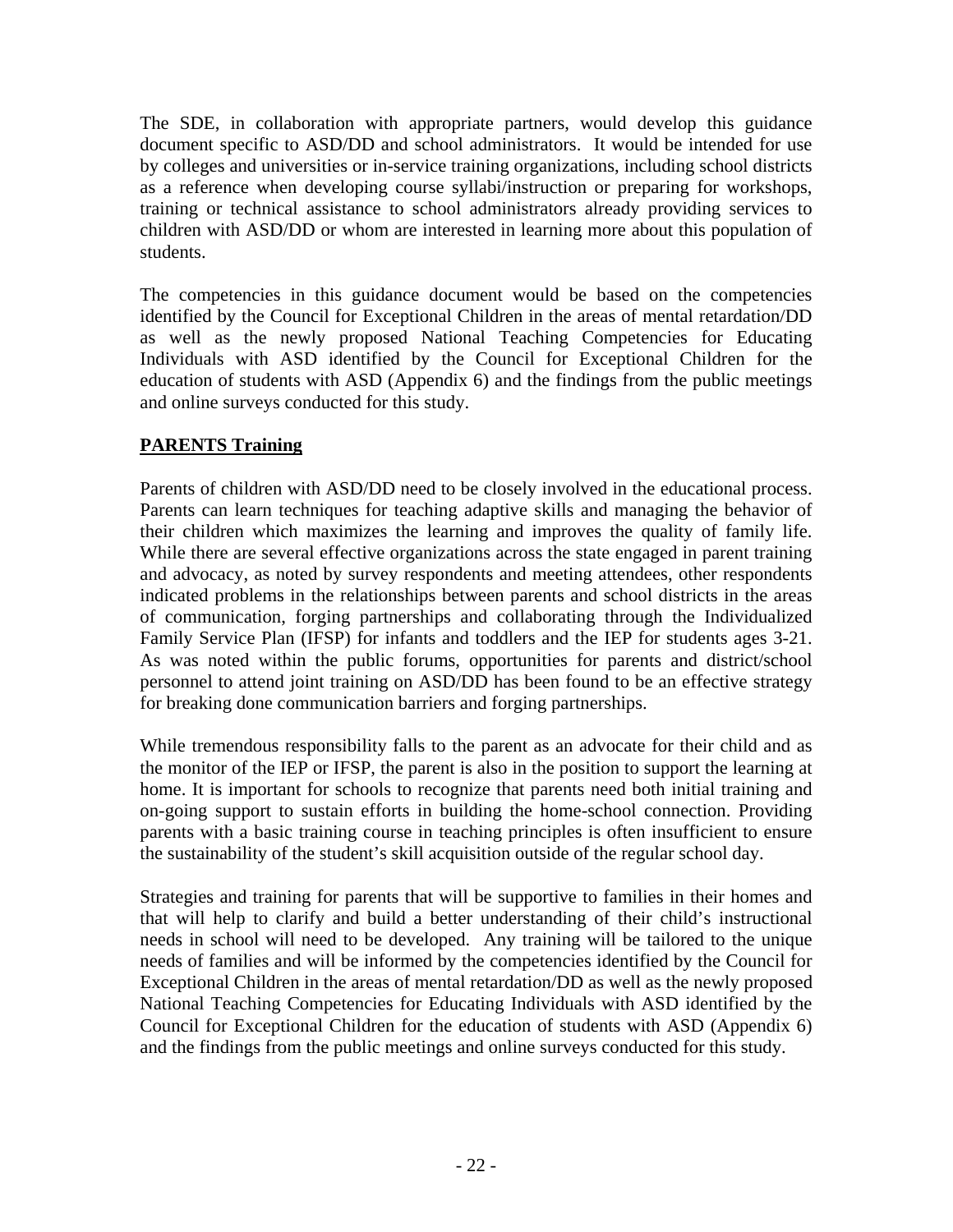The SDE, in collaboration with appropriate partners, would develop this guidance document specific to ASD/DD and school administrators. It would be intended for use by colleges and universities or in-service training organizations, including school districts as a reference when developing course syllabi/instruction or preparing for workshops, training or technical assistance to school administrators already providing services to children with ASD/DD or whom are interested in learning more about this population of students.

The competencies in this guidance document would be based on the competencies identified by the Council for Exceptional Children in the areas of mental retardation/DD as well as the newly proposed National Teaching Competencies for Educating Individuals with ASD identified by the Council for Exceptional Children for the education of students with ASD (Appendix 6) and the findings from the public meetings and online surveys conducted for this study.

**PARENTS Training**

Parents of children with ASD/DD need to be closely involved in the educational process. Parents can learn techniques for teaching adaptive skills and managing the behavior of their children which maximizes the learning and improves the quality of family life. While there are several effective organizations across the state engaged in parent training and advocacy, as noted by survey respondents and meeting attendees, other respondents indicated problems in the relationships between parents and school districts in the areas of communication, forging partnerships and collaborating through the Individualized Family Service Plan (IFSP) for infants and toddlers and the IEP for students ages 3-21. As was noted within the public forums, opportunities for parents and district/school personnel to attend joint training on ASD/DD has been found to be an effective strategy for breaking done communication barriers and forging partnerships.

While tremendous responsibility falls to the parent as an advocate for their child and as the monitor of the IEP or IFSP, the parent is also in the position to support the learning at home. It is important for schools to recognize that parents need both initial training and on-going support to sustain efforts in building the home-school connection. Providing parents with a basic training course in teaching principles is often insufficient to ensure the sustainability of the student's skill acquisition outside of the regular school day.

Strategies and training for parents that will be supportive to families in their homes and that will help to clarify and build a better understanding of their child's instructional needs in school will need to be developed. Any training will be tailored to the unique needs of families and will be informed by the competencies identified by the Council for Exceptional Children in the areas of mental retardation/DD as well as the newly proposed National Teaching Competencies for Educating Individuals with ASD identified by the Council for Exceptional Children for the education of students with ASD (Appendix 6) and the findings from the public meetings and online surveys conducted for this study.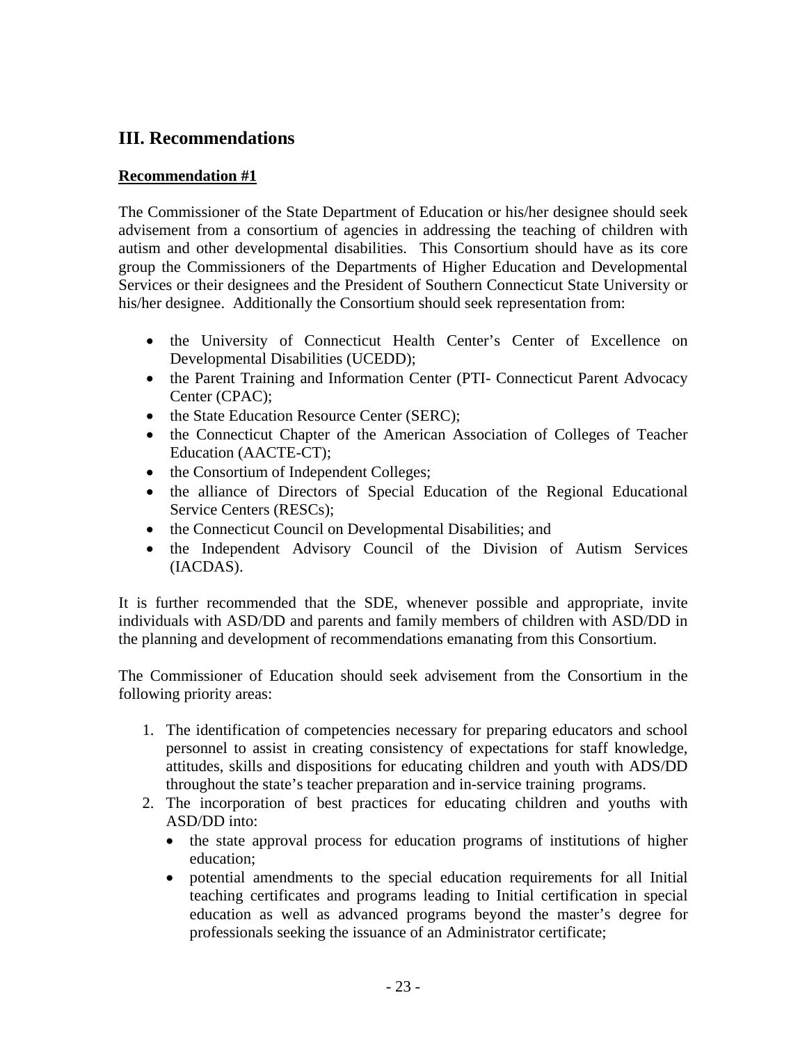## III. Recommendations

**Recommendation #1**

The Commissioner of the State Department of Education or his/her designee should seek advisement from a consortium of agencies in addressing the teaching of children with autism and other developmental disabilities. This Consortium should have as its core group the Commissioners of the Departments of Higher Education and Developmental Services or their designees and the President of Southern Connecticut State University or his/her designee. Additionally the Consortium should seek representation from:

- the University of Connecticut Health Center's Center of Excellence on Developmental Disabilities (UCEDD);
- the Parent Training and Information Center (PTI- Connecticut Parent Advocacy Center (CPAC);
- the State Education Resource Center (SERC);
- the Connecticut Chapter of the American Association of Colleges of Teacher Education (AACTE-CT);
- the Consortium of Independent Colleges;
- the alliance of Directors of Special Education of the Regional Educational Service Centers (RESCs);
- the Connecticut Council on Developmental Disabilities; and
- the Independent Advisory Council of the Division of Autism Services (IACDAS).

It is further recommended that the SDE, whenever possible and appropriate, invite individuals with ASD/DD and parents and family members of children with ASD/DD in the planning and development of recommendations emanating from this Consortium.

The Commissioner of Education should seek advisement from the Consortium in the following priority areas:

1. The identification of competencies necessary for preparing educators and school personnel to assist in creating consistency of expectations for staff knowledge, attitudes, skills and dispositions for educating children and youth with ADS/DD throughout the state's teacher preparation and in-service training programs.
2. The incorporation of best practices for educating children and youths with ASD/DD into:
   - the state approval process for education programs of institutions of higher education;
   - potential amendments to the special education requirements for all Initial teaching certificates and programs leading to Initial certification in special education as well as advanced programs beyond the master's degree for professionals seeking the issuance of an Administrator certificate;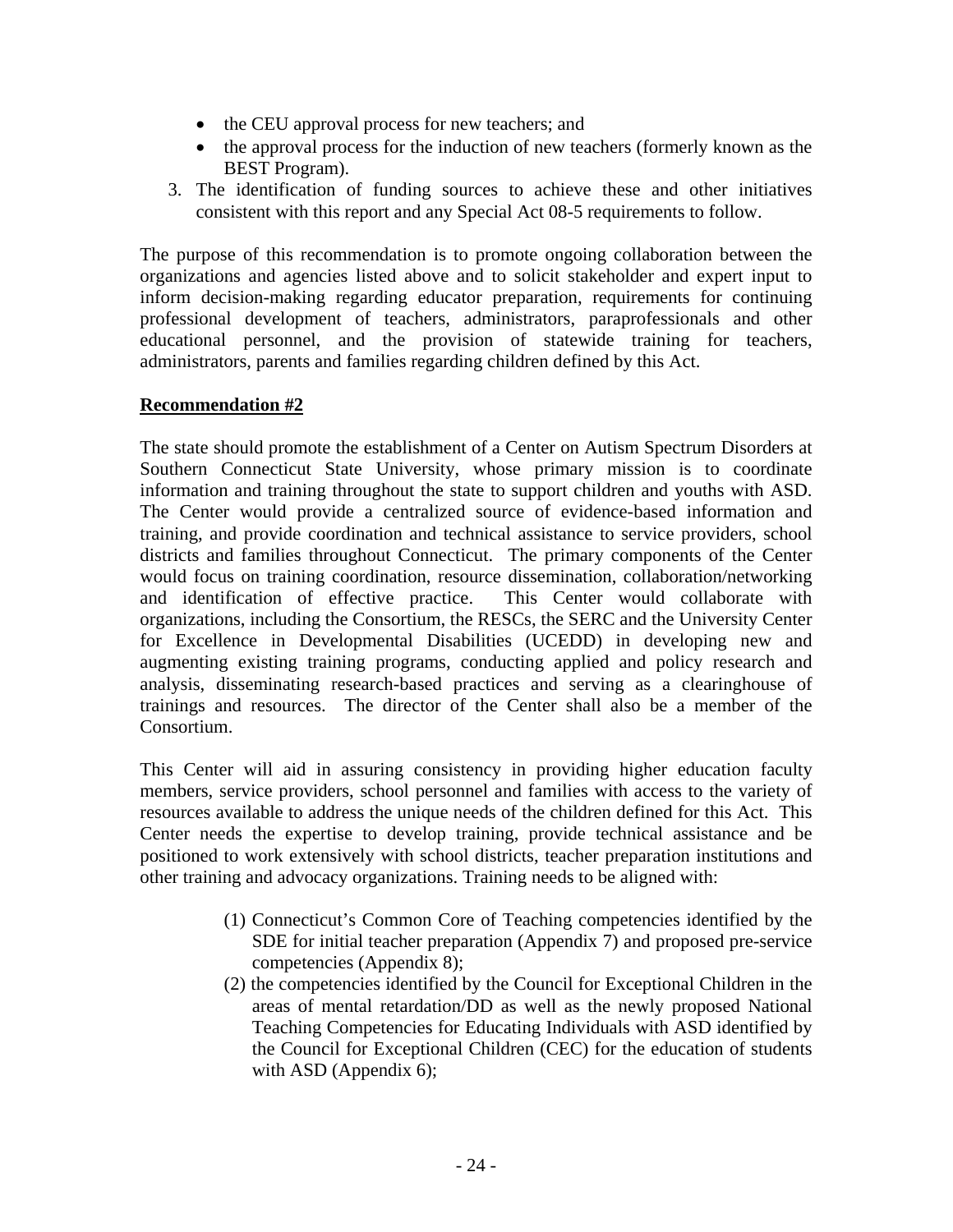- the CEU approval process for new teachers; and
- the approval process for the induction of new teachers (formerly known as the BEST Program).

3. The identification of funding sources to achieve these and other initiatives consistent with this report and any Special Act 08-5 requirements to follow.

The purpose of this recommendation is to promote ongoing collaboration between the organizations and agencies listed above and to solicit stakeholder and expert input to inform decision-making regarding educator preparation, requirements for continuing professional development of teachers, administrators, paraprofessionals and other educational personnel, and the provision of statewide training for teachers, administrators, parents and families regarding children defined by this Act.

**Recommendation #2**

The state should promote the establishment of a Center on Autism Spectrum Disorders at Southern Connecticut State University, whose primary mission is to coordinate information and training throughout the state to support children and youths with ASD. The Center would provide a centralized source of evidence-based information and training, and provide coordination and technical assistance to service providers, school districts and families throughout Connecticut. The primary components of the Center would focus on training coordination, resource dissemination, collaboration/networking and identification of effective practice. This Center would collaborate with organizations, including the Consortium, the RESCs, the SERC and the University Center for Excellence in Developmental Disabilities (UCEDD) in developing new and augmenting existing training programs, conducting applied and policy research and analysis, disseminating research-based practices and serving as a clearinghouse of trainings and resources. The director of the Center shall also be a member of the Consortium.

This Center will aid in assuring consistency in providing higher education faculty members, service providers, school personnel and families with access to the variety of resources available to address the unique needs of the children defined for this Act. This Center needs the expertise to develop training, provide technical assistance and be positioned to work extensively with school districts, teacher preparation institutions and other training and advocacy organizations. Training needs to be aligned with:

(1) Connecticut's Common Core of Teaching competencies identified by the SDE for initial teacher preparation (Appendix 7) and proposed pre-service competencies (Appendix 8);

(2) the competencies identified by the Council for Exceptional Children in the areas of mental retardation/DD as well as the newly proposed National Teaching Competencies for Educating Individuals with ASD identified by the Council for Exceptional Children (CEC) for the education of students with ASD (Appendix 6);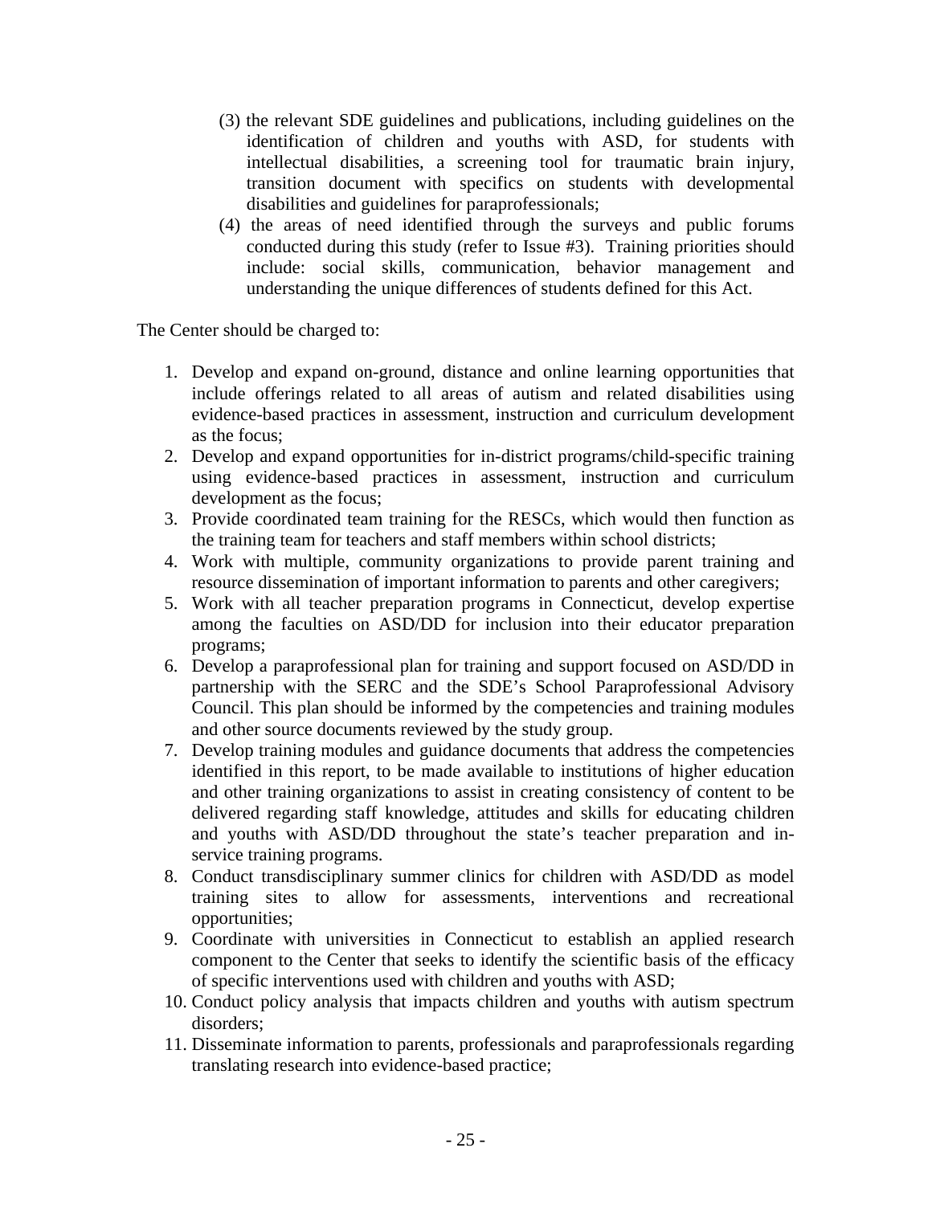(3) the relevant SDE guidelines and publications, including guidelines on the identification of children and youths with ASD, for students with intellectual disabilities, a screening tool for traumatic brain injury, transition document with specifics on students with developmental disabilities and guidelines for paraprofessionals;

(4) the areas of need identified through the surveys and public forums conducted during this study (refer to Issue #3). Training priorities should include: social skills, communication, behavior management and understanding the unique differences of students defined for this Act.

The Center should be charged to:

1. Develop and expand on-ground, distance and online learning opportunities that include offerings related to all areas of autism and related disabilities using evidence-based practices in assessment, instruction and curriculum development as the focus;
2. Develop and expand opportunities for in-district programs/child-specific training using evidence-based practices in assessment, instruction and curriculum development as the focus;
3. Provide coordinated team training for the RESCs, which would then function as the training team for teachers and staff members within school districts;
4. Work with multiple, community organizations to provide parent training and resource dissemination of important information to parents and other caregivers;
5. Work with all teacher preparation programs in Connecticut, develop expertise among the faculties on ASD/DD for inclusion into their educator preparation programs;
6. Develop a paraprofessional plan for training and support focused on ASD/DD in partnership with the SERC and the SDE's School Paraprofessional Advisory Council. This plan should be informed by the competencies and training modules and other source documents reviewed by the study group.
7. Develop training modules and guidance documents that address the competencies identified in this report, to be made available to institutions of higher education and other training organizations to assist in creating consistency of content to be delivered regarding staff knowledge, attitudes and skills for educating children and youths with ASD/DD throughout the state's teacher preparation and in-service training programs.
8. Conduct transdisciplinary summer clinics for children with ASD/DD as model training sites to allow for assessments, interventions and recreational opportunities;
9. Coordinate with universities in Connecticut to establish an applied research component to the Center that seeks to identify the scientific basis of the efficacy of specific interventions used with children and youths with ASD;
10. Conduct policy analysis that impacts children and youths with autism spectrum disorders;
11. Disseminate information to parents, professionals and paraprofessionals regarding translating research into evidence-based practice;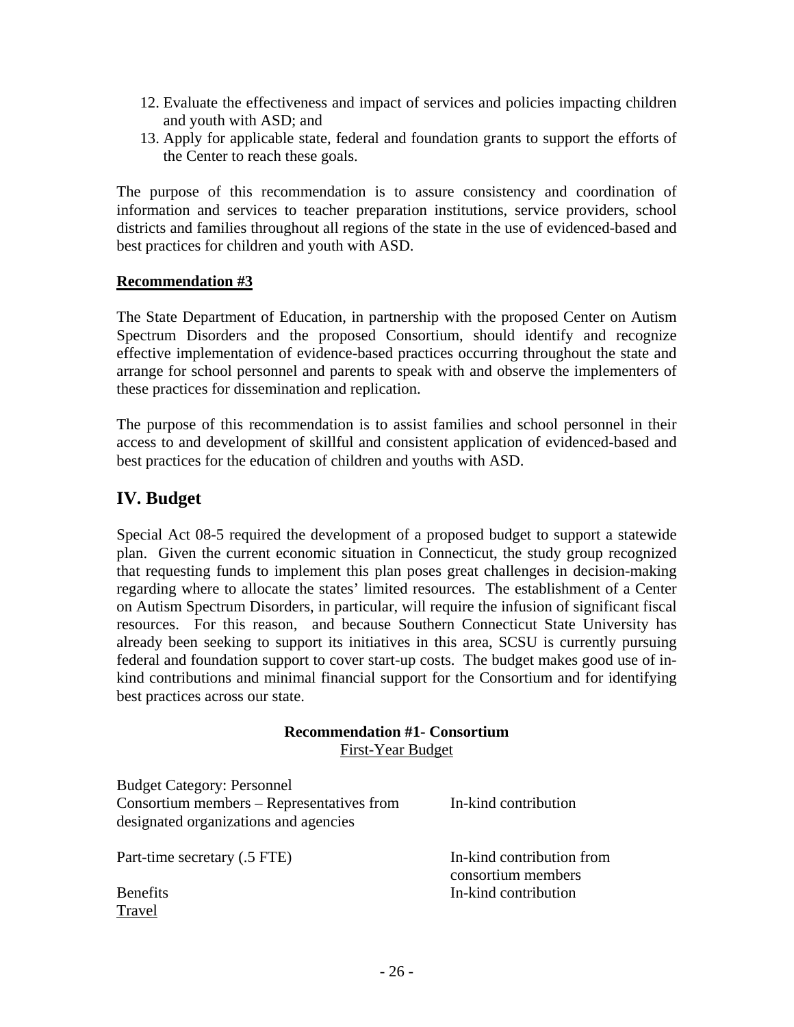12. Evaluate the effectiveness and impact of services and policies impacting children and youth with ASD; and
13. Apply for applicable state, federal and foundation grants to support the efforts of the Center to reach these goals.

The purpose of this recommendation is to assure consistency and coordination of information and services to teacher preparation institutions, service providers, school districts and families throughout all regions of the state in the use of evidenced-based and best practices for children and youth with ASD.

**Recommendation #3**

The State Department of Education, in partnership with the proposed Center on Autism Spectrum Disorders and the proposed Consortium, should identify and recognize effective implementation of evidence-based practices occurring throughout the state and arrange for school personnel and parents to speak with and observe the implementers of these practices for dissemination and replication.

The purpose of this recommendation is to assist families and school personnel in their access to and development of skillful and consistent application of evidenced-based and best practices for the education of children and youths with ASD.

## IV. Budget

Special Act 08-5 required the development of a proposed budget to support a statewide plan. Given the current economic situation in Connecticut, the study group recognized that requesting funds to implement this plan poses great challenges in decision-making regarding where to allocate the states' limited resources. The establishment of a Center on Autism Spectrum Disorders, in particular, will require the infusion of significant fiscal resources. For this reason, and because Southern Connecticut State University has already been seeking to support its initiatives in this area, SCSU is currently pursuing federal and foundation support to cover start-up costs. The budget makes good use of in-kind contributions and minimal financial support for the Consortium and for identifying best practices across our state.

**Recommendation #1- Consortium**
First-Year Budget

| | |
|---|---|
| Budget Category: Personnel | |
| Consortium members – Representatives from designated organizations and agencies | In-kind contribution |
| Part-time secretary (.5 FTE) | In-kind contribution from consortium members |
| Benefits | In-kind contribution |
| Travel | |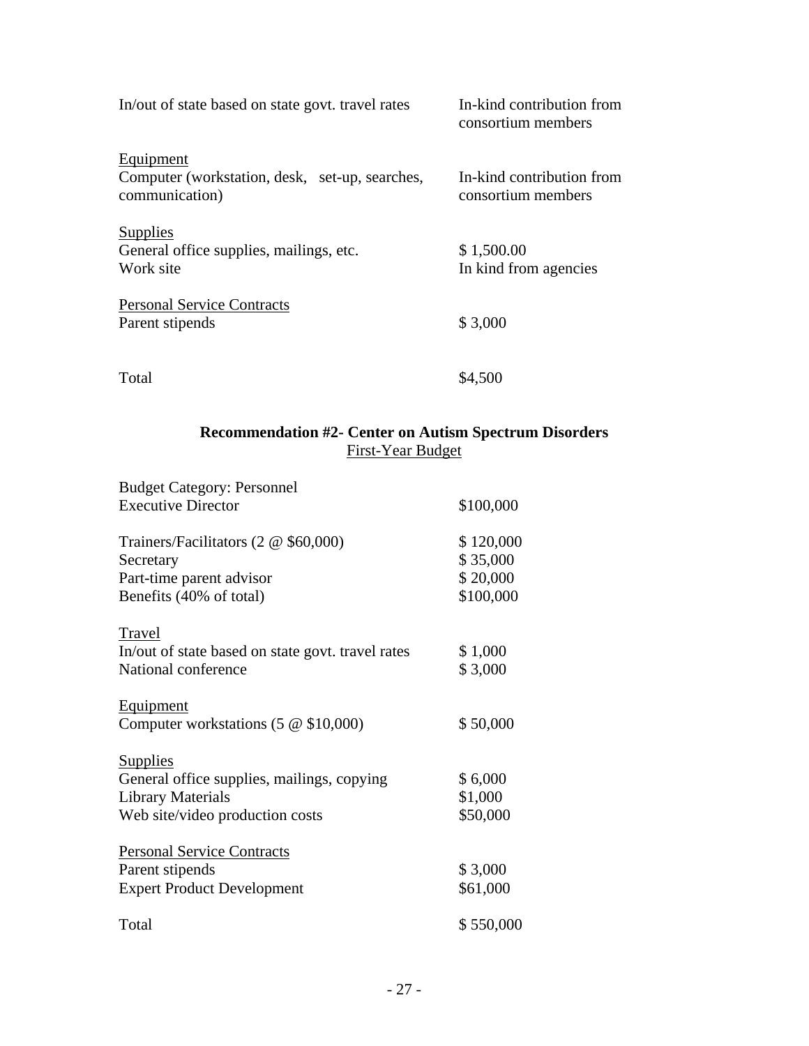| | |
|---|---|
| In/out of state based on state govt. travel rates | In-kind contribution from consortium members |
| Equipment | |
| Computer (workstation, desk, set-up, searches, communication) | In-kind contribution from consortium members |
| Supplies | |
| General office supplies, mailings, etc. | $ 1,500.00 |
| Work site | In kind from agencies |
| Personal Service Contracts | |
| Parent stipends | $ 3,000 |
| Total | $4,500 |

**Recommendation #2- Center on Autism Spectrum Disorders**

First-Year Budget

| | |
|---|---|
| Budget Category: Personnel | |
| Executive Director | $100,000 |
| Trainers/Facilitators (2 @ $60,000) | $ 120,000 |
| Secretary | $ 35,000 |
| Part-time parent advisor | $ 20,000 |
| Benefits (40% of total) | $100,000 |
| Travel | |
| In/out of state based on state govt. travel rates | $ 1,000 |
| National conference | $ 3,000 |
| Equipment | |
| Computer workstations (5 @ $10,000) | $ 50,000 |
| Supplies | |
| General office supplies, mailings, copying | $ 6,000 |
| Library Materials | $1,000 |
| Web site/video production costs | $50,000 |
| Personal Service Contracts | |
| Parent stipends | $ 3,000 |
| Expert Product Development | $61,000 |
| Total | $ 550,000 |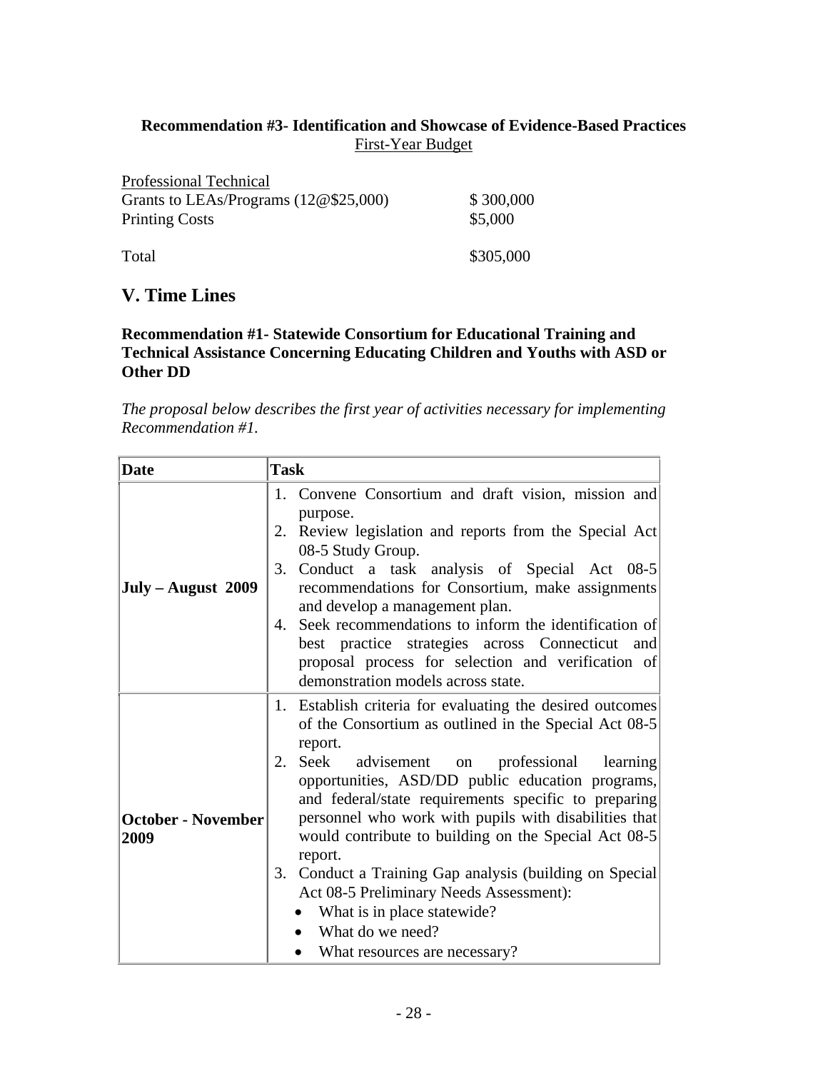**Recommendation #3- Identification and Showcase of Evidence-Based Practices**

First-Year Budget

| Professional Technical | |
|---|---|
| Grants to LEAs/Programs (12@$25,000) | $ 300,000 |
| Printing Costs | $5,000 |
| Total | $305,000 |

## V. Time Lines

### Recommendation #1- Statewide Consortium for Educational Training and Technical Assistance Concerning Educating Children and Youths with ASD or Other DD

*The proposal below describes the first year of activities necessary for implementing Recommendation #1.*

| Date | Task |
|---|---|
| **July – August 2009** | 1. Convene Consortium and draft vision, mission and purpose.<br>2. Review legislation and reports from the Special Act 08-5 Study Group.<br>3. Conduct a task analysis of Special Act 08-5 recommendations for Consortium, make assignments and develop a management plan.<br>4. Seek recommendations to inform the identification of best practice strategies across Connecticut and proposal process for selection and verification of demonstration models across state. |
| **October - November 2009** | 1. Establish criteria for evaluating the desired outcomes of the Consortium as outlined in the Special Act 08-5 report.<br>2. Seek advisement on professional learning opportunities, ASD/DD public education programs, and federal/state requirements specific to preparing personnel who work with pupils with disabilities that would contribute to building on the Special Act 08-5 report.<br>3. Conduct a Training Gap analysis (building on Special Act 08-5 Preliminary Needs Assessment):<br>• What is in place statewide?<br>• What do we need?<br>• What resources are necessary? |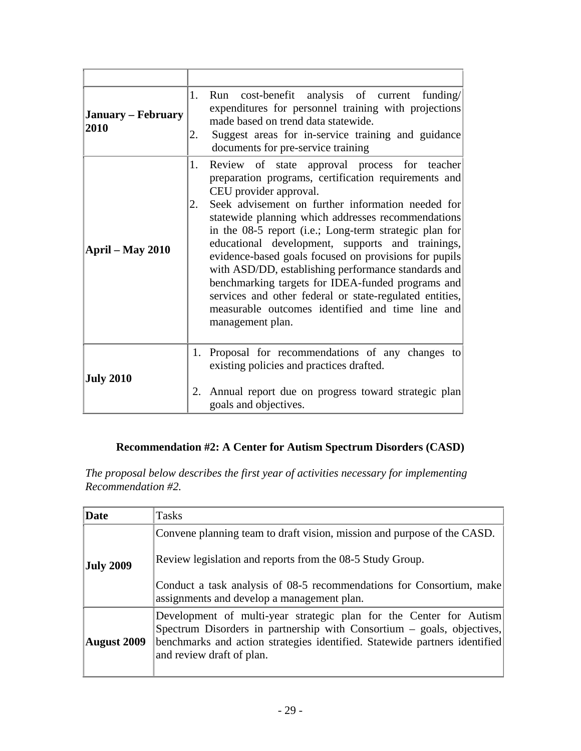| | |
|---|---|
| **January – February 2010** | 1. Run cost-benefit analysis of current funding/ expenditures for personnel training with projections made based on trend data statewide.<br>2. Suggest areas for in-service training and guidance documents for pre-service training |
| **April – May 2010** | 1. Review of state approval process for teacher preparation programs, certification requirements and CEU provider approval.<br>2. Seek advisement on further information needed for statewide planning which addresses recommendations in the 08-5 report (i.e.; Long-term strategic plan for educational development, supports and trainings, evidence-based goals focused on provisions for pupils with ASD/DD, establishing performance standards and benchmarking targets for IDEA-funded programs and services and other federal or state-regulated entities, measurable outcomes identified and time line and management plan. |
| **July 2010** | 1. Proposal for recommendations of any changes to existing policies and practices drafted.<br>2. Annual report due on progress toward strategic plan goals and objectives. |

### Recommendation #2: A Center for Autism Spectrum Disorders (CASD)

*The proposal below describes the first year of activities necessary for implementing Recommendation #2.*

| **Date** | Tasks |
|---|---|
| **July 2009** | Convene planning team to draft vision, mission and purpose of the CASD.<br><br>Review legislation and reports from the 08-5 Study Group.<br><br>Conduct a task analysis of 08-5 recommendations for Consortium, make assignments and develop a management plan. |
| **August 2009** | Development of multi-year strategic plan for the Center for Autism Spectrum Disorders in partnership with Consortium – goals, objectives, benchmarks and action strategies identified. Statewide partners identified and review draft of plan. |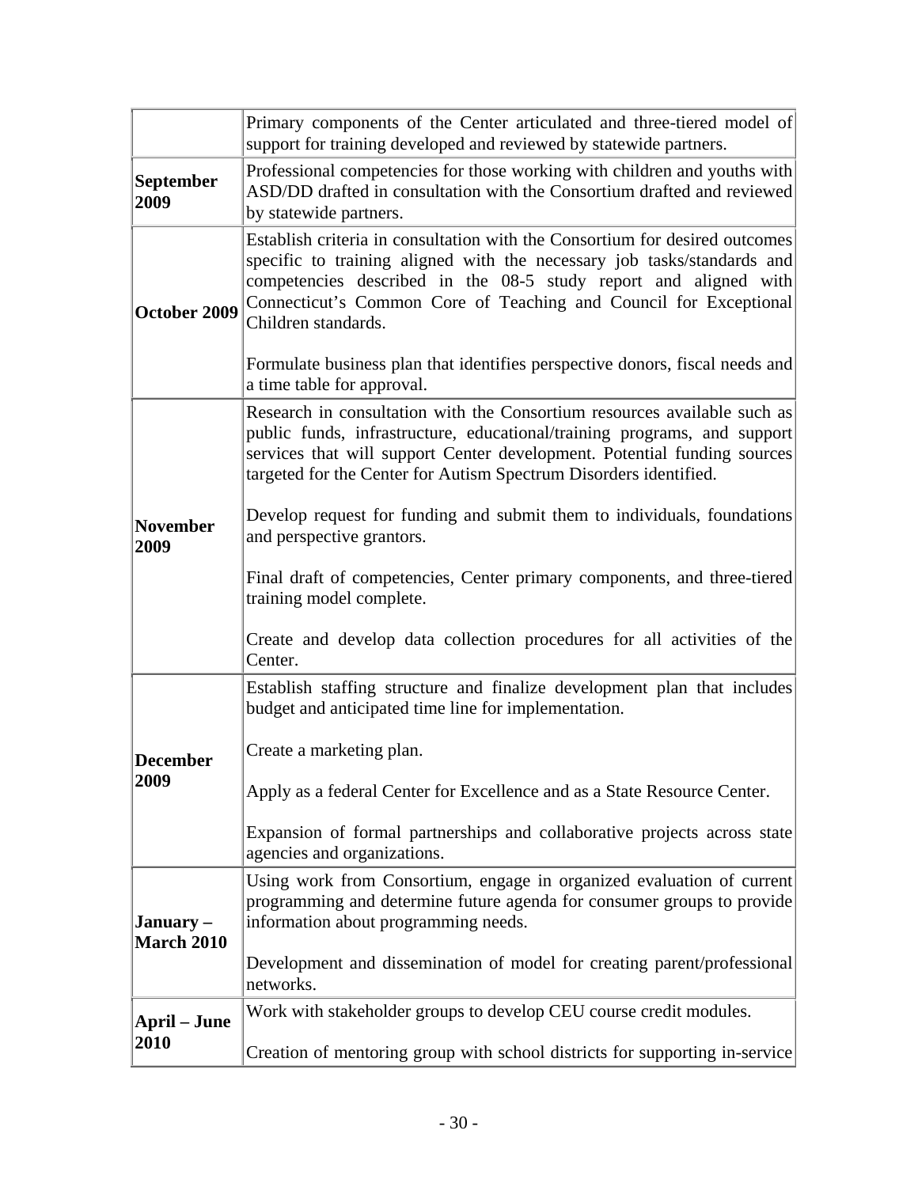| | |
|---|---|
| | Primary components of the Center articulated and three-tiered model of support for training developed and reviewed by statewide partners. |
| **September 2009** | Professional competencies for those working with children and youths with ASD/DD drafted in consultation with the Consortium drafted and reviewed by statewide partners. |
| **October 2009** | Establish criteria in consultation with the Consortium for desired outcomes specific to training aligned with the necessary job tasks/standards and competencies described in the 08-5 study report and aligned with Connecticut's Common Core of Teaching and Council for Exceptional Children standards.<br><br>Formulate business plan that identifies perspective donors, fiscal needs and a time table for approval. |
| **November 2009** | Research in consultation with the Consortium resources available such as public funds, infrastructure, educational/training programs, and support services that will support Center development. Potential funding sources targeted for the Center for Autism Spectrum Disorders identified.<br><br>Develop request for funding and submit them to individuals, foundations and perspective grantors.<br><br>Final draft of competencies, Center primary components, and three-tiered training model complete.<br><br>Create and develop data collection procedures for all activities of the Center. |
| **December 2009** | Establish staffing structure and finalize development plan that includes budget and anticipated time line for implementation.<br><br>Create a marketing plan.<br><br>Apply as a federal Center for Excellence and as a State Resource Center.<br><br>Expansion of formal partnerships and collaborative projects across state agencies and organizations. |
| **January – March 2010** | Using work from Consortium, engage in organized evaluation of current programming and determine future agenda for consumer groups to provide information about programming needs.<br><br>Development and dissemination of model for creating parent/professional networks. |
| **April – June 2010** | Work with stakeholder groups to develop CEU course credit modules.<br><br>Creation of mentoring group with school districts for supporting in-service |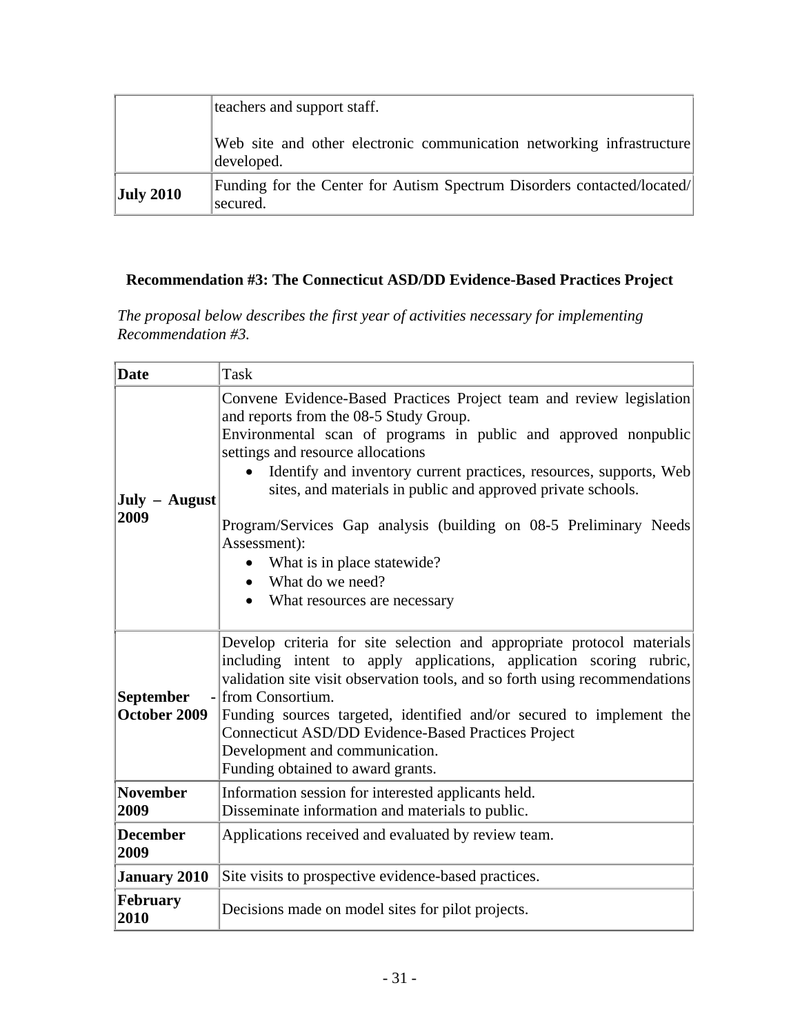| | |
|---|---|
| | teachers and support staff.<br><br>Web site and other electronic communication networking infrastructure developed. |
| **July 2010** | Funding for the Center for Autism Spectrum Disorders contacted/located/ secured. |

### Recommendation #3: The Connecticut ASD/DD Evidence-Based Practices Project

*The proposal below describes the first year of activities necessary for implementing Recommendation #3.*

| Date | Task |
|---|---|
| **July – August 2009** | Convene Evidence-Based Practices Project team and review legislation and reports from the 08-5 Study Group.<br>Environmental scan of programs in public and approved nonpublic settings and resource allocations<br>• Identify and inventory current practices, resources, supports, Web sites, and materials in public and approved private schools.<br><br>Program/Services Gap analysis (building on 08-5 Preliminary Needs Assessment):<br>• What is in place statewide?<br>• What do we need?<br>• What resources are necessary |
| **September - October 2009** | Develop criteria for site selection and appropriate protocol materials including intent to apply applications, application scoring rubric, validation site visit observation tools, and so forth using recommendations from Consortium.<br>Funding sources targeted, identified and/or secured to implement the Connecticut ASD/DD Evidence-Based Practices Project<br>Development and communication.<br>Funding obtained to award grants. |
| **November 2009** | Information session for interested applicants held.<br>Disseminate information and materials to public. |
| **December 2009** | Applications received and evaluated by review team. |
| **January 2010** | Site visits to prospective evidence-based practices. |
| **February 2010** | Decisions made on model sites for pilot projects. |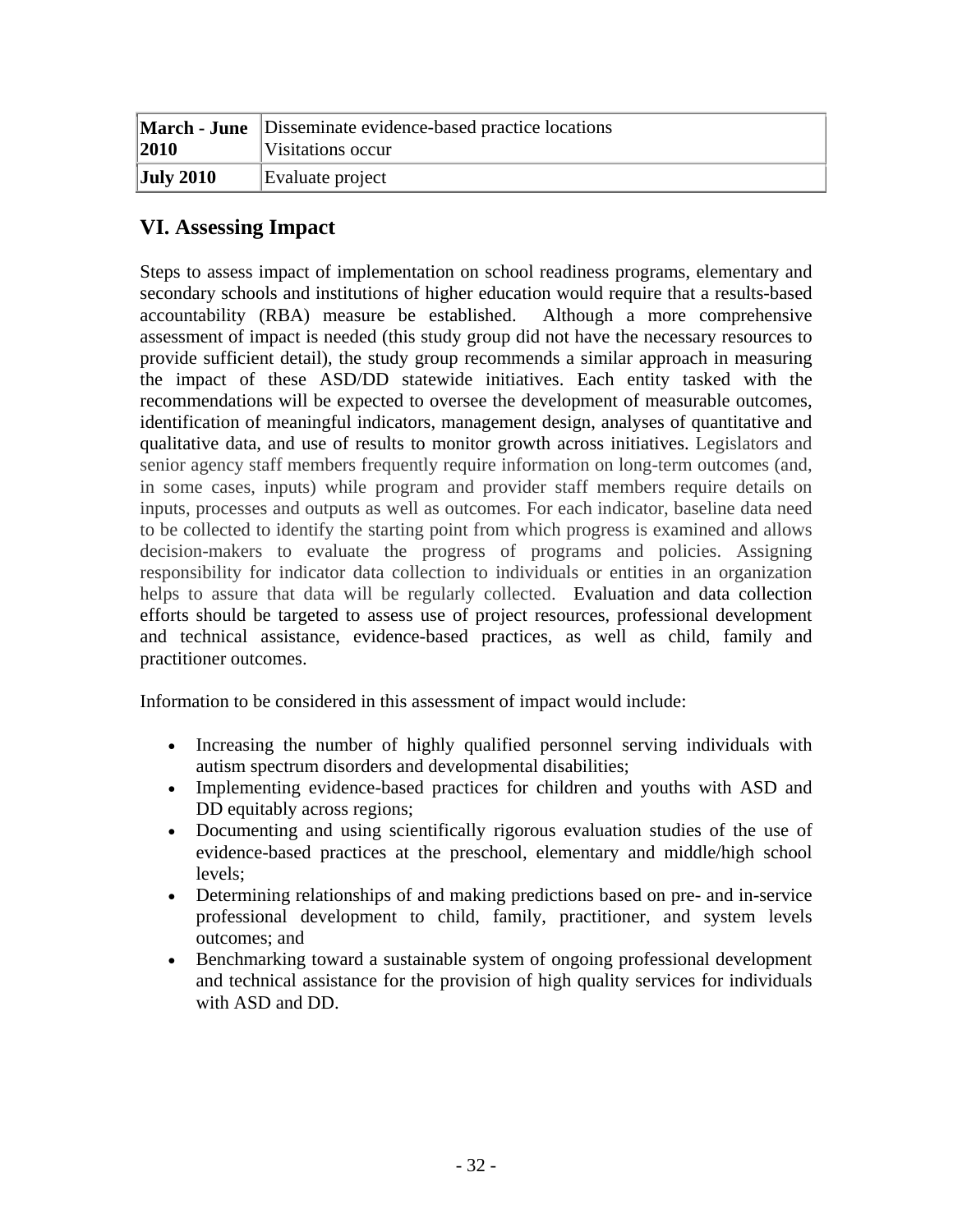| **March - June 2010** | Disseminate evidence-based practice locations<br>Visitations occur |
|---|---|
| **July 2010** | Evaluate project |

## VI. Assessing Impact

Steps to assess impact of implementation on school readiness programs, elementary and secondary schools and institutions of higher education would require that a results-based accountability (RBA) measure be established. Although a more comprehensive assessment of impact is needed (this study group did not have the necessary resources to provide sufficient detail), the study group recommends a similar approach in measuring the impact of these ASD/DD statewide initiatives. Each entity tasked with the recommendations will be expected to oversee the development of measurable outcomes, identification of meaningful indicators, management design, analyses of quantitative and qualitative data, and use of results to monitor growth across initiatives. Legislators and senior agency staff members frequently require information on long-term outcomes (and, in some cases, inputs) while program and provider staff members require details on inputs, processes and outputs as well as outcomes. For each indicator, baseline data need to be collected to identify the starting point from which progress is examined and allows decision-makers to evaluate the progress of programs and policies. Assigning responsibility for indicator data collection to individuals or entities in an organization helps to assure that data will be regularly collected. Evaluation and data collection efforts should be targeted to assess use of project resources, professional development and technical assistance, evidence-based practices, as well as child, family and practitioner outcomes.

Information to be considered in this assessment of impact would include:

- Increasing the number of highly qualified personnel serving individuals with autism spectrum disorders and developmental disabilities;
- Implementing evidence-based practices for children and youths with ASD and DD equitably across regions;
- Documenting and using scientifically rigorous evaluation studies of the use of evidence-based practices at the preschool, elementary and middle/high school levels;
- Determining relationships of and making predictions based on pre- and in-service professional development to child, family, practitioner, and system levels outcomes; and
- Benchmarking toward a sustainable system of ongoing professional development and technical assistance for the provision of high quality services for individuals with ASD and DD.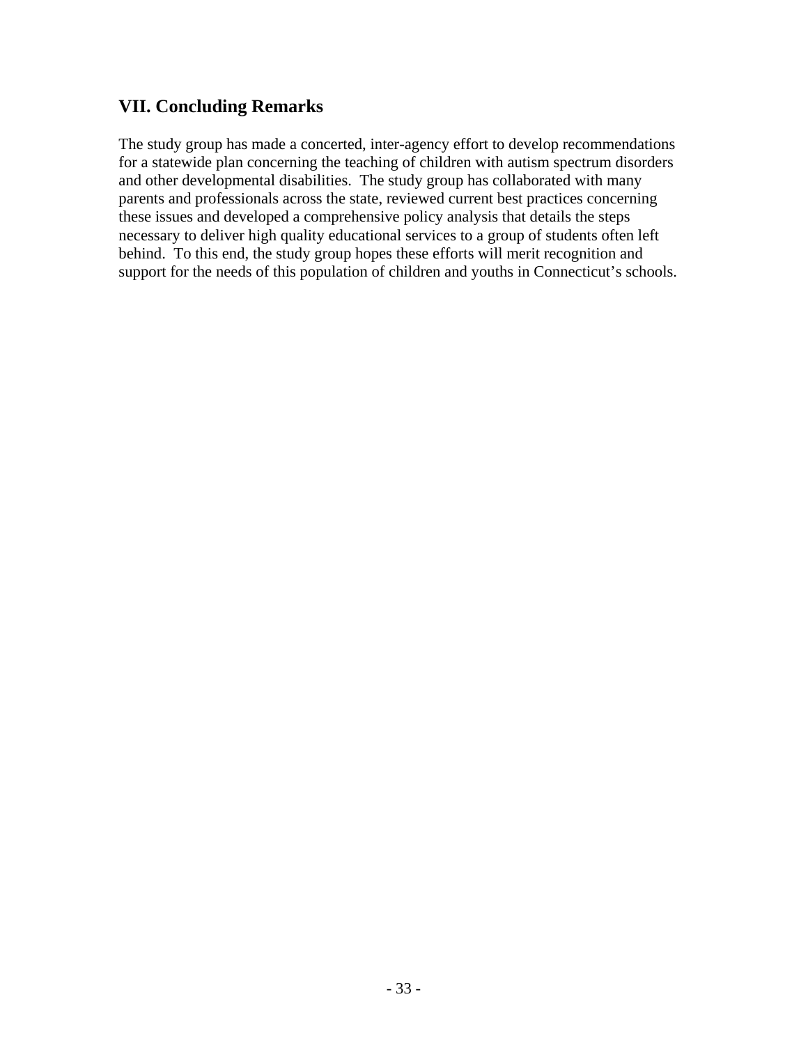## VII. Concluding Remarks

The study group has made a concerted, inter-agency effort to develop recommendations for a statewide plan concerning the teaching of children with autism spectrum disorders and other developmental disabilities. The study group has collaborated with many parents and professionals across the state, reviewed current best practices concerning these issues and developed a comprehensive policy analysis that details the steps necessary to deliver high quality educational services to a group of students often left behind. To this end, the study group hopes these efforts will merit recognition and support for the needs of this population of children and youths in Connecticut's schools.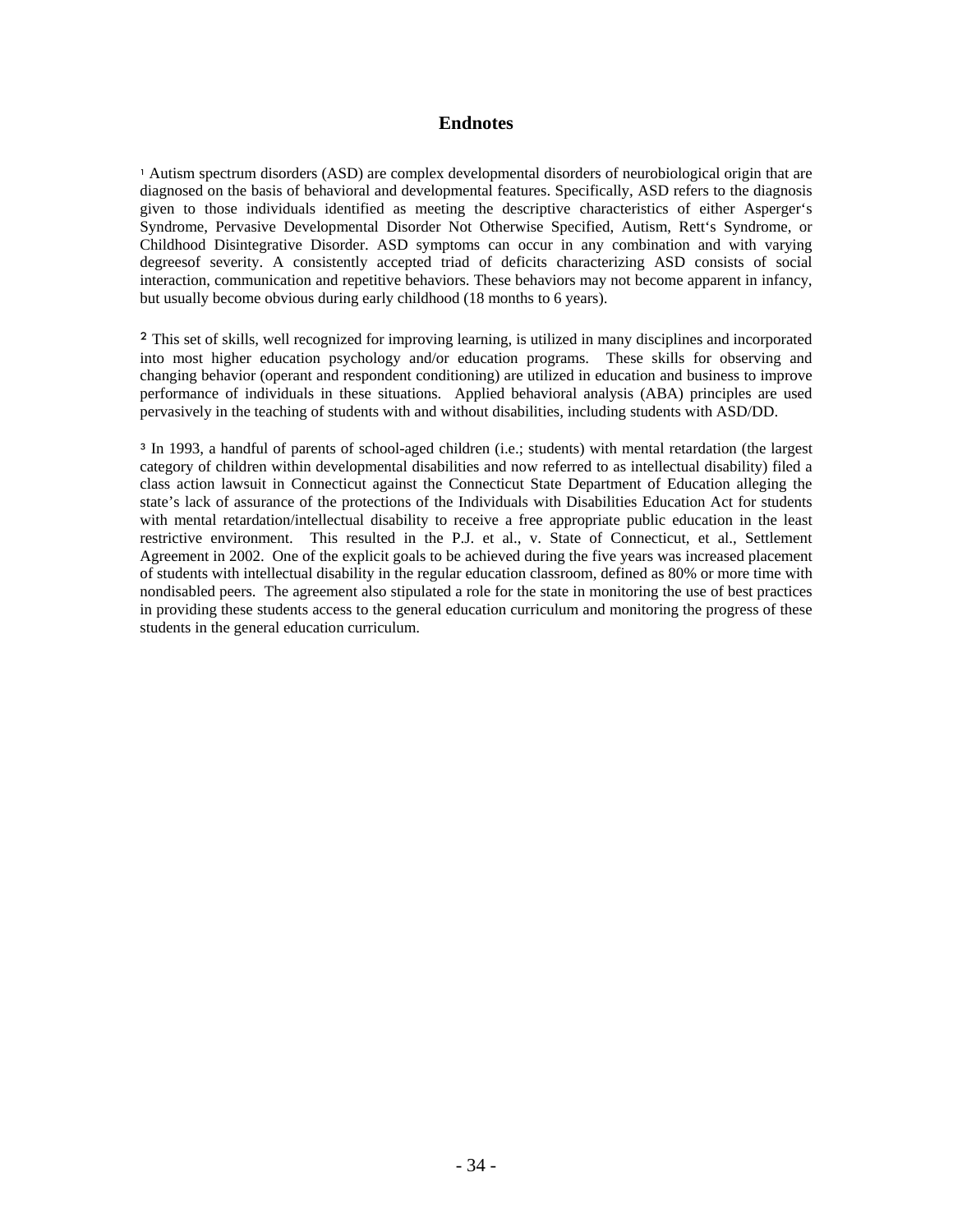## Endnotes

[1] Autism spectrum disorders (ASD) are complex developmental disorders of neurobiological origin that are diagnosed on the basis of behavioral and developmental features. Specifically, ASD refers to the diagnosis given to those individuals identified as meeting the descriptive characteristics of either Asperger's Syndrome, Pervasive Developmental Disorder Not Otherwise Specified, Autism, Rett's Syndrome, or Childhood Disintegrative Disorder. ASD symptoms can occur in any combination and with varying degreesof severity. A consistently accepted triad of deficits characterizing ASD consists of social interaction, communication and repetitive behaviors. These behaviors may not become apparent in infancy, but usually become obvious during early childhood (18 months to 6 years).

[2] This set of skills, well recognized for improving learning, is utilized in many disciplines and incorporated into most higher education psychology and/or education programs. These skills for observing and changing behavior (operant and respondent conditioning) are utilized in education and business to improve performance of individuals in these situations. Applied behavioral analysis (ABA) principles are used pervasively in the teaching of students with and without disabilities, including students with ASD/DD.

[3] In 1993, a handful of parents of school-aged children (i.e.; students) with mental retardation (the largest category of children within developmental disabilities and now referred to as intellectual disability) filed a class action lawsuit in Connecticut against the Connecticut State Department of Education alleging the state's lack of assurance of the protections of the Individuals with Disabilities Education Act for students with mental retardation/intellectual disability to receive a free appropriate public education in the least restrictive environment. This resulted in the P.J. et al., v. State of Connecticut, et al., Settlement Agreement in 2002. One of the explicit goals to be achieved during the five years was increased placement of students with intellectual disability in the regular education classroom, defined as 80% or more time with nondisabled peers. The agreement also stipulated a role for the state in monitoring the use of best practices in providing these students access to the general education curriculum and monitoring the progress of these students in the general education curriculum.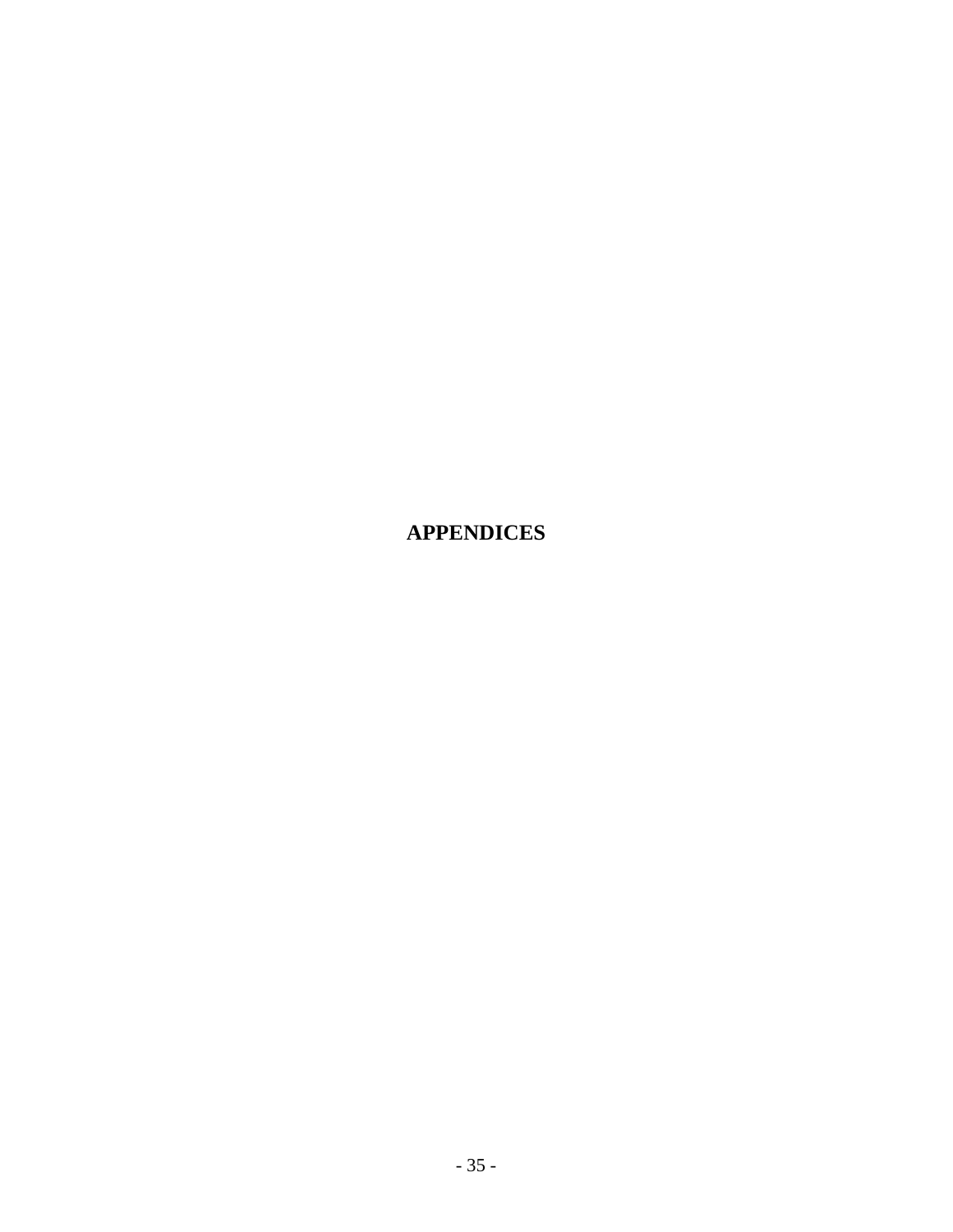# APPENDICES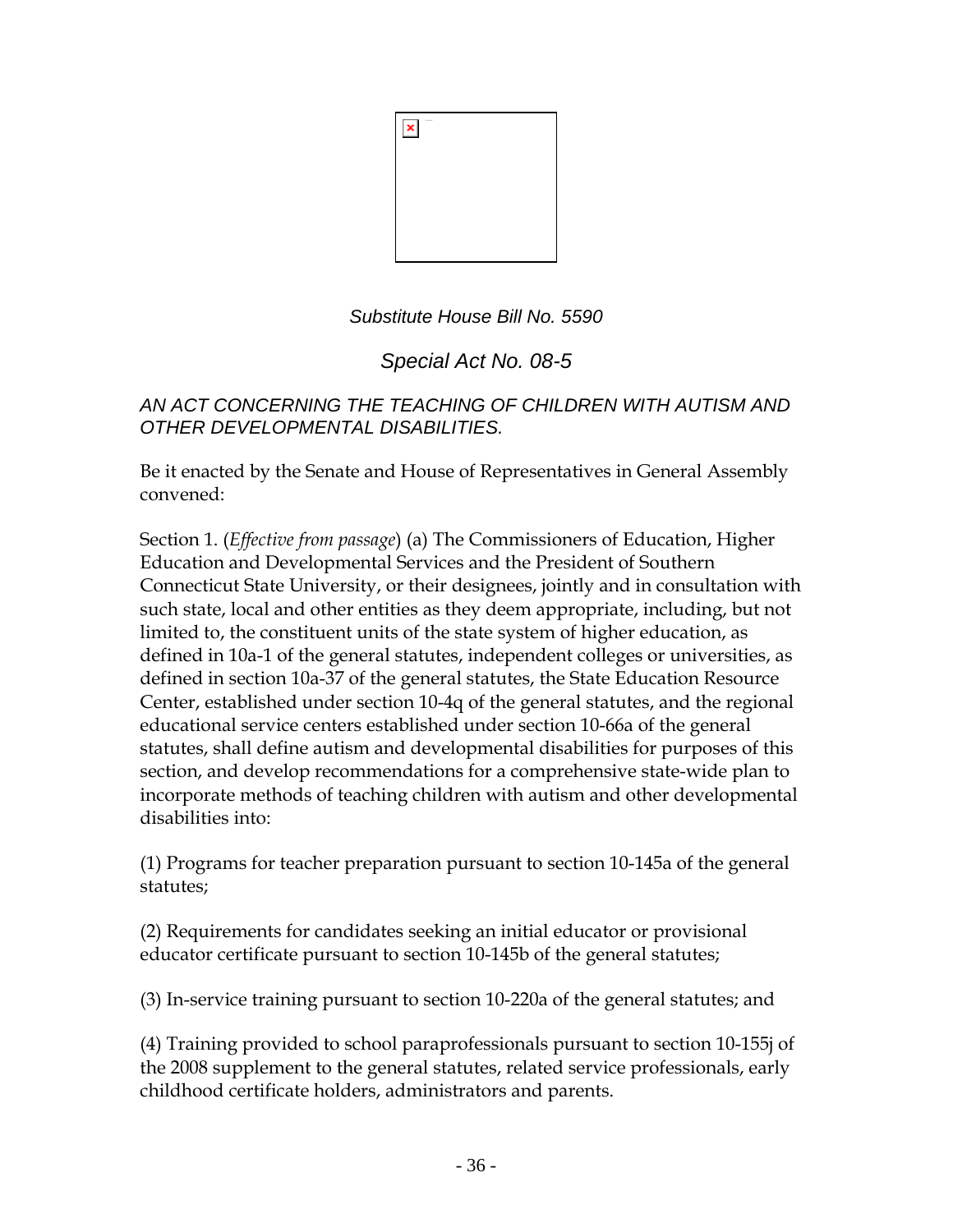*Substitute House Bill No. 5590*

*Special Act No. 08-5*

*AN ACT CONCERNING THE TEACHING OF CHILDREN WITH AUTISM AND OTHER DEVELOPMENTAL DISABILITIES.*

Be it enacted by the Senate and House of Representatives in General Assembly convened:

Section 1. (*Effective from passage*) (a) The Commissioners of Education, Higher Education and Developmental Services and the President of Southern Connecticut State University, or their designees, jointly and in consultation with such state, local and other entities as they deem appropriate, including, but not limited to, the constituent units of the state system of higher education, as defined in 10a-1 of the general statutes, independent colleges or universities, as defined in section 10a-37 of the general statutes, the State Education Resource Center, established under section 10-4q of the general statutes, and the regional educational service centers established under section 10-66a of the general statutes, shall define autism and developmental disabilities for purposes of this section, and develop recommendations for a comprehensive state-wide plan to incorporate methods of teaching children with autism and other developmental disabilities into:

(1) Programs for teacher preparation pursuant to section 10-145a of the general statutes;

(2) Requirements for candidates seeking an initial educator or provisional educator certificate pursuant to section 10-145b of the general statutes;

(3) In-service training pursuant to section 10-220a of the general statutes; and

(4) Training provided to school paraprofessionals pursuant to section 10-155j of the 2008 supplement to the general statutes, related service professionals, early childhood certificate holders, administrators and parents.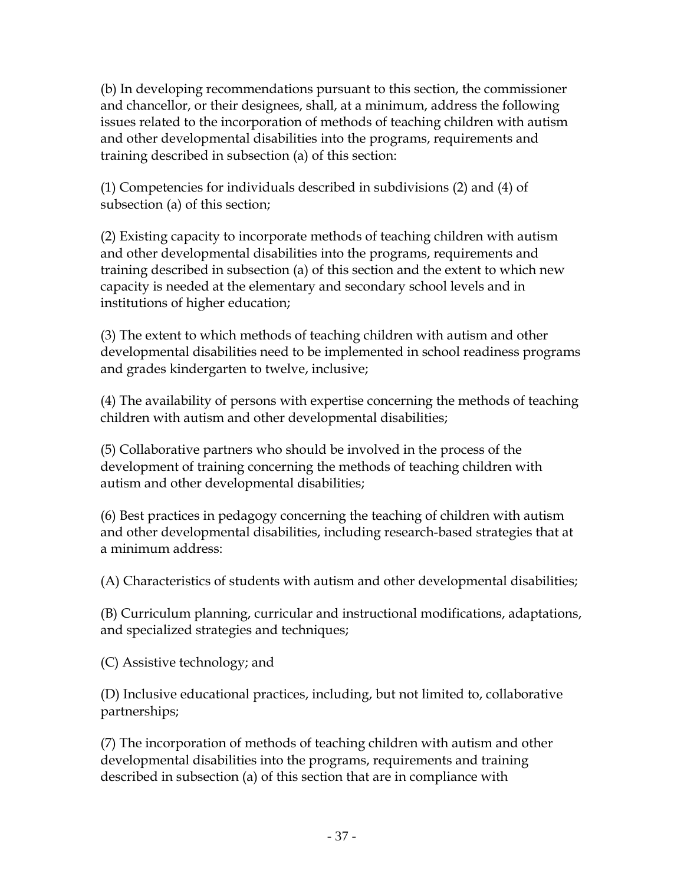(b) In developing recommendations pursuant to this section, the commissioner and chancellor, or their designees, shall, at a minimum, address the following issues related to the incorporation of methods of teaching children with autism and other developmental disabilities into the programs, requirements and training described in subsection (a) of this section:

(1) Competencies for individuals described in subdivisions (2) and (4) of subsection (a) of this section;

(2) Existing capacity to incorporate methods of teaching children with autism and other developmental disabilities into the programs, requirements and training described in subsection (a) of this section and the extent to which new capacity is needed at the elementary and secondary school levels and in institutions of higher education;

(3) The extent to which methods of teaching children with autism and other developmental disabilities need to be implemented in school readiness programs and grades kindergarten to twelve, inclusive;

(4) The availability of persons with expertise concerning the methods of teaching children with autism and other developmental disabilities;

(5) Collaborative partners who should be involved in the process of the development of training concerning the methods of teaching children with autism and other developmental disabilities;

(6) Best practices in pedagogy concerning the teaching of children with autism and other developmental disabilities, including research-based strategies that at a minimum address:

(A) Characteristics of students with autism and other developmental disabilities;

(B) Curriculum planning, curricular and instructional modifications, adaptations, and specialized strategies and techniques;

(C) Assistive technology; and

(D) Inclusive educational practices, including, but not limited to, collaborative partnerships;

(7) The incorporation of methods of teaching children with autism and other developmental disabilities into the programs, requirements and training described in subsection (a) of this section that are in compliance with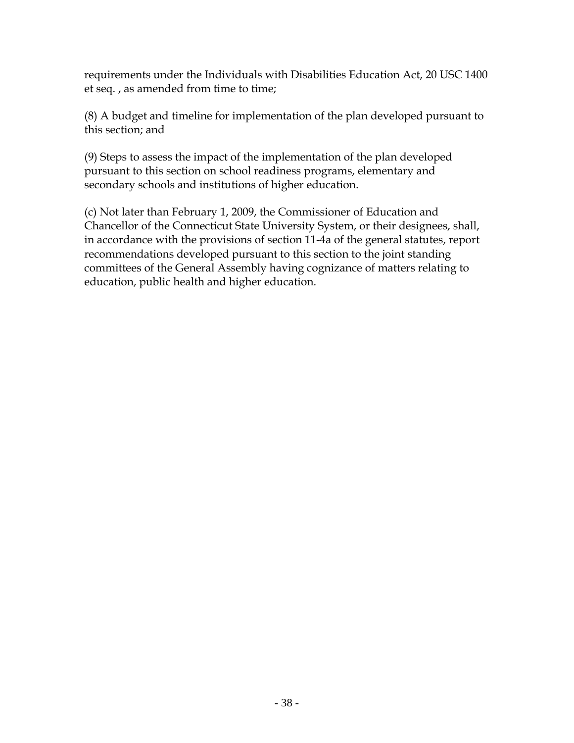requirements under the Individuals with Disabilities Education Act, 20 USC 1400 et seq. , as amended from time to time;

(8) A budget and timeline for implementation of the plan developed pursuant to this section; and

(9) Steps to assess the impact of the implementation of the plan developed pursuant to this section on school readiness programs, elementary and secondary schools and institutions of higher education.

(c) Not later than February 1, 2009, the Commissioner of Education and Chancellor of the Connecticut State University System, or their designees, shall, in accordance with the provisions of section 11-4a of the general statutes, report recommendations developed pursuant to this section to the joint standing committees of the General Assembly having cognizance of matters relating to education, public health and higher education.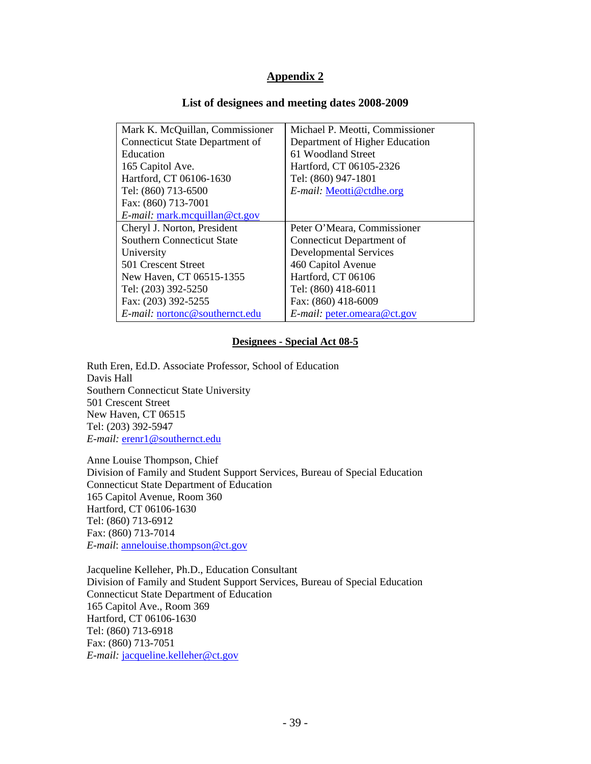## Appendix 2

### List of designees and meeting dates 2008-2009

| | |
|---|---|
| Mark K. McQuillan, Commissioner<br>Connecticut State Department of Education<br>165 Capitol Ave.<br>Hartford, CT 06106-1630<br>Tel: (860) 713-6500<br>Fax: (860) 713-7001<br>*E-mail:* mark.mcquillan@ct.gov | Michael P. Meotti, Commissioner<br>Department of Higher Education<br>61 Woodland Street<br>Hartford, CT 06105-2326<br>Tel: (860) 947-1801<br>*E-mail:* Meotti@ctdhe.org |
| Cheryl J. Norton, President<br>Southern Connecticut State University<br>501 Crescent Street<br>New Haven, CT 06515-1355<br>Tel: (203) 392-5250<br>Fax: (203) 392-5255<br>*E-mail:* nortonc@southernct.edu | Peter O'Meara, Commissioner<br>Connecticut Department of Developmental Services<br>460 Capitol Avenue<br>Hartford, CT 06106<br>Tel: (860) 418-6011<br>Fax: (860) 418-6009<br>*E-mail:* peter.omeara@ct.gov |

### Designees - Special Act 08-5

Ruth Eren, Ed.D. Associate Professor, School of Education
Davis Hall
Southern Connecticut State University
501 Crescent Street
New Haven, CT 06515
Tel: (203) 392-5947
*E-mail:* erenr1@southernct.edu

Anne Louise Thompson, Chief
Division of Family and Student Support Services, Bureau of Special Education
Connecticut State Department of Education
165 Capitol Avenue, Room 360
Hartford, CT 06106-1630
Tel: (860) 713-6912
Fax: (860) 713-7014
*E-mail*: annelouise.thompson@ct.gov

Jacqueline Kelleher, Ph.D., Education Consultant
Division of Family and Student Support Services, Bureau of Special Education
Connecticut State Department of Education
165 Capitol Ave., Room 369
Hartford, CT 06106-1630
Tel: (860) 713-6918
Fax: (860) 713-7051
*E-mail:* jacqueline.kelleher@ct.gov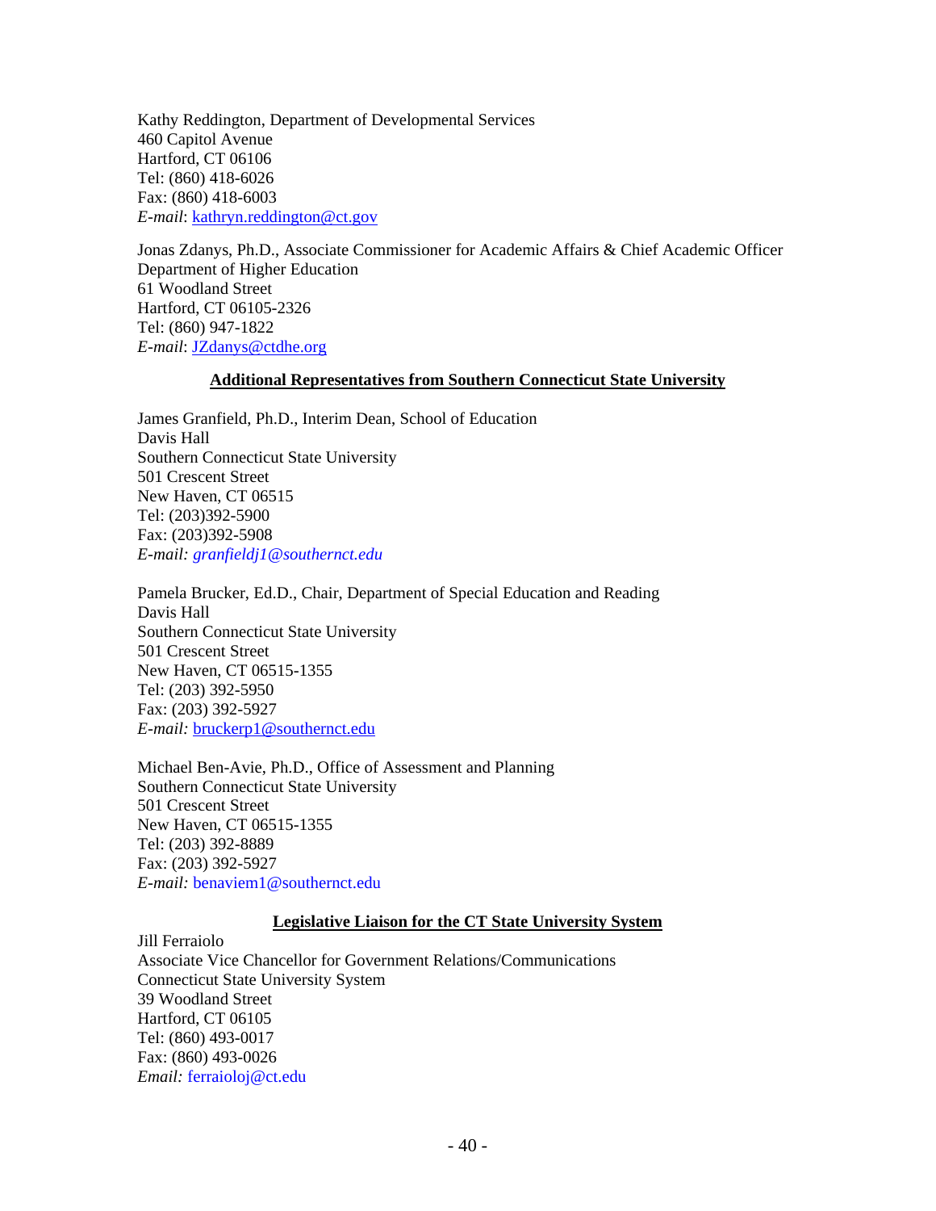Kathy Reddington, Department of Developmental Services
460 Capitol Avenue
Hartford, CT 06106
Tel: (860) 418-6026
Fax: (860) 418-6003
*E-mail*: kathryn.reddington@ct.gov

Jonas Zdanys, Ph.D., Associate Commissioner for Academic Affairs & Chief Academic Officer
Department of Higher Education
61 Woodland Street
Hartford, CT 06105-2326
Tel: (860) 947-1822
*E-mail*: JZdanys@ctdhe.org

**Additional Representatives from Southern Connecticut State University**

James Granfield, Ph.D., Interim Dean, School of Education
Davis Hall
Southern Connecticut State University
501 Crescent Street
New Haven, CT 06515
Tel: (203)392-5900
Fax: (203)392-5908
*E-mail: granfieldj1@southernct.edu*

Pamela Brucker, Ed.D., Chair, Department of Special Education and Reading
Davis Hall
Southern Connecticut State University
501 Crescent Street
New Haven, CT 06515-1355
Tel: (203) 392-5950
Fax: (203) 392-5927
*E-mail:* bruckerp1@southernct.edu

Michael Ben-Avie, Ph.D., Office of Assessment and Planning
Southern Connecticut State University
501 Crescent Street
New Haven, CT 06515-1355
Tel: (203) 392-8889
Fax: (203) 392-5927
*E-mail:* benaviem1@southernct.edu

**Legislative Liaison for the CT State University System**

Jill Ferraiolo
Associate Vice Chancellor for Government Relations/Communications
Connecticut State University System
39 Woodland Street
Hartford, CT 06105
Tel: (860) 493-0017
Fax: (860) 493-0026
*Email:* ferraioloj@ct.edu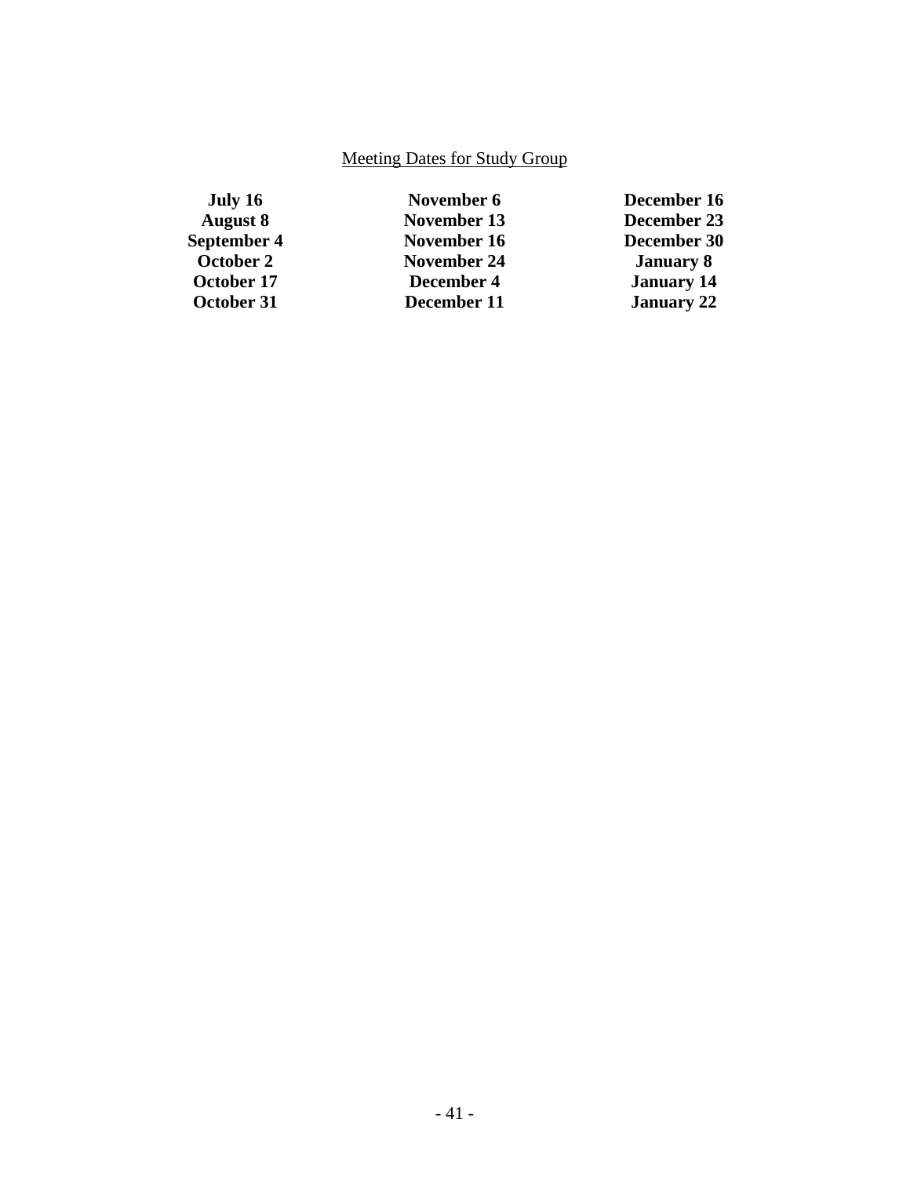Meeting Dates for Study Group

| | | |
|---|---|---|
| **July 16** | **November 6** | **December 16** |
| **August 8** | **November 13** | **December 23** |
| **September 4** | **November 16** | **December 30** |
| **October 2** | **November 24** | **January 8** |
| **October 17** | **December 4** | **January 14** |
| **October 31** | **December 11** | **January 22** |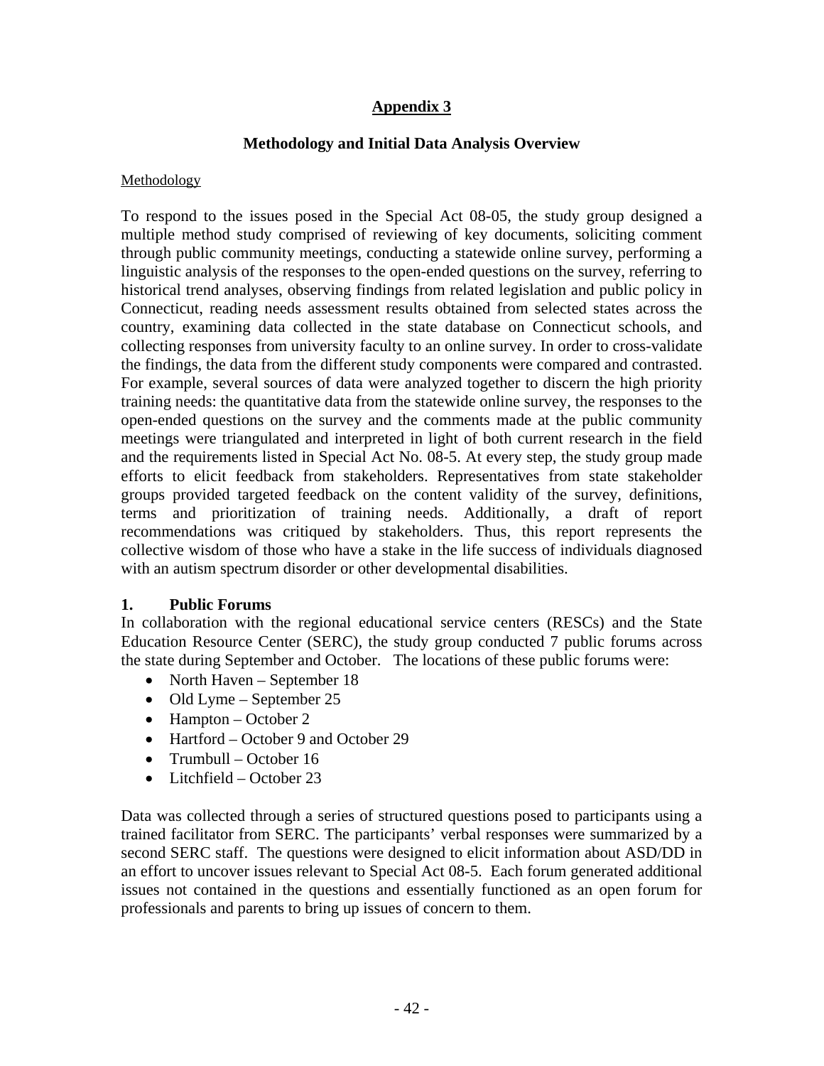## Appendix 3

### Methodology and Initial Data Analysis Overview

Methodology

To respond to the issues posed in the Special Act 08-05, the study group designed a multiple method study comprised of reviewing of key documents, soliciting comment through public community meetings, conducting a statewide online survey, performing a linguistic analysis of the responses to the open-ended questions on the survey, referring to historical trend analyses, observing findings from related legislation and public policy in Connecticut, reading needs assessment results obtained from selected states across the country, examining data collected in the state database on Connecticut schools, and collecting responses from university faculty to an online survey. In order to cross-validate the findings, the data from the different study components were compared and contrasted. For example, several sources of data were analyzed together to discern the high priority training needs: the quantitative data from the statewide online survey, the responses to the open-ended questions on the survey and the comments made at the public community meetings were triangulated and interpreted in light of both current research in the field and the requirements listed in Special Act No. 08-5. At every step, the study group made efforts to elicit feedback from stakeholders. Representatives from state stakeholder groups provided targeted feedback on the content validity of the survey, definitions, terms and prioritization of training needs. Additionally, a draft of report recommendations was critiqued by stakeholders. Thus, this report represents the collective wisdom of those who have a stake in the life success of individuals diagnosed with an autism spectrum disorder or other developmental disabilities.

### 1. Public Forums

In collaboration with the regional educational service centers (RESCs) and the State Education Resource Center (SERC), the study group conducted 7 public forums across the state during September and October. The locations of these public forums were:

- North Haven – September 18
- Old Lyme – September 25
- Hampton – October 2
- Hartford – October 9 and October 29
- Trumbull – October 16
- Litchfield – October 23

Data was collected through a series of structured questions posed to participants using a trained facilitator from SERC. The participants' verbal responses were summarized by a second SERC staff. The questions were designed to elicit information about ASD/DD in an effort to uncover issues relevant to Special Act 08-5. Each forum generated additional issues not contained in the questions and essentially functioned as an open forum for professionals and parents to bring up issues of concern to them.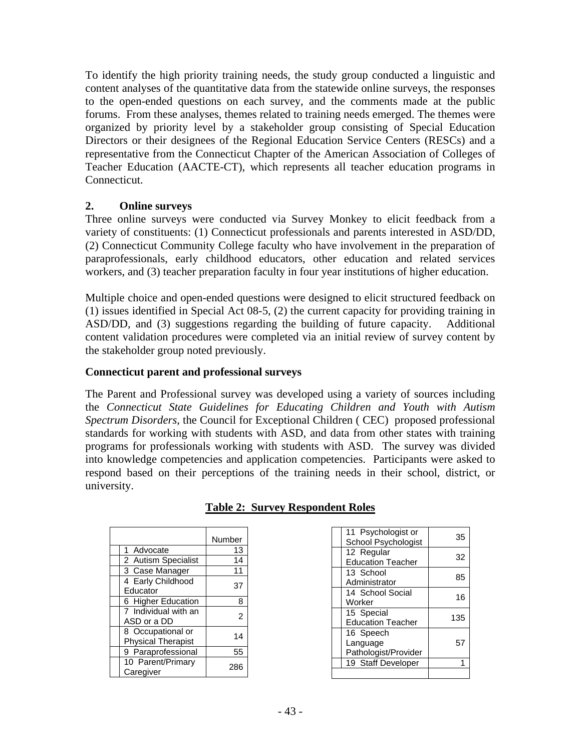To identify the high priority training needs, the study group conducted a linguistic and content analyses of the quantitative data from the statewide online surveys, the responses to the open-ended questions on each survey, and the comments made at the public forums. From these analyses, themes related to training needs emerged. The themes were organized by priority level by a stakeholder group consisting of Special Education Directors or their designees of the Regional Education Service Centers (RESCs) and a representative from the Connecticut Chapter of the American Association of Colleges of Teacher Education (AACTE-CT), which represents all teacher education programs in Connecticut.

### 2. Online surveys

Three online surveys were conducted via Survey Monkey to elicit feedback from a variety of constituents: (1) Connecticut professionals and parents interested in ASD/DD, (2) Connecticut Community College faculty who have involvement in the preparation of paraprofessionals, early childhood educators, other education and related services workers, and (3) teacher preparation faculty in four year institutions of higher education.

Multiple choice and open-ended questions were designed to elicit structured feedback on (1) issues identified in Special Act 08-5, (2) the current capacity for providing training in ASD/DD, and (3) suggestions regarding the building of future capacity. Additional content validation procedures were completed via an initial review of survey content by the stakeholder group noted previously.

### Connecticut parent and professional surveys

The Parent and Professional survey was developed using a variety of sources including the *Connecticut State Guidelines for Educating Children and Youth with Autism Spectrum Disorders*, the Council for Exceptional Children ( CEC) proposed professional standards for working with students with ASD, and data from other states with training programs for professionals working with students with ASD. The survey was divided into knowledge competencies and application competencies. Participants were asked to respond based on their perceptions of the training needs in their school, district, or university.

**Table 2: Survey Respondent Roles**

| Role | Number |
|---|---|
| 1 Advocate | 13 |
| 2 Autism Specialist | 14 |
| 3 Case Manager | 11 |
| 4 Early Childhood Educator | 37 |
| 6 Higher Education | 8 |
| 7 Individual with an ASD or a DD | 2 |
| 8 Occupational or Physical Therapist | 14 |
| 9 Paraprofessional | 55 |
| 10 Parent/Primary Caregiver | 286 |
| 11 Psychologist or School Psychologist | 35 |
| 12 Regular Education Teacher | 32 |
| 13 School Administrator | 85 |
| 14 School Social Worker | 16 |
| 15 Special Education Teacher | 135 |
| 16 Speech Language Pathologist/Provider | 57 |
| 19 Staff Developer | 1 |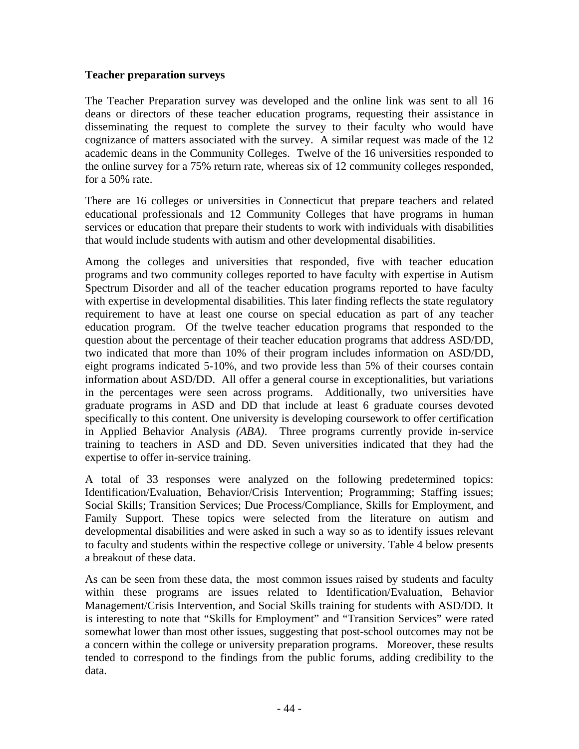### Teacher preparation surveys

The Teacher Preparation survey was developed and the online link was sent to all 16 deans or directors of these teacher education programs, requesting their assistance in disseminating the request to complete the survey to their faculty who would have cognizance of matters associated with the survey. A similar request was made of the 12 academic deans in the Community Colleges. Twelve of the 16 universities responded to the online survey for a 75% return rate, whereas six of 12 community colleges responded, for a 50% rate.

There are 16 colleges or universities in Connecticut that prepare teachers and related educational professionals and 12 Community Colleges that have programs in human services or education that prepare their students to work with individuals with disabilities that would include students with autism and other developmental disabilities.

Among the colleges and universities that responded, five with teacher education programs and two community colleges reported to have faculty with expertise in Autism Spectrum Disorder and all of the teacher education programs reported to have faculty with expertise in developmental disabilities. This later finding reflects the state regulatory requirement to have at least one course on special education as part of any teacher education program. Of the twelve teacher education programs that responded to the question about the percentage of their teacher education programs that address ASD/DD, two indicated that more than 10% of their program includes information on ASD/DD, eight programs indicated 5-10%, and two provide less than 5% of their courses contain information about ASD/DD. All offer a general course in exceptionalities, but variations in the percentages were seen across programs. Additionally, two universities have graduate programs in ASD and DD that include at least 6 graduate courses devoted specifically to this content. One university is developing coursework to offer certification in Applied Behavior Analysis *(ABA)*. Three programs currently provide in-service training to teachers in ASD and DD. Seven universities indicated that they had the expertise to offer in-service training.

A total of 33 responses were analyzed on the following predetermined topics: Identification/Evaluation, Behavior/Crisis Intervention; Programming; Staffing issues; Social Skills; Transition Services; Due Process/Compliance, Skills for Employment, and Family Support. These topics were selected from the literature on autism and developmental disabilities and were asked in such a way so as to identify issues relevant to faculty and students within the respective college or university. Table 4 below presents a breakout of these data.

As can be seen from these data, the most common issues raised by students and faculty within these programs are issues related to Identification/Evaluation, Behavior Management/Crisis Intervention, and Social Skills training for students with ASD/DD. It is interesting to note that "Skills for Employment" and "Transition Services" were rated somewhat lower than most other issues, suggesting that post-school outcomes may not be a concern within the college or university preparation programs. Moreover, these results tended to correspond to the findings from the public forums, adding credibility to the data.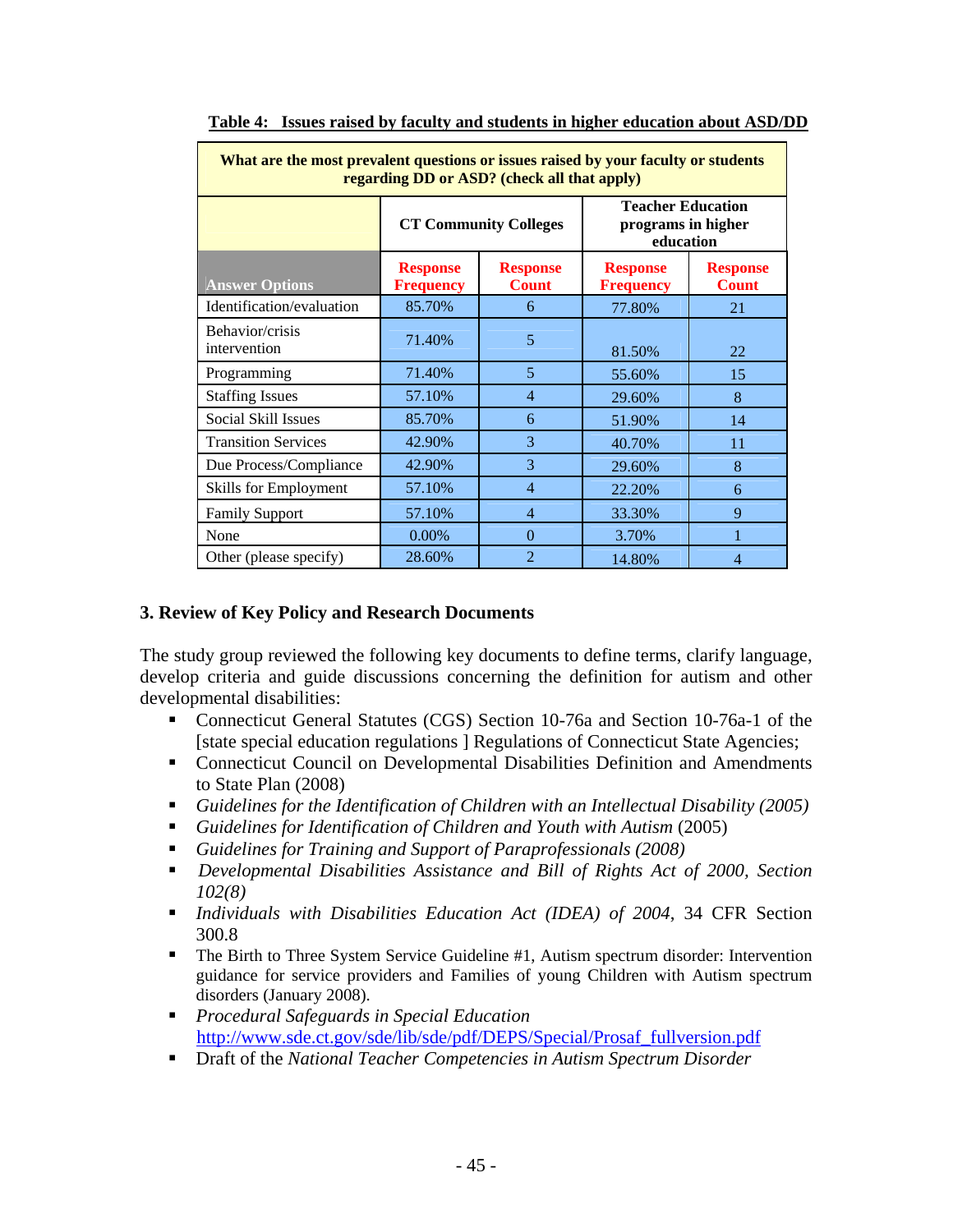**Table 4: Issues raised by faculty and students in higher education about ASD/DD**

| What are the most prevalent questions or issues raised by your faculty or students regarding DD or ASD? (check all that apply) | | | | |
|---|---|---|---|---|
| | CT Community Colleges | | Teacher Education programs in higher education | |
| Answer Options | Response Frequency | Response Count | Response Frequency | Response Count |
| Identification/evaluation | 85.70% | 6 | 77.80% | 21 |
| Behavior/crisis intervention | 71.40% | 5 | 81.50% | 22 |
| Programming | 71.40% | 5 | 55.60% | 15 |
| Staffing Issues | 57.10% | 4 | 29.60% | 8 |
| Social Skill Issues | 85.70% | 6 | 51.90% | 14 |
| Transition Services | 42.90% | 3 | 40.70% | 11 |
| Due Process/Compliance | 42.90% | 3 | 29.60% | 8 |
| Skills for Employment | 57.10% | 4 | 22.20% | 6 |
| Family Support | 57.10% | 4 | 33.30% | 9 |
| None | 0.00% | 0 | 3.70% | 1 |
| Other (please specify) | 28.60% | 2 | 14.80% | 4 |

## 3. Review of Key Policy and Research Documents

The study group reviewed the following key documents to define terms, clarify language, develop criteria and guide discussions concerning the definition for autism and other developmental disabilities:

- Connecticut General Statutes (CGS) Section 10-76a and Section 10-76a-1 of the [state special education regulations ] Regulations of Connecticut State Agencies;
- Connecticut Council on Developmental Disabilities Definition and Amendments to State Plan (2008)
- *Guidelines for the Identification of Children with an Intellectual Disability (2005)*
- *Guidelines for Identification of Children and Youth with Autism* (2005)
- *Guidelines for Training and Support of Paraprofessionals (2008)*
- *Developmental Disabilities Assistance and Bill of Rights Act of 2000, Section 102(8)*
- *Individuals with Disabilities Education Act (IDEA) of 2004*, 34 CFR Section 300.8
- The Birth to Three System Service Guideline #1, Autism spectrum disorder: Intervention guidance for service providers and Families of young Children with Autism spectrum disorders (January 2008).
- *Procedural Safeguards in Special Education* http://www.sde.ct.gov/sde/lib/sde/pdf/DEPS/Special/Prosaf_fullversion.pdf
- Draft of the *National Teacher Competencies in Autism Spectrum Disorder*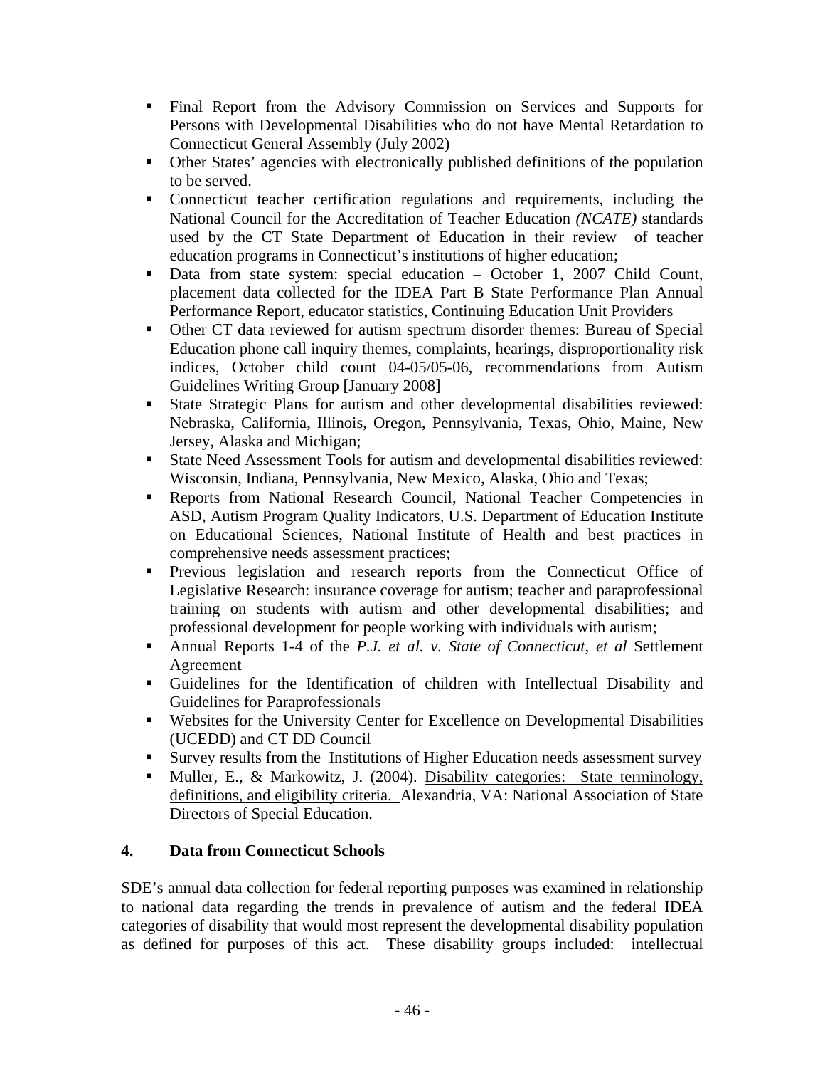- Final Report from the Advisory Commission on Services and Supports for Persons with Developmental Disabilities who do not have Mental Retardation to Connecticut General Assembly (July 2002)
- Other States' agencies with electronically published definitions of the population to be served.
- Connecticut teacher certification regulations and requirements, including the National Council for the Accreditation of Teacher Education *(NCATE)* standards used by the CT State Department of Education in their review of teacher education programs in Connecticut's institutions of higher education;
- Data from state system: special education – October 1, 2007 Child Count, placement data collected for the IDEA Part B State Performance Plan Annual Performance Report, educator statistics, Continuing Education Unit Providers
- Other CT data reviewed for autism spectrum disorder themes: Bureau of Special Education phone call inquiry themes, complaints, hearings, disproportionality risk indices, October child count 04-05/05-06, recommendations from Autism Guidelines Writing Group [January 2008]
- State Strategic Plans for autism and other developmental disabilities reviewed: Nebraska, California, Illinois, Oregon, Pennsylvania, Texas, Ohio, Maine, New Jersey, Alaska and Michigan;
- State Need Assessment Tools for autism and developmental disabilities reviewed: Wisconsin, Indiana, Pennsylvania, New Mexico, Alaska, Ohio and Texas;
- Reports from National Research Council, National Teacher Competencies in ASD, Autism Program Quality Indicators, U.S. Department of Education Institute on Educational Sciences, National Institute of Health and best practices in comprehensive needs assessment practices;
- Previous legislation and research reports from the Connecticut Office of Legislative Research: insurance coverage for autism; teacher and paraprofessional training on students with autism and other developmental disabilities; and professional development for people working with individuals with autism;
- Annual Reports 1-4 of the *P.J. et al. v. State of Connecticut, et al* Settlement Agreement
- Guidelines for the Identification of children with Intellectual Disability and Guidelines for Paraprofessionals
- Websites for the University Center for Excellence on Developmental Disabilities (UCEDD) and CT DD Council
- Survey results from the Institutions of Higher Education needs assessment survey
- Muller, E., & Markowitz, J. (2004). Disability categories: State terminology, definitions, and eligibility criteria. Alexandria, VA: National Association of State Directors of Special Education.

## 4. Data from Connecticut Schools

SDE's annual data collection for federal reporting purposes was examined in relationship to national data regarding the trends in prevalence of autism and the federal IDEA categories of disability that would most represent the developmental disability population as defined for purposes of this act. These disability groups included: intellectual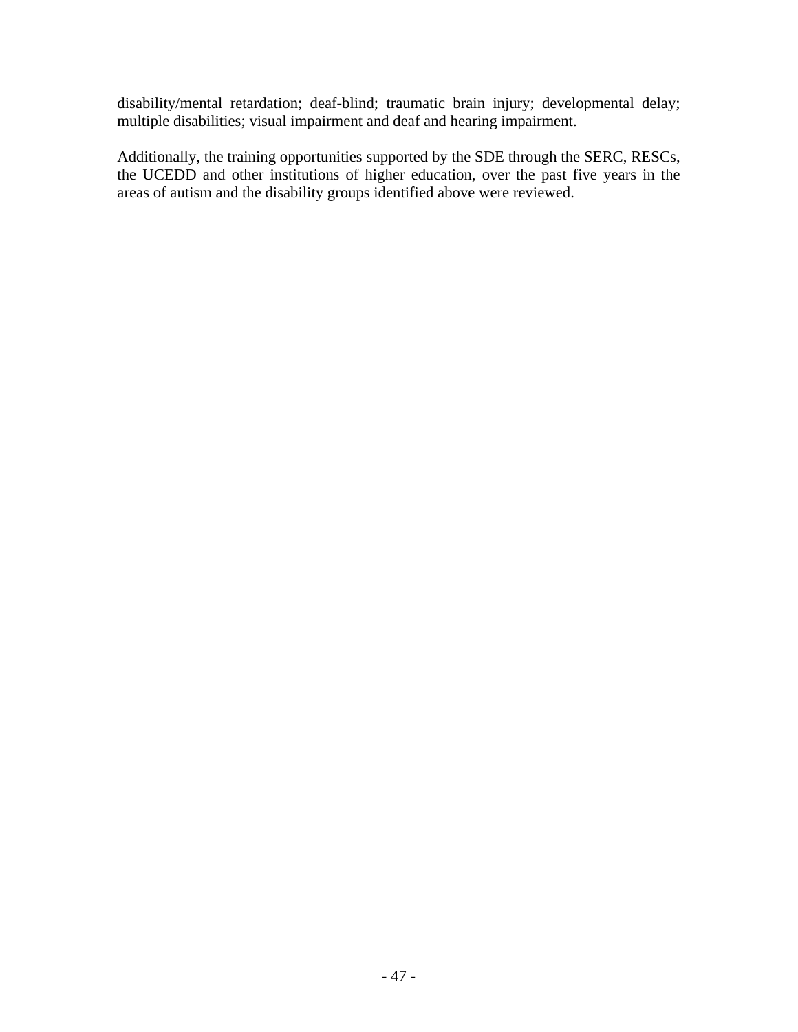disability/mental retardation; deaf-blind; traumatic brain injury; developmental delay; multiple disabilities; visual impairment and deaf and hearing impairment.

Additionally, the training opportunities supported by the SDE through the SERC, RESCs, the UCEDD and other institutions of higher education, over the past five years in the areas of autism and the disability groups identified above were reviewed.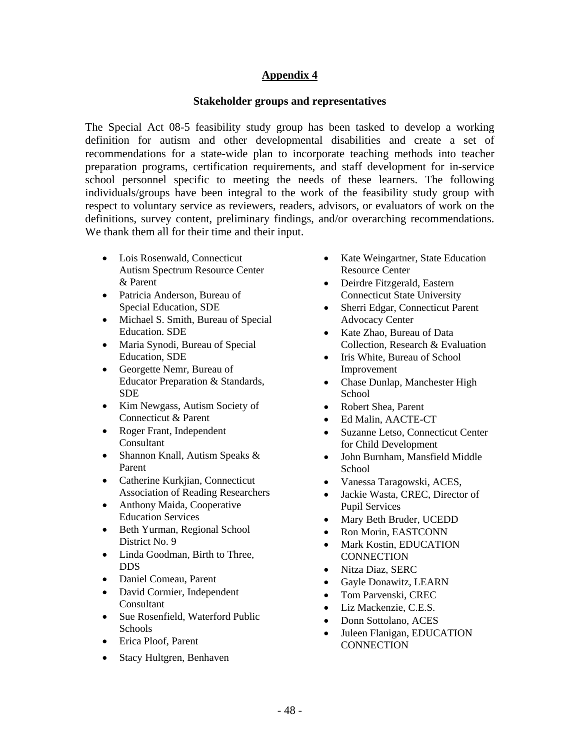# Appendix 4

## Stakeholder groups and representatives

The Special Act 08-5 feasibility study group has been tasked to develop a working definition for autism and other developmental disabilities and create a set of recommendations for a state-wide plan to incorporate teaching methods into teacher preparation programs, certification requirements, and staff development for in-service school personnel specific to meeting the needs of these learners. The following individuals/groups have been integral to the work of the feasibility study group with respect to voluntary service as reviewers, readers, advisors, or evaluators of work on the definitions, survey content, preliminary findings, and/or overarching recommendations. We thank them all for their time and their input.

- Lois Rosenwald, Connecticut Autism Spectrum Resource Center & Parent
- Patricia Anderson, Bureau of Special Education, SDE
- Michael S. Smith, Bureau of Special Education. SDE
- Maria Synodi, Bureau of Special Education, SDE
- Georgette Nemr, Bureau of Educator Preparation & Standards, SDE
- Kim Newgass, Autism Society of Connecticut & Parent
- Roger Frant, Independent Consultant
- Shannon Knall, Autism Speaks & Parent
- Catherine Kurkjian, Connecticut Association of Reading Researchers
- Anthony Maida, Cooperative Education Services
- Beth Yurman, Regional School District No. 9
- Linda Goodman, Birth to Three, DDS
- Daniel Comeau, Parent
- David Cormier, Independent Consultant
- Sue Rosenfield, Waterford Public Schools
- Erica Ploof, Parent
- Stacy Hultgren, Benhaven
- Kate Weingartner, State Education Resource Center
- Deirdre Fitzgerald, Eastern Connecticut State University
- Sherri Edgar, Connecticut Parent Advocacy Center
- Kate Zhao, Bureau of Data Collection, Research & Evaluation
- Iris White, Bureau of School Improvement
- Chase Dunlap, Manchester High School
- Robert Shea, Parent
- Ed Malin, AACTE-CT
- Suzanne Letso, Connecticut Center for Child Development
- John Burnham, Mansfield Middle School
- Vanessa Taragowski, ACES,
- Jackie Wasta, CREC, Director of Pupil Services
- Mary Beth Bruder, UCEDD
- Ron Morin, EASTCONN
- Mark Kostin, EDUCATION CONNECTION
- Nitza Diaz, SERC
- Gayle Donawitz, LEARN
- Tom Parvenski, CREC
- Liz Mackenzie, C.E.S.
- Donn Sottolano, ACES
- Juleen Flanigan, EDUCATION CONNECTION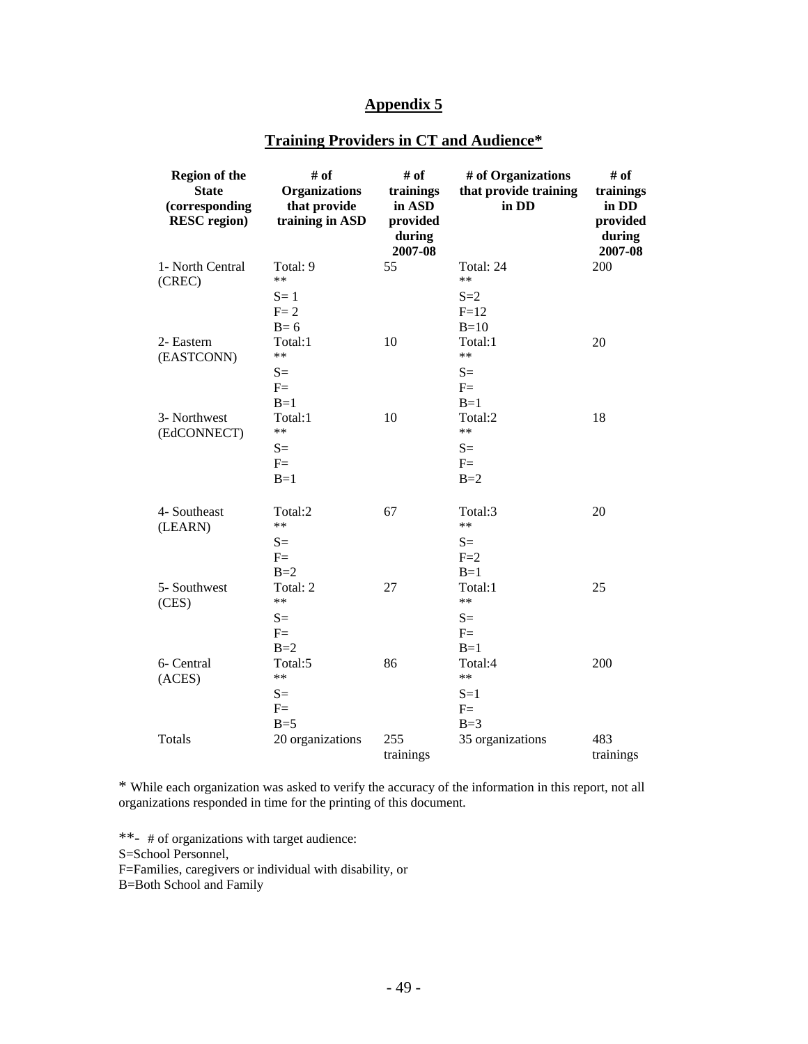# Appendix 5

## Training Providers in CT and Audience*

| Region of the State (corresponding RESC region) | # of Organizations that provide training in ASD | # of trainings in ASD provided during 2007-08 | # of Organizations that provide training in DD | # of trainings in DD provided during 2007-08 |
|---|---|---|---|---|
| 1- North Central (CREC) | Total: 9<br>**<br>S= 1<br>F= 2<br>B= 6 | 55 | Total: 24<br>**<br>S=2<br>F=12<br>B=10 | 200 |
| 2- Eastern (EASTCONN) | Total:1<br>**<br>S=<br>F=<br>B=1 | 10 | Total:1<br>**<br>S=<br>F=<br>B=1 | 20 |
| 3- Northwest (EdCONNECT) | Total:1<br>**<br>S=<br>F=<br>B=1 | 10 | Total:2<br>**<br>S=<br>F=<br>B=2 | 18 |
| 4- Southeast (LEARN) | Total:2<br>**<br>S=<br>F=<br>B=2 | 67 | Total:3<br>**<br>S=<br>F=2<br>B=1 | 20 |
| 5- Southwest (CES) | Total: 2<br>**<br>S=<br>F=<br>B=2 | 27 | Total:1<br>**<br>S=<br>F=<br>B=1 | 25 |
| 6- Central (ACES) | Total:5<br>**<br>S=<br>F=<br>B=5 | 86 | Total:4<br>**<br>S=1<br>F=<br>B=3 | 200 |
| Totals | 20 organizations | 255 trainings | 35 organizations | 483 trainings |

* While each organization was asked to verify the accuracy of the information in this report, not all organizations responded in time for the printing of this document.

**- # of organizations with target audience:
S=School Personnel,
F=Families, caregivers or individual with disability, or
B=Both School and Family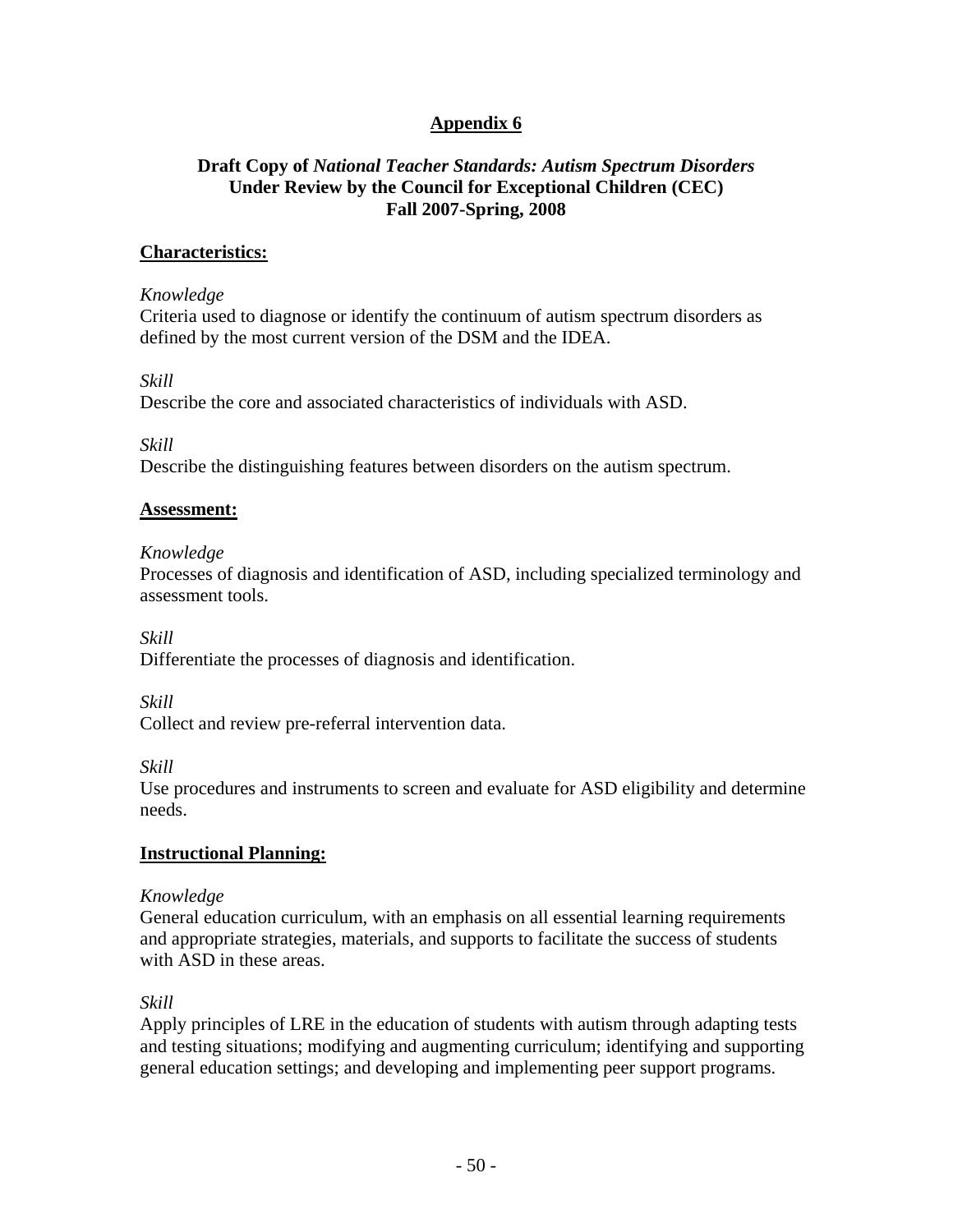## Appendix 6

### Draft Copy of *National Teacher Standards: Autism Spectrum Disorders* Under Review by the Council for Exceptional Children (CEC) Fall 2007-Spring, 2008

**Characteristics:**

*Knowledge*
Criteria used to diagnose or identify the continuum of autism spectrum disorders as defined by the most current version of the DSM and the IDEA.

*Skill*
Describe the core and associated characteristics of individuals with ASD.

*Skill*
Describe the distinguishing features between disorders on the autism spectrum.

**Assessment:**

*Knowledge*
Processes of diagnosis and identification of ASD, including specialized terminology and assessment tools.

*Skill*
Differentiate the processes of diagnosis and identification.

*Skill*
Collect and review pre-referral intervention data.

*Skill*
Use procedures and instruments to screen and evaluate for ASD eligibility and determine needs.

**Instructional Planning:**

*Knowledge*
General education curriculum, with an emphasis on all essential learning requirements and appropriate strategies, materials, and supports to facilitate the success of students with ASD in these areas.

*Skill*
Apply principles of LRE in the education of students with autism through adapting tests and testing situations; modifying and augmenting curriculum; identifying and supporting general education settings; and developing and implementing peer support programs.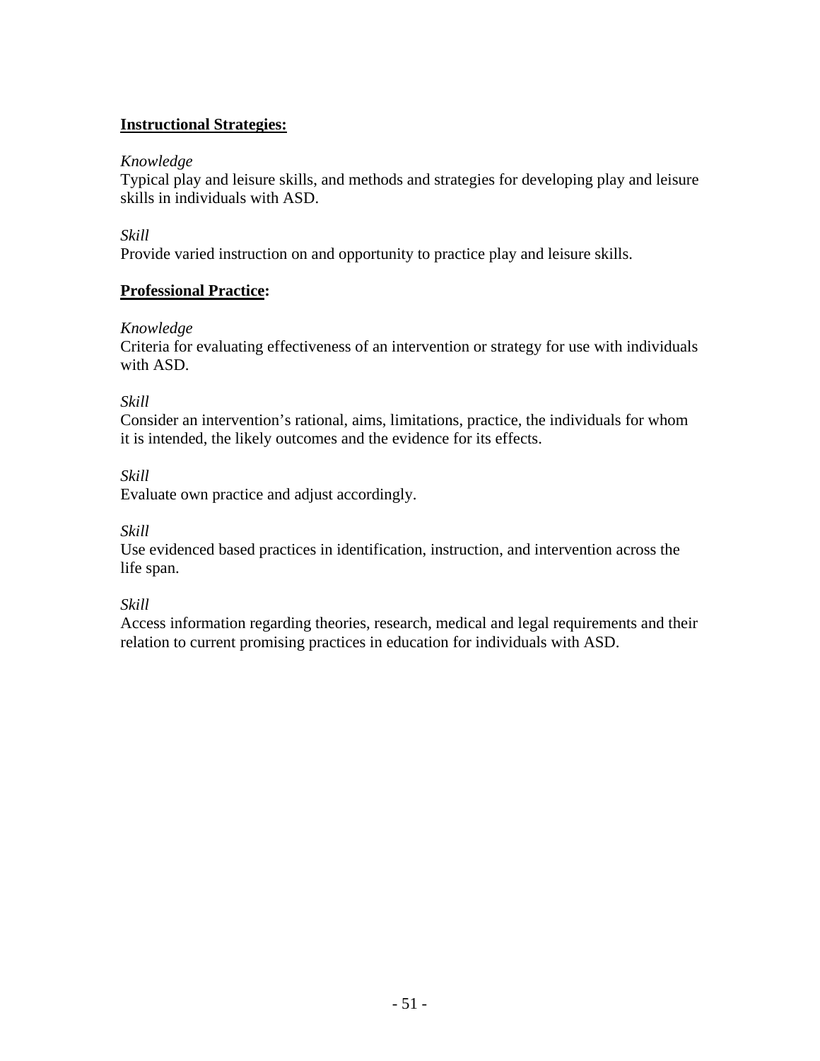**Instructional Strategies:**

*Knowledge*
Typical play and leisure skills, and methods and strategies for developing play and leisure skills in individuals with ASD.

*Skill*
Provide varied instruction on and opportunity to practice play and leisure skills.

**Professional Practice:**

*Knowledge*
Criteria for evaluating effectiveness of an intervention or strategy for use with individuals with ASD.

*Skill*
Consider an intervention's rational, aims, limitations, practice, the individuals for whom it is intended, the likely outcomes and the evidence for its effects.

*Skill*
Evaluate own practice and adjust accordingly.

*Skill*
Use evidenced based practices in identification, instruction, and intervention across the life span.

*Skill*
Access information regarding theories, research, medical and legal requirements and their relation to current promising practices in education for individuals with ASD.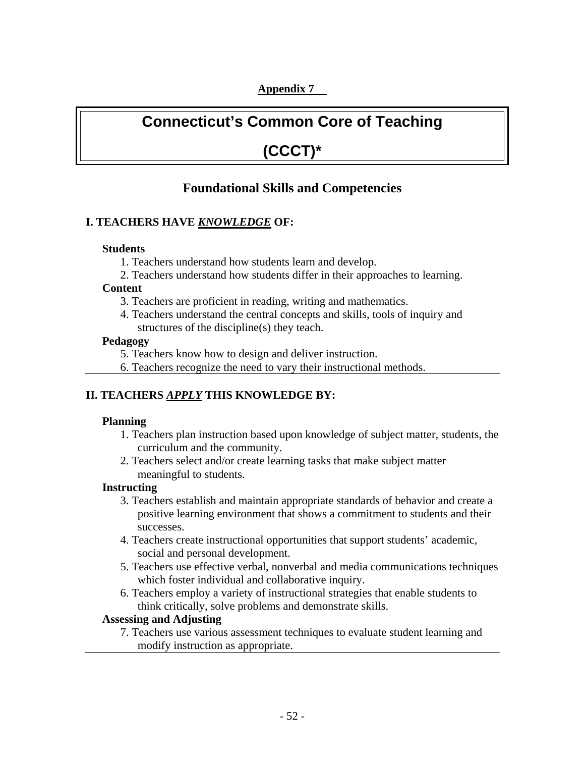**Appendix 7**

# Connecticut's Common Core of Teaching (CCCT)*

## Foundational Skills and Competencies

### I. TEACHERS HAVE ***KNOWLEDGE*** OF:

**Students**

1. Teachers understand how students learn and develop.
2. Teachers understand how students differ in their approaches to learning.

**Content**

3. Teachers are proficient in reading, writing and mathematics.
4. Teachers understand the central concepts and skills, tools of inquiry and structures of the discipline(s) they teach.

**Pedagogy**

5. Teachers know how to design and deliver instruction.
6. Teachers recognize the need to vary their instructional methods.

---

### II. TEACHERS ***APPLY*** THIS KNOWLEDGE BY:

**Planning**

1. Teachers plan instruction based upon knowledge of subject matter, students, the curriculum and the community.
2. Teachers select and/or create learning tasks that make subject matter meaningful to students.

**Instructing**

3. Teachers establish and maintain appropriate standards of behavior and create a positive learning environment that shows a commitment to students and their successes.
4. Teachers create instructional opportunities that support students' academic, social and personal development.
5. Teachers use effective verbal, nonverbal and media communications techniques which foster individual and collaborative inquiry.
6. Teachers employ a variety of instructional strategies that enable students to think critically, solve problems and demonstrate skills.

**Assessing and Adjusting**

7. Teachers use various assessment techniques to evaluate student learning and modify instruction as appropriate.

---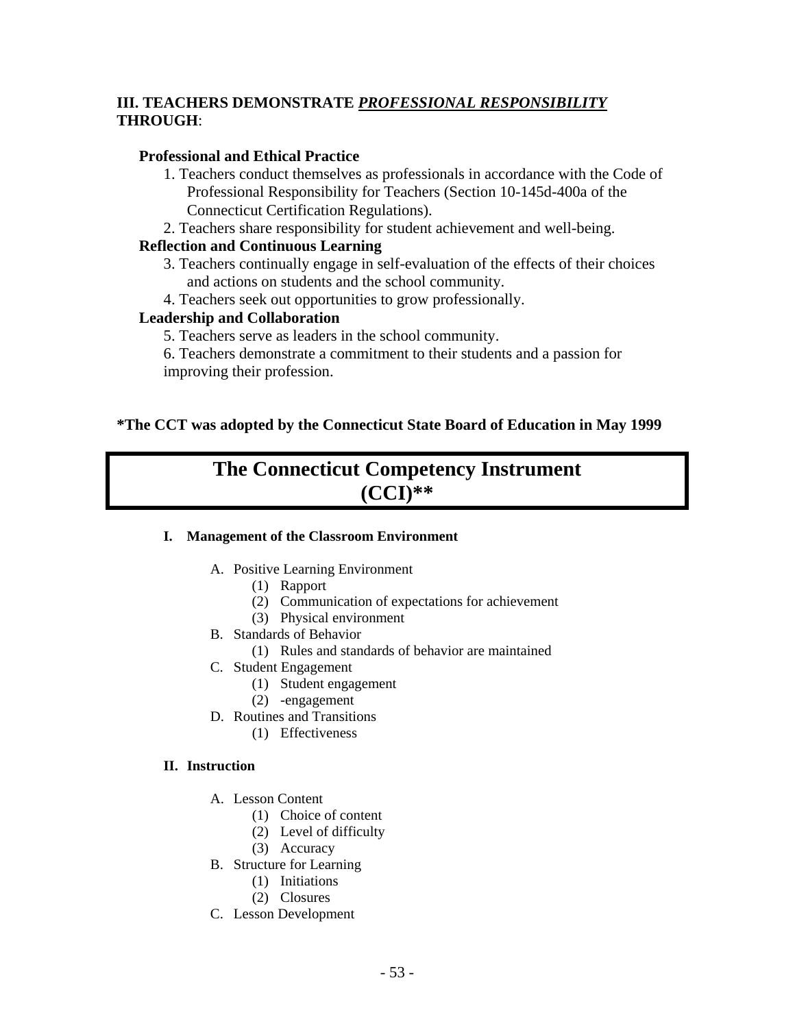**III. TEACHERS DEMONSTRATE *PROFESSIONAL RESPONSIBILITY* THROUGH**:

**Professional and Ethical Practice**

1. Teachers conduct themselves as professionals in accordance with the Code of Professional Responsibility for Teachers (Section 10-145d-400a of the Connecticut Certification Regulations).
2. Teachers share responsibility for student achievement and well-being.

**Reflection and Continuous Learning**

3. Teachers continually engage in self-evaluation of the effects of their choices and actions on students and the school community.
4. Teachers seek out opportunities to grow professionally.

**Leadership and Collaboration**

5. Teachers serve as leaders in the school community.
6. Teachers demonstrate a commitment to their students and a passion for improving their profession.

**\*The CCT was adopted by the Connecticut State Board of Education in May 1999**

# The Connecticut Competency Instrument (CCI)**

**I. Management of the Classroom Environment**

- A. Positive Learning Environment
  - (1) Rapport
  - (2) Communication of expectations for achievement
  - (3) Physical environment
- B. Standards of Behavior
  - (1) Rules and standards of behavior are maintained
- C. Student Engagement
  - (1) Student engagement
  - (2) -engagement
- D. Routines and Transitions
  - (1) Effectiveness

**II. Instruction**

- A. Lesson Content
  - (1) Choice of content
  - (2) Level of difficulty
  - (3) Accuracy
- B. Structure for Learning
  - (1) Initiations
  - (2) Closures
- C. Lesson Development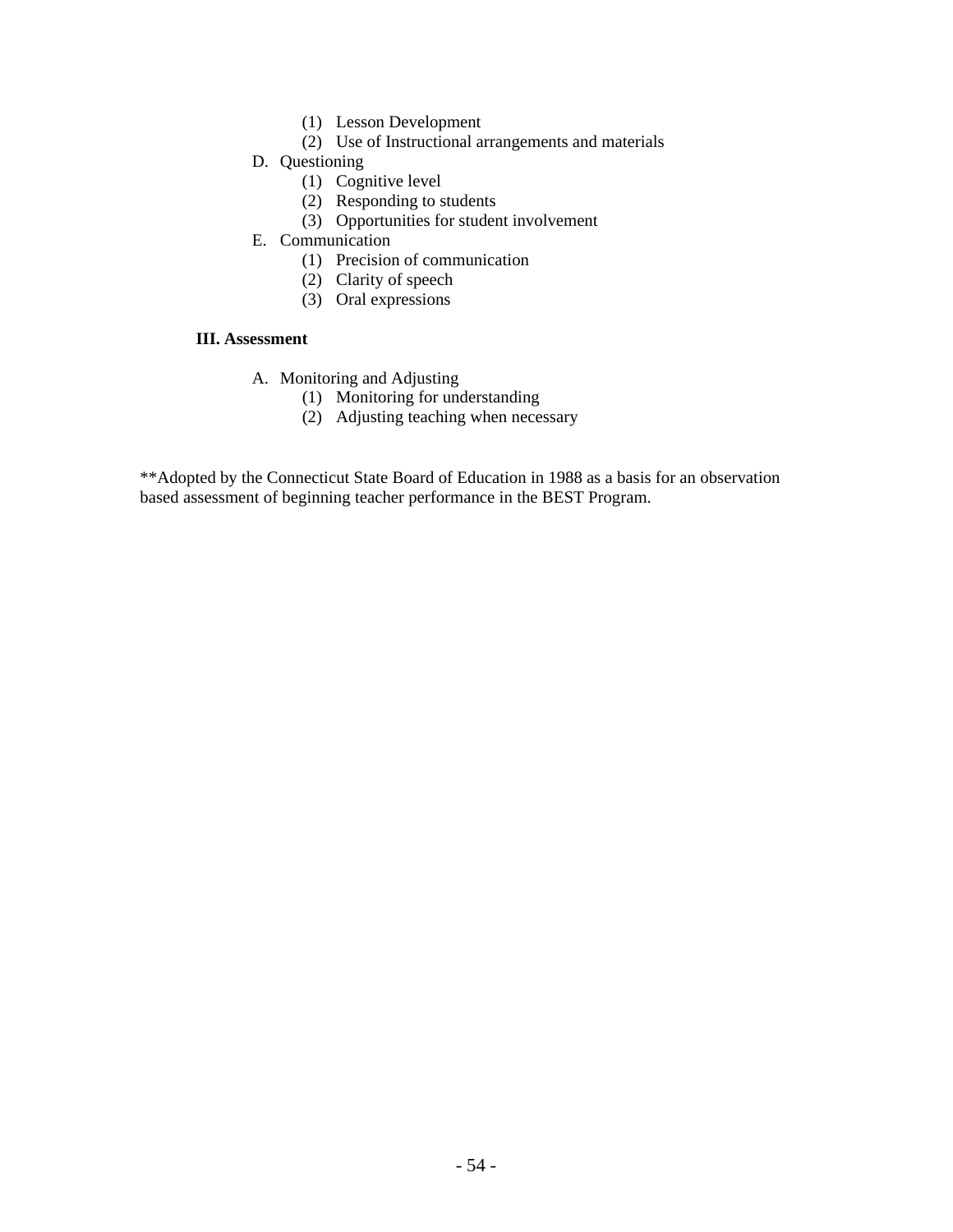- (1) Lesson Development
  - (2) Use of Instructional arrangements and materials

- D. Questioning
  - (1) Cognitive level
  - (2) Responding to students
  - (3) Opportunities for student involvement
- E. Communication
  - (1) Precision of communication
  - (2) Clarity of speech
  - (3) Oral expressions

**III. Assessment**

- A. Monitoring and Adjusting
  - (1) Monitoring for understanding
  - (2) Adjusting teaching when necessary

**Adopted by the Connecticut State Board of Education in 1988 as a basis for an observation based assessment of beginning teacher performance in the BEST Program.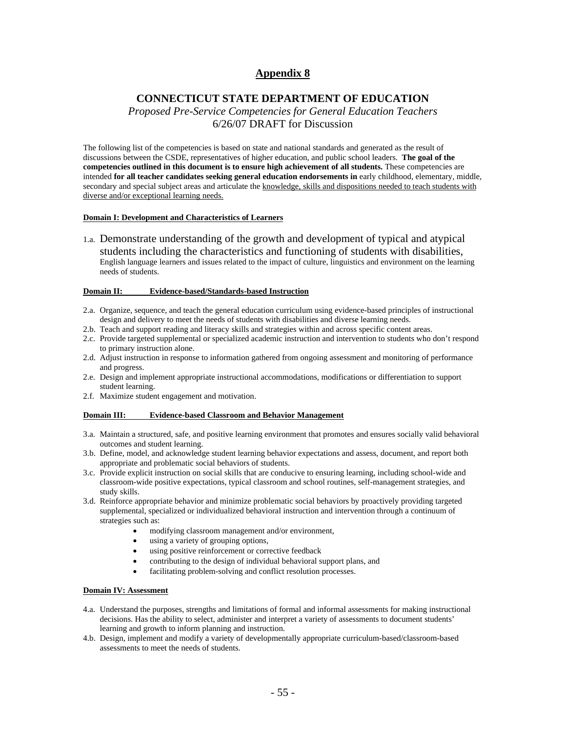## Appendix 8

### CONNECTICUT STATE DEPARTMENT OF EDUCATION

*Proposed Pre-Service Competencies for General Education Teachers*

6/26/07 DRAFT for Discussion

The following list of the competencies is based on state and national standards and generated as the result of discussions between the CSDE, representatives of higher education, and public school leaders. **The goal of the competencies outlined in this document is to ensure high achievement of all students.** These competencies are intended **for all teacher candidates seeking general education endorsements in** early childhood, elementary, middle, secondary and special subject areas and articulate the knowledge, skills and dispositions needed to teach students with diverse and/or exceptional learning needs.

**Domain I: Development and Characteristics of Learners**

1.a. Demonstrate understanding of the growth and development of typical and atypical students including the characteristics and functioning of students with disabilities, English language learners and issues related to the impact of culture, linguistics and environment on the learning needs of students.

**Domain II: Evidence-based/Standards-based Instruction**

2.a. Organize, sequence, and teach the general education curriculum using evidence-based principles of instructional design and delivery to meet the needs of students with disabilities and diverse learning needs.
2.b. Teach and support reading and literacy skills and strategies within and across specific content areas.
2.c. Provide targeted supplemental or specialized academic instruction and intervention to students who don't respond to primary instruction alone.
2.d. Adjust instruction in response to information gathered from ongoing assessment and monitoring of performance and progress.
2.e. Design and implement appropriate instructional accommodations, modifications or differentiation to support student learning.
2.f. Maximize student engagement and motivation.

**Domain III: Evidence-based Classroom and Behavior Management**

3.a. Maintain a structured, safe, and positive learning environment that promotes and ensures socially valid behavioral outcomes and student learning.
3.b. Define, model, and acknowledge student learning behavior expectations and assess, document, and report both appropriate and problematic social behaviors of students.
3.c. Provide explicit instruction on social skills that are conducive to ensuring learning, including school-wide and classroom-wide positive expectations, typical classroom and school routines, self-management strategies, and study skills.
3.d. Reinforce appropriate behavior and minimize problematic social behaviors by proactively providing targeted supplemental, specialized or individualized behavioral instruction and intervention through a continuum of strategies such as:
- modifying classroom management and/or environment,
- using a variety of grouping options,
- using positive reinforcement or corrective feedback
- contributing to the design of individual behavioral support plans, and
- facilitating problem-solving and conflict resolution processes.

**Domain IV: Assessment**

4.a. Understand the purposes, strengths and limitations of formal and informal assessments for making instructional decisions. Has the ability to select, administer and interpret a variety of assessments to document students' learning and growth to inform planning and instruction.
4.b. Design, implement and modify a variety of developmentally appropriate curriculum-based/classroom-based assessments to meet the needs of students.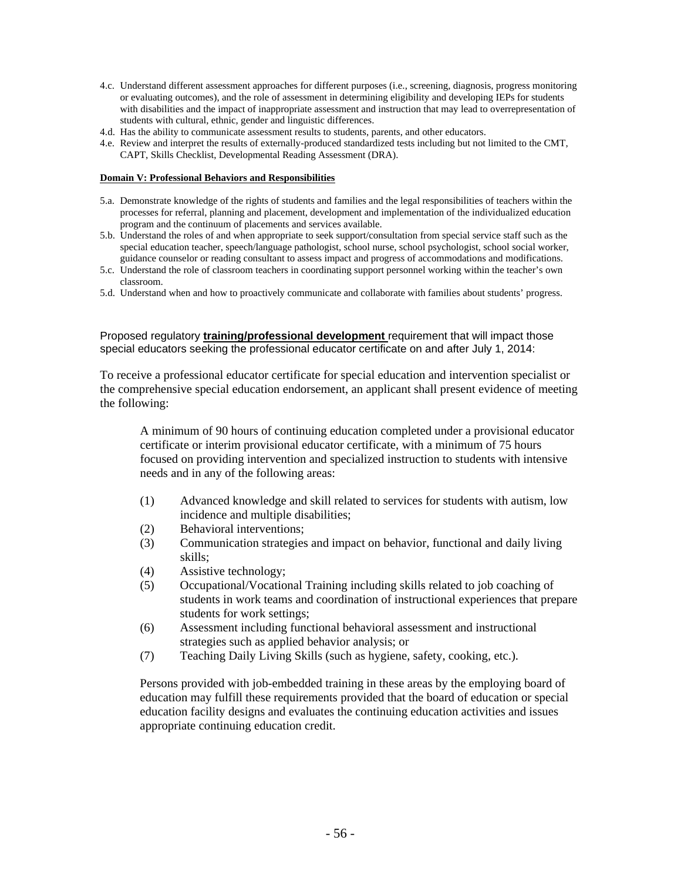4.c. Understand different assessment approaches for different purposes (i.e., screening, diagnosis, progress monitoring or evaluating outcomes), and the role of assessment in determining eligibility and developing IEPs for students with disabilities and the impact of inappropriate assessment and instruction that may lead to overrepresentation of students with cultural, ethnic, gender and linguistic differences.

4.d. Has the ability to communicate assessment results to students, parents, and other educators.

4.e. Review and interpret the results of externally-produced standardized tests including but not limited to the CMT, CAPT, Skills Checklist, Developmental Reading Assessment (DRA).

**Domain V: Professional Behaviors and Responsibilities**

5.a. Demonstrate knowledge of the rights of students and families and the legal responsibilities of teachers within the processes for referral, planning and placement, development and implementation of the individualized education program and the continuum of placements and services available.

5.b. Understand the roles of and when appropriate to seek support/consultation from special service staff such as the special education teacher, speech/language pathologist, school nurse, school psychologist, school social worker, guidance counselor or reading consultant to assess impact and progress of accommodations and modifications.

5.c. Understand the role of classroom teachers in coordinating support personnel working within the teacher's own classroom.

5.d. Understand when and how to proactively communicate and collaborate with families about students' progress.

Proposed regulatory **training/professional development** requirement that will impact those special educators seeking the professional educator certificate on and after July 1, 2014:

To receive a professional educator certificate for special education and intervention specialist or the comprehensive special education endorsement, an applicant shall present evidence of meeting the following:

> A minimum of 90 hours of continuing education completed under a provisional educator certificate or interim provisional educator certificate, with a minimum of 75 hours focused on providing intervention and specialized instruction to students with intensive needs and in any of the following areas:
>
> (1) Advanced knowledge and skill related to services for students with autism, low incidence and multiple disabilities;
> (2) Behavioral interventions;
> (3) Communication strategies and impact on behavior, functional and daily living skills;
> (4) Assistive technology;
> (5) Occupational/Vocational Training including skills related to job coaching of students in work teams and coordination of instructional experiences that prepare students for work settings;
> (6) Assessment including functional behavioral assessment and instructional strategies such as applied behavior analysis; or
> (7) Teaching Daily Living Skills (such as hygiene, safety, cooking, etc.).
>
> Persons provided with job-embedded training in these areas by the employing board of education may fulfill these requirements provided that the board of education or special education facility designs and evaluates the continuing education activities and issues appropriate continuing education credit.